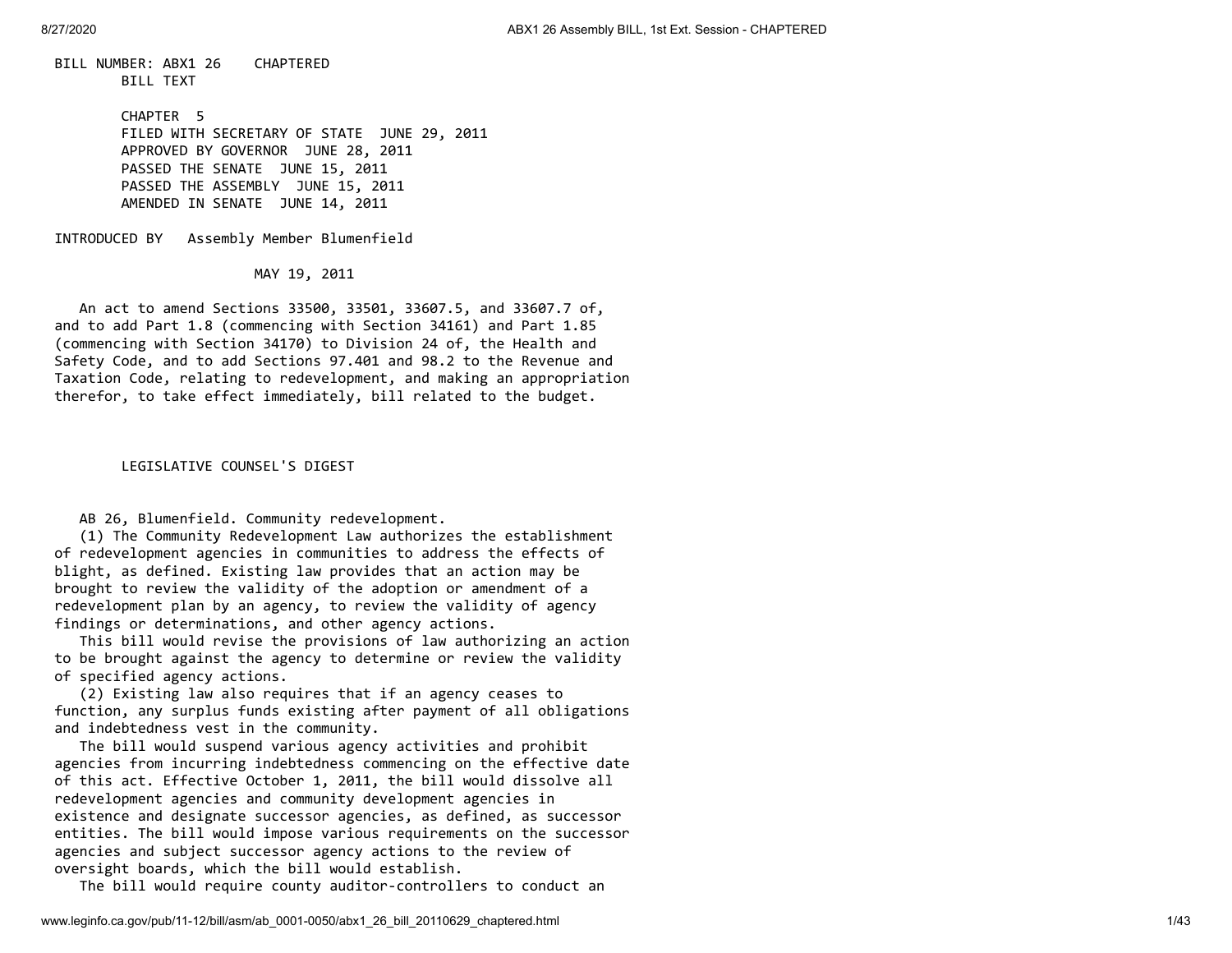BILL NUMBER: ABX1 26 CHAPTERED
BILL TEXT

CHAPTER 5
FILED WITH SECRETARY OF STATE JUNE 29, 2011
APPROVED BY GOVERNOR JUNE 28, 2011
PASSED THE SENATE JUNE 15, 2011
PASSED THE ASSEMBLY JUNE 15, 2011
AMENDED IN SENATE JUNE 14, 2011

INTRODUCED BY Assembly Member Blumenfield

MAY 19, 2011

An act to amend Sections 33500, 33501, 33607.5, and 33607.7 of, and to add Part 1.8 (commencing with Section 34161) and Part 1.85 (commencing with Section 34170) to Division 24 of, the Health and Safety Code, and to add Sections 97.401 and 98.2 to the Revenue and Taxation Code, relating to redevelopment, and making an appropriation therefor, to take effect immediately, bill related to the budget.

LEGISLATIVE COUNSEL'S DIGEST

AB 26, Blumenfield. Community redevelopment.

(1) The Community Redevelopment Law authorizes the establishment of redevelopment agencies in communities to address the effects of blight, as defined. Existing law provides that an action may be brought to review the validity of the adoption or amendment of a redevelopment plan by an agency, to review the validity of agency findings or determinations, and other agency actions.

This bill would revise the provisions of law authorizing an action to be brought against the agency to determine or review the validity of specified agency actions.

(2) Existing law also requires that if an agency ceases to function, any surplus funds existing after payment of all obligations and indebtedness vest in the community.

The bill would suspend various agency activities and prohibit agencies from incurring indebtedness commencing on the effective date of this act. Effective October 1, 2011, the bill would dissolve all redevelopment agencies and community development agencies in existence and designate successor agencies, as defined, as successor entities. The bill would impose various requirements on the successor agencies and subject successor agency actions to the review of oversight boards, which the bill would establish.

The bill would require county auditor-controllers to conduct an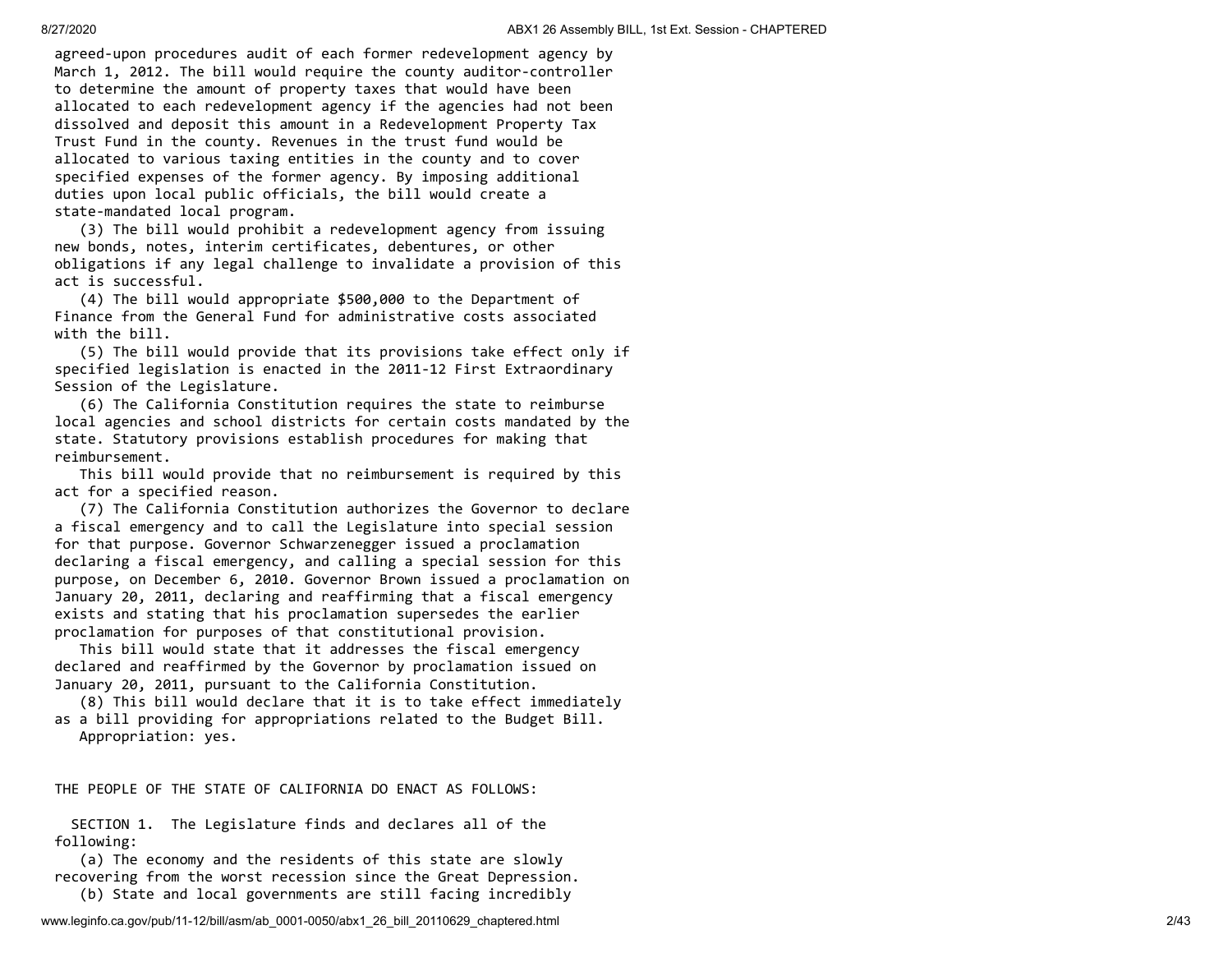agreed-upon procedures audit of each former redevelopment agency by March 1, 2012. The bill would require the county auditor-controller to determine the amount of property taxes that would have been allocated to each redevelopment agency if the agencies had not been dissolved and deposit this amount in a Redevelopment Property Tax Trust Fund in the county. Revenues in the trust fund would be allocated to various taxing entities in the county and to cover specified expenses of the former agency. By imposing additional duties upon local public officials, the bill would create a state-mandated local program.

(3) The bill would prohibit a redevelopment agency from issuing new bonds, notes, interim certificates, debentures, or other obligations if any legal challenge to invalidate a provision of this act is successful.

(4) The bill would appropriate $500,000 to the Department of Finance from the General Fund for administrative costs associated with the bill.

(5) The bill would provide that its provisions take effect only if specified legislation is enacted in the 2011-12 First Extraordinary Session of the Legislature.

(6) The California Constitution requires the state to reimburse local agencies and school districts for certain costs mandated by the state. Statutory provisions establish procedures for making that reimbursement.

This bill would provide that no reimbursement is required by this act for a specified reason.

(7) The California Constitution authorizes the Governor to declare a fiscal emergency and to call the Legislature into special session for that purpose. Governor Schwarzenegger issued a proclamation declaring a fiscal emergency, and calling a special session for this purpose, on December 6, 2010. Governor Brown issued a proclamation on January 20, 2011, declaring and reaffirming that a fiscal emergency exists and stating that his proclamation supersedes the earlier proclamation for purposes of that constitutional provision.

This bill would state that it addresses the fiscal emergency declared and reaffirmed by the Governor by proclamation issued on January 20, 2011, pursuant to the California Constitution.

(8) This bill would declare that it is to take effect immediately as a bill providing for appropriations related to the Budget Bill.

Appropriation: yes.

THE PEOPLE OF THE STATE OF CALIFORNIA DO ENACT AS FOLLOWS:

SECTION 1. The Legislature finds and declares all of the following:

(a) The economy and the residents of this state are slowly recovering from the worst recession since the Great Depression.

(b) State and local governments are still facing incredibly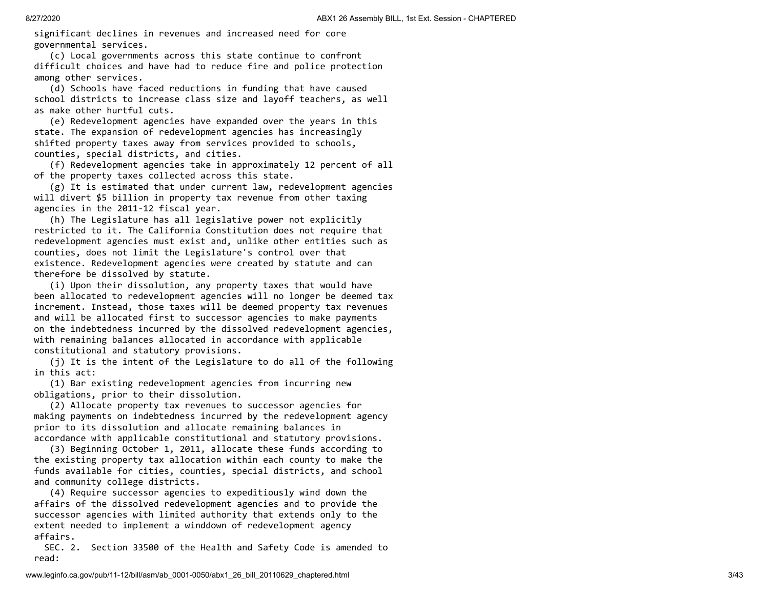significant declines in revenues and increased need for core governmental services.

(c) Local governments across this state continue to confront difficult choices and have had to reduce fire and police protection among other services.

(d) Schools have faced reductions in funding that have caused school districts to increase class size and layoff teachers, as well as make other hurtful cuts.

(e) Redevelopment agencies have expanded over the years in this state. The expansion of redevelopment agencies has increasingly shifted property taxes away from services provided to schools, counties, special districts, and cities.

(f) Redevelopment agencies take in approximately 12 percent of all of the property taxes collected across this state.

(g) It is estimated that under current law, redevelopment agencies will divert $5 billion in property tax revenue from other taxing agencies in the 2011-12 fiscal year.

(h) The Legislature has all legislative power not explicitly restricted to it. The California Constitution does not require that redevelopment agencies must exist and, unlike other entities such as counties, does not limit the Legislature's control over that existence. Redevelopment agencies were created by statute and can therefore be dissolved by statute.

(i) Upon their dissolution, any property taxes that would have been allocated to redevelopment agencies will no longer be deemed tax increment. Instead, those taxes will be deemed property tax revenues and will be allocated first to successor agencies to make payments on the indebtedness incurred by the dissolved redevelopment agencies, with remaining balances allocated in accordance with applicable constitutional and statutory provisions.

(j) It is the intent of the Legislature to do all of the following in this act:

(1) Bar existing redevelopment agencies from incurring new obligations, prior to their dissolution.

(2) Allocate property tax revenues to successor agencies for making payments on indebtedness incurred by the redevelopment agency prior to its dissolution and allocate remaining balances in accordance with applicable constitutional and statutory provisions.

(3) Beginning October 1, 2011, allocate these funds according to the existing property tax allocation within each county to make the funds available for cities, counties, special districts, and school and community college districts.

(4) Require successor agencies to expeditiously wind down the affairs of the dissolved redevelopment agencies and to provide the successor agencies with limited authority that extends only to the extent needed to implement a winddown of redevelopment agency affairs.

SEC. 2. Section 33500 of the Health and Safety Code is amended to read: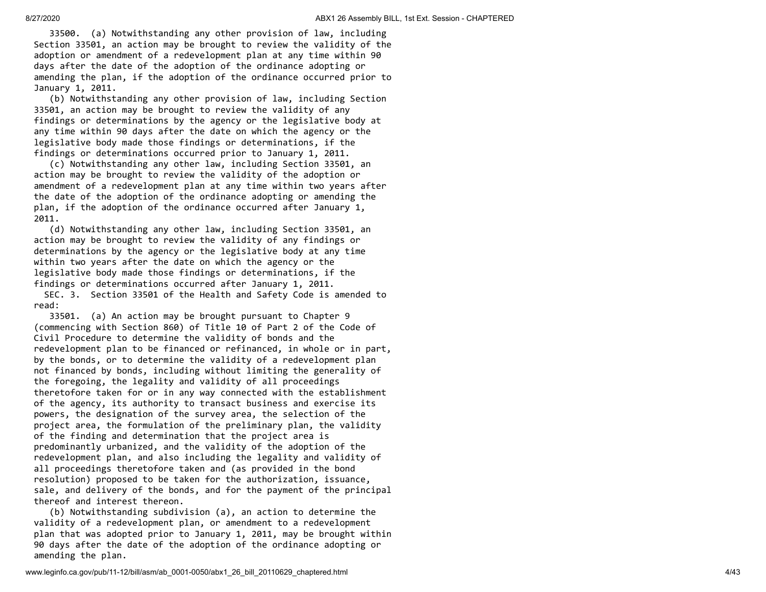33500. (a) Notwithstanding any other provision of law, including Section 33501, an action may be brought to review the validity of the adoption or amendment of a redevelopment plan at any time within 90 days after the date of the adoption of the ordinance adopting or amending the plan, if the adoption of the ordinance occurred prior to January 1, 2011.

(b) Notwithstanding any other provision of law, including Section 33501, an action may be brought to review the validity of any findings or determinations by the agency or the legislative body at any time within 90 days after the date on which the agency or the legislative body made those findings or determinations, if the findings or determinations occurred prior to January 1, 2011.

(c) Notwithstanding any other law, including Section 33501, an action may be brought to review the validity of the adoption or amendment of a redevelopment plan at any time within two years after the date of the adoption of the ordinance adopting or amending the plan, if the adoption of the ordinance occurred after January 1, 2011.

(d) Notwithstanding any other law, including Section 33501, an action may be brought to review the validity of any findings or determinations by the agency or the legislative body at any time within two years after the date on which the agency or the legislative body made those findings or determinations, if the findings or determinations occurred after January 1, 2011.

SEC. 3. Section 33501 of the Health and Safety Code is amended to read:

33501. (a) An action may be brought pursuant to Chapter 9 (commencing with Section 860) of Title 10 of Part 2 of the Code of Civil Procedure to determine the validity of bonds and the redevelopment plan to be financed or refinanced, in whole or in part, by the bonds, or to determine the validity of a redevelopment plan not financed by bonds, including without limiting the generality of the foregoing, the legality and validity of all proceedings theretofore taken for or in any way connected with the establishment of the agency, its authority to transact business and exercise its powers, the designation of the survey area, the selection of the project area, the formulation of the preliminary plan, the validity of the finding and determination that the project area is predominantly urbanized, and the validity of the adoption of the redevelopment plan, and also including the legality and validity of all proceedings theretofore taken and (as provided in the bond resolution) proposed to be taken for the authorization, issuance, sale, and delivery of the bonds, and for the payment of the principal thereof and interest thereon.

(b) Notwithstanding subdivision (a), an action to determine the validity of a redevelopment plan, or amendment to a redevelopment plan that was adopted prior to January 1, 2011, may be brought within 90 days after the date of the adoption of the ordinance adopting or amending the plan.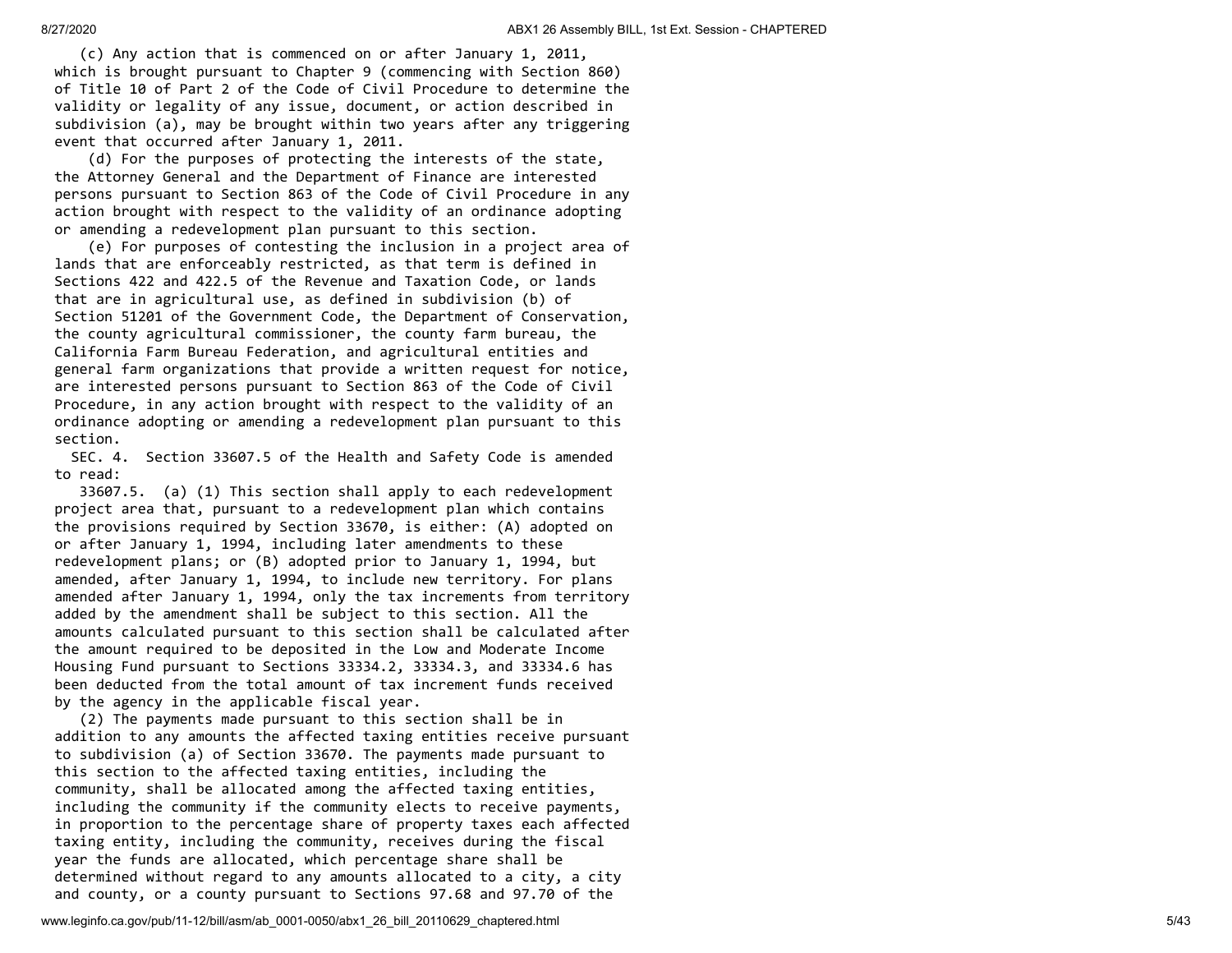(c) Any action that is commenced on or after January 1, 2011, which is brought pursuant to Chapter 9 (commencing with Section 860) of Title 10 of Part 2 of the Code of Civil Procedure to determine the validity or legality of any issue, document, or action described in subdivision (a), may be brought within two years after any triggering event that occurred after January 1, 2011.

(d) For the purposes of protecting the interests of the state, the Attorney General and the Department of Finance are interested persons pursuant to Section 863 of the Code of Civil Procedure in any action brought with respect to the validity of an ordinance adopting or amending a redevelopment plan pursuant to this section.

(e) For purposes of contesting the inclusion in a project area of lands that are enforceably restricted, as that term is defined in Sections 422 and 422.5 of the Revenue and Taxation Code, or lands that are in agricultural use, as defined in subdivision (b) of Section 51201 of the Government Code, the Department of Conservation, the county agricultural commissioner, the county farm bureau, the California Farm Bureau Federation, and agricultural entities and general farm organizations that provide a written request for notice, are interested persons pursuant to Section 863 of the Code of Civil Procedure, in any action brought with respect to the validity of an ordinance adopting or amending a redevelopment plan pursuant to this section.

SEC. 4. Section 33607.5 of the Health and Safety Code is amended to read:

33607.5. (a) (1) This section shall apply to each redevelopment project area that, pursuant to a redevelopment plan which contains the provisions required by Section 33670, is either: (A) adopted on or after January 1, 1994, including later amendments to these redevelopment plans; or (B) adopted prior to January 1, 1994, but amended, after January 1, 1994, to include new territory. For plans amended after January 1, 1994, only the tax increments from territory added by the amendment shall be subject to this section. All the amounts calculated pursuant to this section shall be calculated after the amount required to be deposited in the Low and Moderate Income Housing Fund pursuant to Sections 33334.2, 33334.3, and 33334.6 has been deducted from the total amount of tax increment funds received by the agency in the applicable fiscal year.

(2) The payments made pursuant to this section shall be in addition to any amounts the affected taxing entities receive pursuant to subdivision (a) of Section 33670. The payments made pursuant to this section to the affected taxing entities, including the community, shall be allocated among the affected taxing entities, including the community if the community elects to receive payments, in proportion to the percentage share of property taxes each affected taxing entity, including the community, receives during the fiscal year the funds are allocated, which percentage share shall be determined without regard to any amounts allocated to a city, a city and county, or a county pursuant to Sections 97.68 and 97.70 of the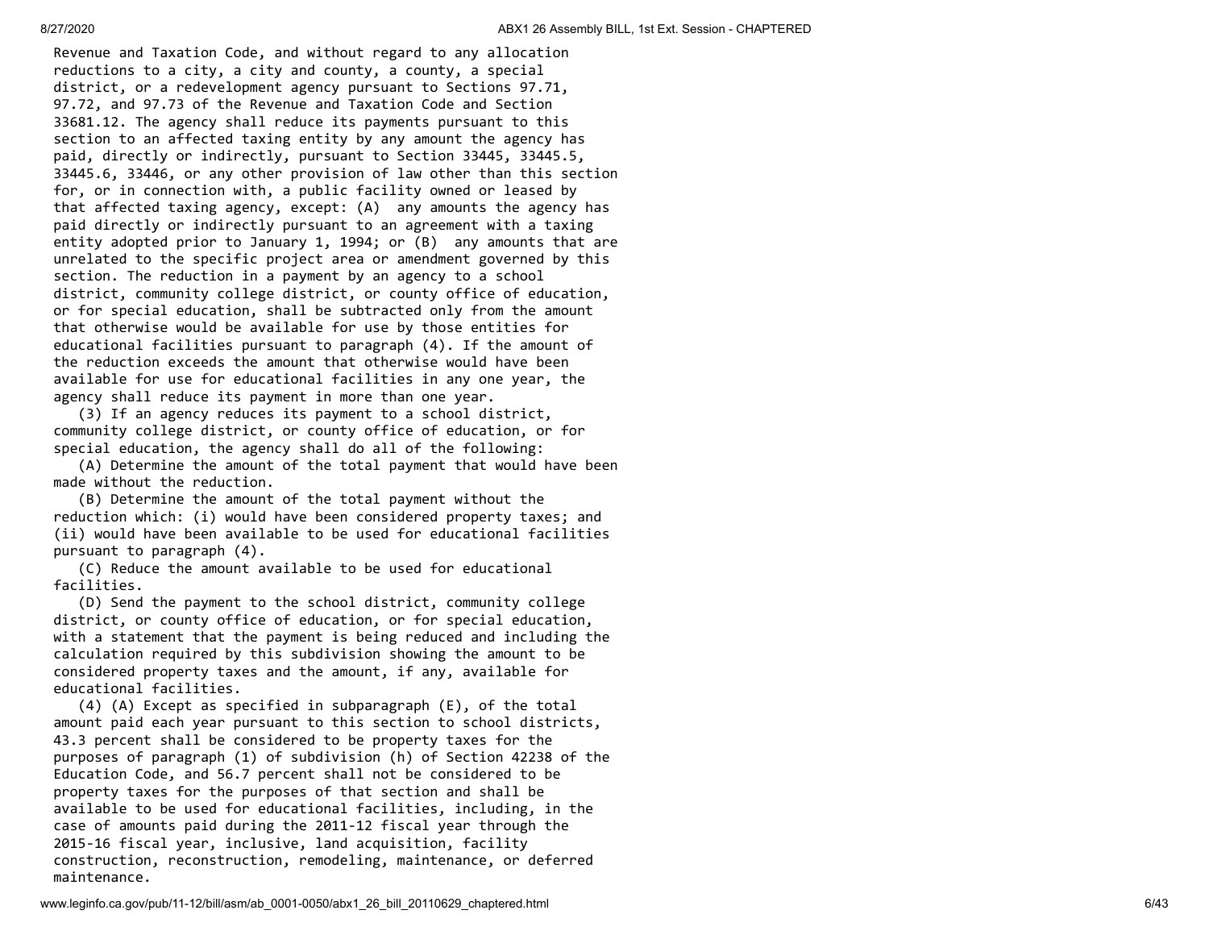Revenue and Taxation Code, and without regard to any allocation reductions to a city, a city and county, a county, a special district, or a redevelopment agency pursuant to Sections 97.71, 97.72, and 97.73 of the Revenue and Taxation Code and Section 33681.12. The agency shall reduce its payments pursuant to this section to an affected taxing entity by any amount the agency has paid, directly or indirectly, pursuant to Section 33445, 33445.5, 33445.6, 33446, or any other provision of law other than this section for, or in connection with, a public facility owned or leased by that affected taxing agency, except: (A) any amounts the agency has paid directly or indirectly pursuant to an agreement with a taxing entity adopted prior to January 1, 1994; or (B) any amounts that are unrelated to the specific project area or amendment governed by this section. The reduction in a payment by an agency to a school district, community college district, or county office of education, or for special education, shall be subtracted only from the amount that otherwise would be available for use by those entities for educational facilities pursuant to paragraph (4). If the amount of the reduction exceeds the amount that otherwise would have been available for use for educational facilities in any one year, the agency shall reduce its payment in more than one year.

(3) If an agency reduces its payment to a school district, community college district, or county office of education, or for special education, the agency shall do all of the following:

(A) Determine the amount of the total payment that would have been made without the reduction.

(B) Determine the amount of the total payment without the reduction which: (i) would have been considered property taxes; and (ii) would have been available to be used for educational facilities pursuant to paragraph (4).

(C) Reduce the amount available to be used for educational facilities.

(D) Send the payment to the school district, community college district, or county office of education, or for special education, with a statement that the payment is being reduced and including the calculation required by this subdivision showing the amount to be considered property taxes and the amount, if any, available for educational facilities.

(4) (A) Except as specified in subparagraph (E), of the total amount paid each year pursuant to this section to school districts, 43.3 percent shall be considered to be property taxes for the purposes of paragraph (1) of subdivision (h) of Section 42238 of the Education Code, and 56.7 percent shall not be considered to be property taxes for the purposes of that section and shall be available to be used for educational facilities, including, in the case of amounts paid during the 2011-12 fiscal year through the 2015-16 fiscal year, inclusive, land acquisition, facility construction, reconstruction, remodeling, maintenance, or deferred maintenance.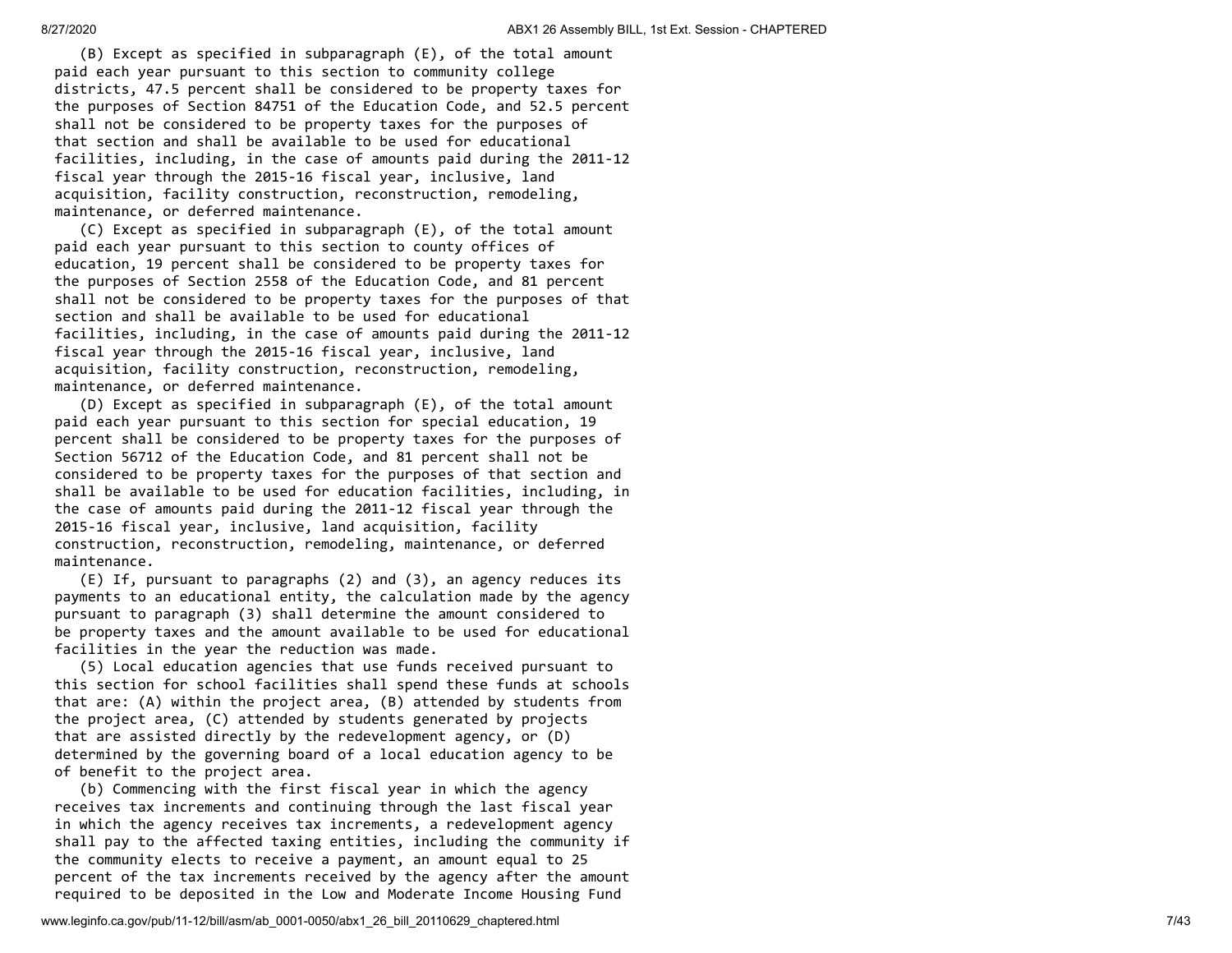(B) Except as specified in subparagraph (E), of the total amount paid each year pursuant to this section to community college districts, 47.5 percent shall be considered to be property taxes for the purposes of Section 84751 of the Education Code, and 52.5 percent shall not be considered to be property taxes for the purposes of that section and shall be available to be used for educational facilities, including, in the case of amounts paid during the 2011-12 fiscal year through the 2015-16 fiscal year, inclusive, land acquisition, facility construction, reconstruction, remodeling, maintenance, or deferred maintenance.

(C) Except as specified in subparagraph (E), of the total amount paid each year pursuant to this section to county offices of education, 19 percent shall be considered to be property taxes for the purposes of Section 2558 of the Education Code, and 81 percent shall not be considered to be property taxes for the purposes of that section and shall be available to be used for educational facilities, including, in the case of amounts paid during the 2011-12 fiscal year through the 2015-16 fiscal year, inclusive, land acquisition, facility construction, reconstruction, remodeling, maintenance, or deferred maintenance.

(D) Except as specified in subparagraph (E), of the total amount paid each year pursuant to this section for special education, 19 percent shall be considered to be property taxes for the purposes of Section 56712 of the Education Code, and 81 percent shall not be considered to be property taxes for the purposes of that section and shall be available to be used for education facilities, including, in the case of amounts paid during the 2011-12 fiscal year through the 2015-16 fiscal year, inclusive, land acquisition, facility construction, reconstruction, remodeling, maintenance, or deferred maintenance.

(E) If, pursuant to paragraphs (2) and (3), an agency reduces its payments to an educational entity, the calculation made by the agency pursuant to paragraph (3) shall determine the amount considered to be property taxes and the amount available to be used for educational facilities in the year the reduction was made.

(5) Local education agencies that use funds received pursuant to this section for school facilities shall spend these funds at schools that are: (A) within the project area, (B) attended by students from the project area, (C) attended by students generated by projects that are assisted directly by the redevelopment agency, or (D) determined by the governing board of a local education agency to be of benefit to the project area.

(b) Commencing with the first fiscal year in which the agency receives tax increments and continuing through the last fiscal year in which the agency receives tax increments, a redevelopment agency shall pay to the affected taxing entities, including the community if the community elects to receive a payment, an amount equal to 25 percent of the tax increments received by the agency after the amount required to be deposited in the Low and Moderate Income Housing Fund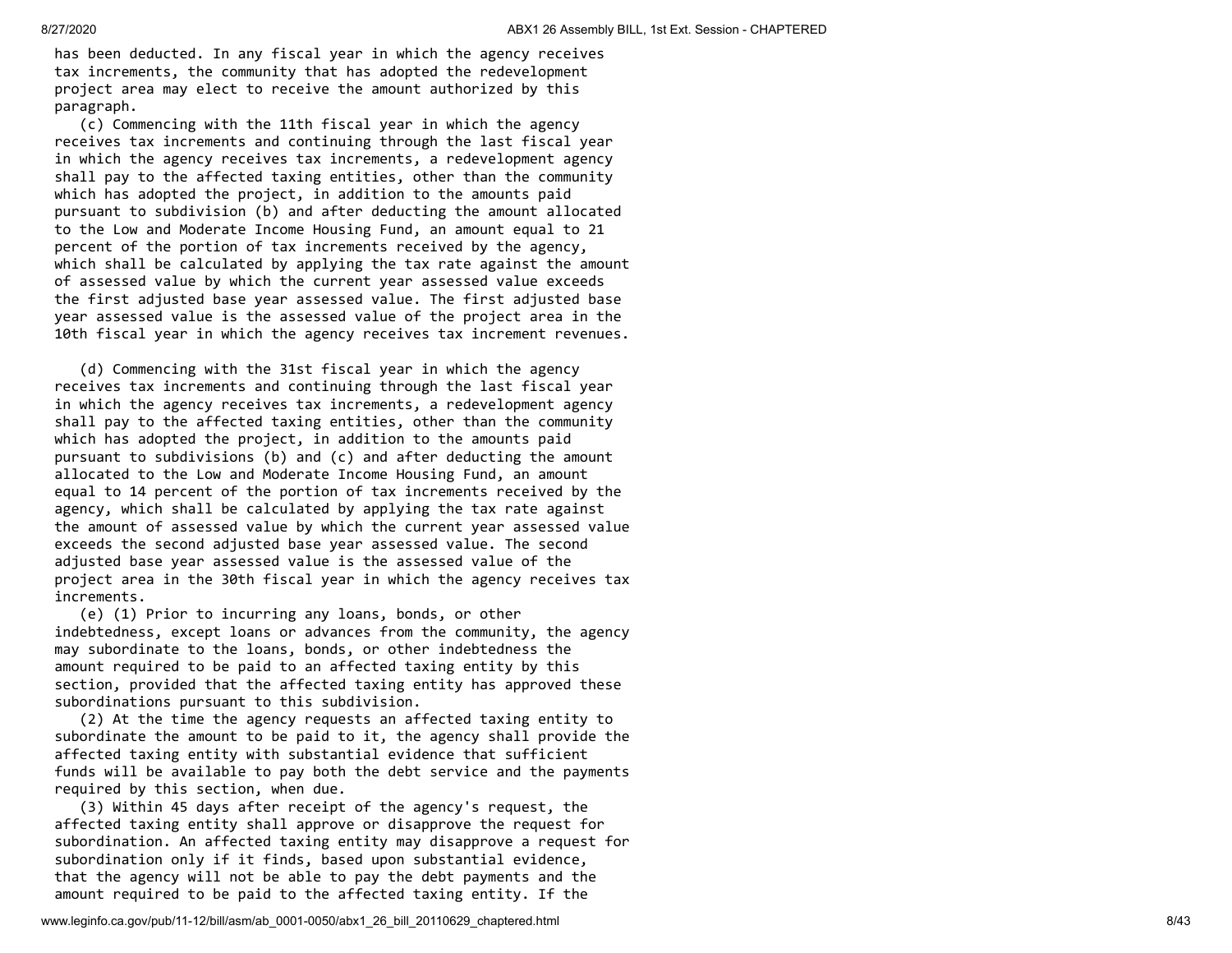has been deducted. In any fiscal year in which the agency receives tax increments, the community that has adopted the redevelopment project area may elect to receive the amount authorized by this paragraph.

(c) Commencing with the 11th fiscal year in which the agency receives tax increments and continuing through the last fiscal year in which the agency receives tax increments, a redevelopment agency shall pay to the affected taxing entities, other than the community which has adopted the project, in addition to the amounts paid pursuant to subdivision (b) and after deducting the amount allocated to the Low and Moderate Income Housing Fund, an amount equal to 21 percent of the portion of tax increments received by the agency, which shall be calculated by applying the tax rate against the amount of assessed value by which the current year assessed value exceeds the first adjusted base year assessed value. The first adjusted base year assessed value is the assessed value of the project area in the 10th fiscal year in which the agency receives tax increment revenues.

(d) Commencing with the 31st fiscal year in which the agency receives tax increments and continuing through the last fiscal year in which the agency receives tax increments, a redevelopment agency shall pay to the affected taxing entities, other than the community which has adopted the project, in addition to the amounts paid pursuant to subdivisions (b) and (c) and after deducting the amount allocated to the Low and Moderate Income Housing Fund, an amount equal to 14 percent of the portion of tax increments received by the agency, which shall be calculated by applying the tax rate against the amount of assessed value by which the current year assessed value exceeds the second adjusted base year assessed value. The second adjusted base year assessed value is the assessed value of the project area in the 30th fiscal year in which the agency receives tax increments.

(e) (1) Prior to incurring any loans, bonds, or other indebtedness, except loans or advances from the community, the agency may subordinate to the loans, bonds, or other indebtedness the amount required to be paid to an affected taxing entity by this section, provided that the affected taxing entity has approved these subordinations pursuant to this subdivision.

(2) At the time the agency requests an affected taxing entity to subordinate the amount to be paid to it, the agency shall provide the affected taxing entity with substantial evidence that sufficient funds will be available to pay both the debt service and the payments required by this section, when due.

(3) Within 45 days after receipt of the agency's request, the affected taxing entity shall approve or disapprove the request for subordination. An affected taxing entity may disapprove a request for subordination only if it finds, based upon substantial evidence, that the agency will not be able to pay the debt payments and the amount required to be paid to the affected taxing entity. If the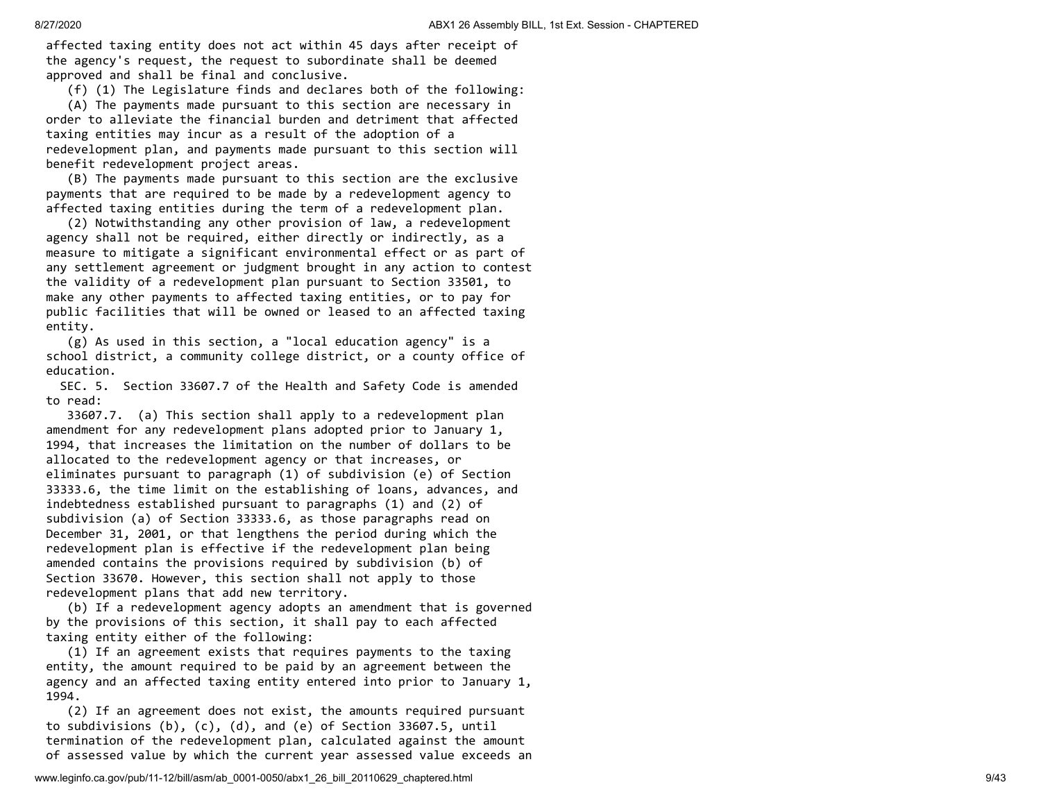affected taxing entity does not act within 45 days after receipt of the agency's request, the request to subordinate shall be deemed approved and shall be final and conclusive.

(f) (1) The Legislature finds and declares both of the following:

(A) The payments made pursuant to this section are necessary in order to alleviate the financial burden and detriment that affected taxing entities may incur as a result of the adoption of a redevelopment plan, and payments made pursuant to this section will benefit redevelopment project areas.

(B) The payments made pursuant to this section are the exclusive payments that are required to be made by a redevelopment agency to affected taxing entities during the term of a redevelopment plan.

(2) Notwithstanding any other provision of law, a redevelopment agency shall not be required, either directly or indirectly, as a measure to mitigate a significant environmental effect or as part of any settlement agreement or judgment brought in any action to contest the validity of a redevelopment plan pursuant to Section 33501, to make any other payments to affected taxing entities, or to pay for public facilities that will be owned or leased to an affected taxing entity.

(g) As used in this section, a "local education agency" is a school district, a community college district, or a county office of education.

SEC. 5. Section 33607.7 of the Health and Safety Code is amended to read:

33607.7. (a) This section shall apply to a redevelopment plan amendment for any redevelopment plans adopted prior to January 1, 1994, that increases the limitation on the number of dollars to be allocated to the redevelopment agency or that increases, or eliminates pursuant to paragraph (1) of subdivision (e) of Section 33333.6, the time limit on the establishing of loans, advances, and indebtedness established pursuant to paragraphs (1) and (2) of subdivision (a) of Section 33333.6, as those paragraphs read on December 31, 2001, or that lengthens the period during which the redevelopment plan is effective if the redevelopment plan being amended contains the provisions required by subdivision (b) of Section 33670. However, this section shall not apply to those redevelopment plans that add new territory.

(b) If a redevelopment agency adopts an amendment that is governed by the provisions of this section, it shall pay to each affected taxing entity either of the following:

(1) If an agreement exists that requires payments to the taxing entity, the amount required to be paid by an agreement between the agency and an affected taxing entity entered into prior to January 1, 1994.

(2) If an agreement does not exist, the amounts required pursuant to subdivisions (b), (c), (d), and (e) of Section 33607.5, until termination of the redevelopment plan, calculated against the amount of assessed value by which the current year assessed value exceeds an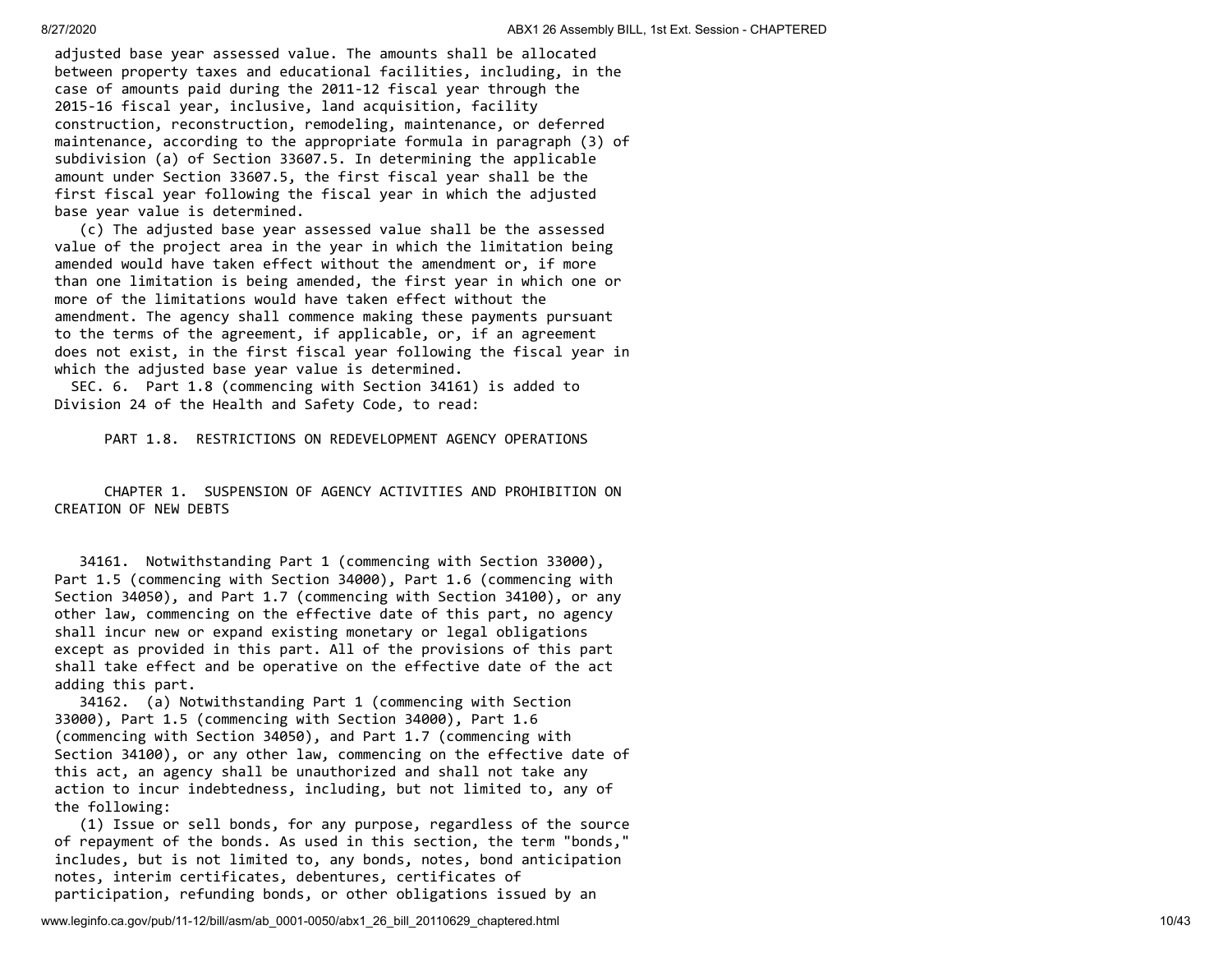adjusted base year assessed value. The amounts shall be allocated between property taxes and educational facilities, including, in the case of amounts paid during the 2011-12 fiscal year through the 2015-16 fiscal year, inclusive, land acquisition, facility construction, reconstruction, remodeling, maintenance, or deferred maintenance, according to the appropriate formula in paragraph (3) of subdivision (a) of Section 33607.5. In determining the applicable amount under Section 33607.5, the first fiscal year shall be the first fiscal year following the fiscal year in which the adjusted base year value is determined.

(c) The adjusted base year assessed value shall be the assessed value of the project area in the year in which the limitation being amended would have taken effect without the amendment or, if more than one limitation is being amended, the first year in which one or more of the limitations would have taken effect without the amendment. The agency shall commence making these payments pursuant to the terms of the agreement, if applicable, or, if an agreement does not exist, in the first fiscal year following the fiscal year in which the adjusted base year value is determined.

SEC. 6. Part 1.8 (commencing with Section 34161) is added to Division 24 of the Health and Safety Code, to read:

## PART 1.8. RESTRICTIONS ON REDEVELOPMENT AGENCY OPERATIONS

### CHAPTER 1. SUSPENSION OF AGENCY ACTIVITIES AND PROHIBITION ON CREATION OF NEW DEBTS

34161. Notwithstanding Part 1 (commencing with Section 33000), Part 1.5 (commencing with Section 34000), Part 1.6 (commencing with Section 34050), and Part 1.7 (commencing with Section 34100), or any other law, commencing on the effective date of this part, no agency shall incur new or expand existing monetary or legal obligations except as provided in this part. All of the provisions of this part shall take effect and be operative on the effective date of the act adding this part.

34162. (a) Notwithstanding Part 1 (commencing with Section 33000), Part 1.5 (commencing with Section 34000), Part 1.6 (commencing with Section 34050), and Part 1.7 (commencing with Section 34100), or any other law, commencing on the effective date of this act, an agency shall be unauthorized and shall not take any action to incur indebtedness, including, but not limited to, any of the following:

(1) Issue or sell bonds, for any purpose, regardless of the source of repayment of the bonds. As used in this section, the term "bonds," includes, but is not limited to, any bonds, notes, bond anticipation notes, interim certificates, debentures, certificates of participation, refunding bonds, or other obligations issued by an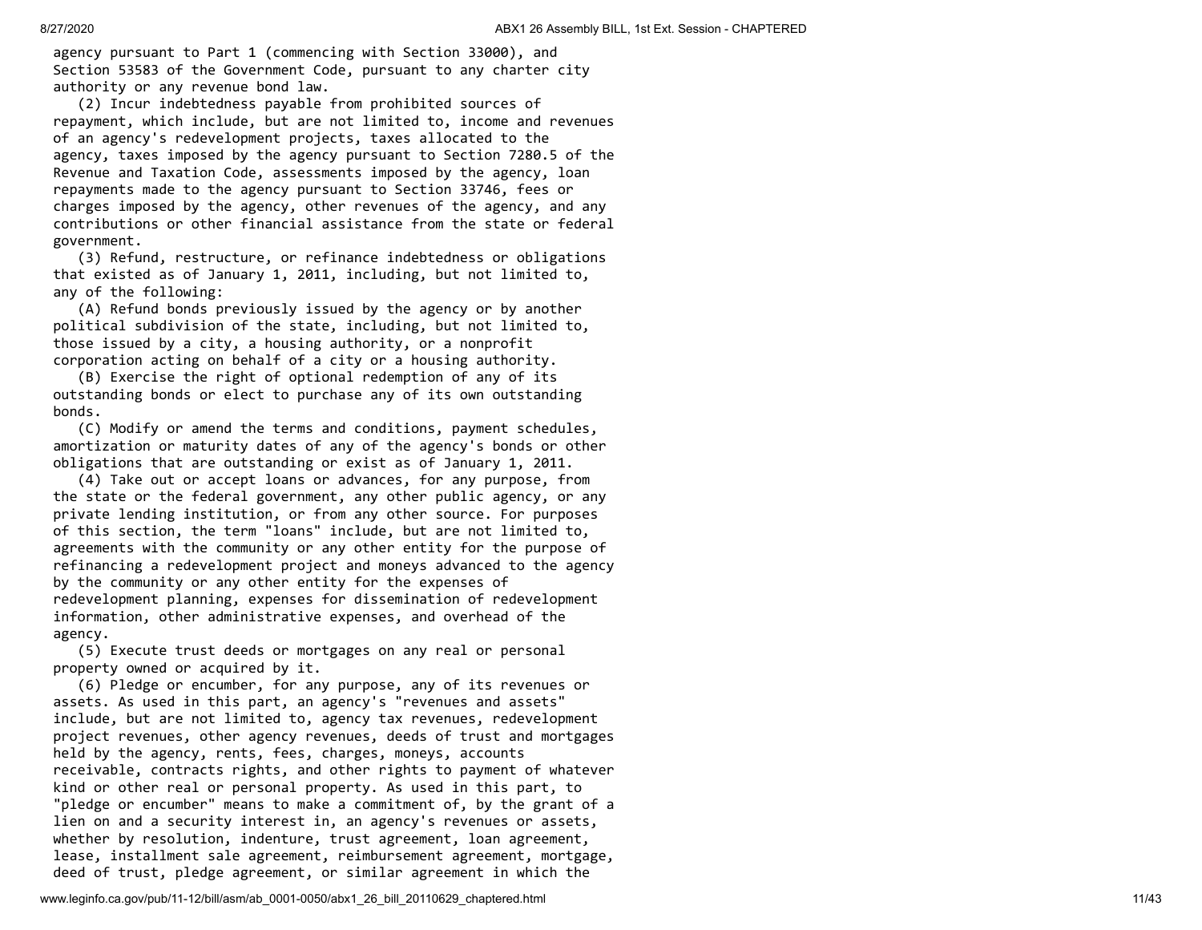agency pursuant to Part 1 (commencing with Section 33000), and Section 53583 of the Government Code, pursuant to any charter city authority or any revenue bond law.

(2) Incur indebtedness payable from prohibited sources of repayment, which include, but are not limited to, income and revenues of an agency's redevelopment projects, taxes allocated to the agency, taxes imposed by the agency pursuant to Section 7280.5 of the Revenue and Taxation Code, assessments imposed by the agency, loan repayments made to the agency pursuant to Section 33746, fees or charges imposed by the agency, other revenues of the agency, and any contributions or other financial assistance from the state or federal government.

(3) Refund, restructure, or refinance indebtedness or obligations that existed as of January 1, 2011, including, but not limited to, any of the following:

(A) Refund bonds previously issued by the agency or by another political subdivision of the state, including, but not limited to, those issued by a city, a housing authority, or a nonprofit corporation acting on behalf of a city or a housing authority.

(B) Exercise the right of optional redemption of any of its outstanding bonds or elect to purchase any of its own outstanding bonds.

(C) Modify or amend the terms and conditions, payment schedules, amortization or maturity dates of any of the agency's bonds or other obligations that are outstanding or exist as of January 1, 2011.

(4) Take out or accept loans or advances, for any purpose, from the state or the federal government, any other public agency, or any private lending institution, or from any other source. For purposes of this section, the term "loans" include, but are not limited to, agreements with the community or any other entity for the purpose of refinancing a redevelopment project and moneys advanced to the agency by the community or any other entity for the expenses of redevelopment planning, expenses for dissemination of redevelopment information, other administrative expenses, and overhead of the agency.

(5) Execute trust deeds or mortgages on any real or personal property owned or acquired by it.

(6) Pledge or encumber, for any purpose, any of its revenues or assets. As used in this part, an agency's "revenues and assets" include, but are not limited to, agency tax revenues, redevelopment project revenues, other agency revenues, deeds of trust and mortgages held by the agency, rents, fees, charges, moneys, accounts receivable, contracts rights, and other rights to payment of whatever kind or other real or personal property. As used in this part, to "pledge or encumber" means to make a commitment of, by the grant of a lien on and a security interest in, an agency's revenues or assets, whether by resolution, indenture, trust agreement, loan agreement, lease, installment sale agreement, reimbursement agreement, mortgage, deed of trust, pledge agreement, or similar agreement in which the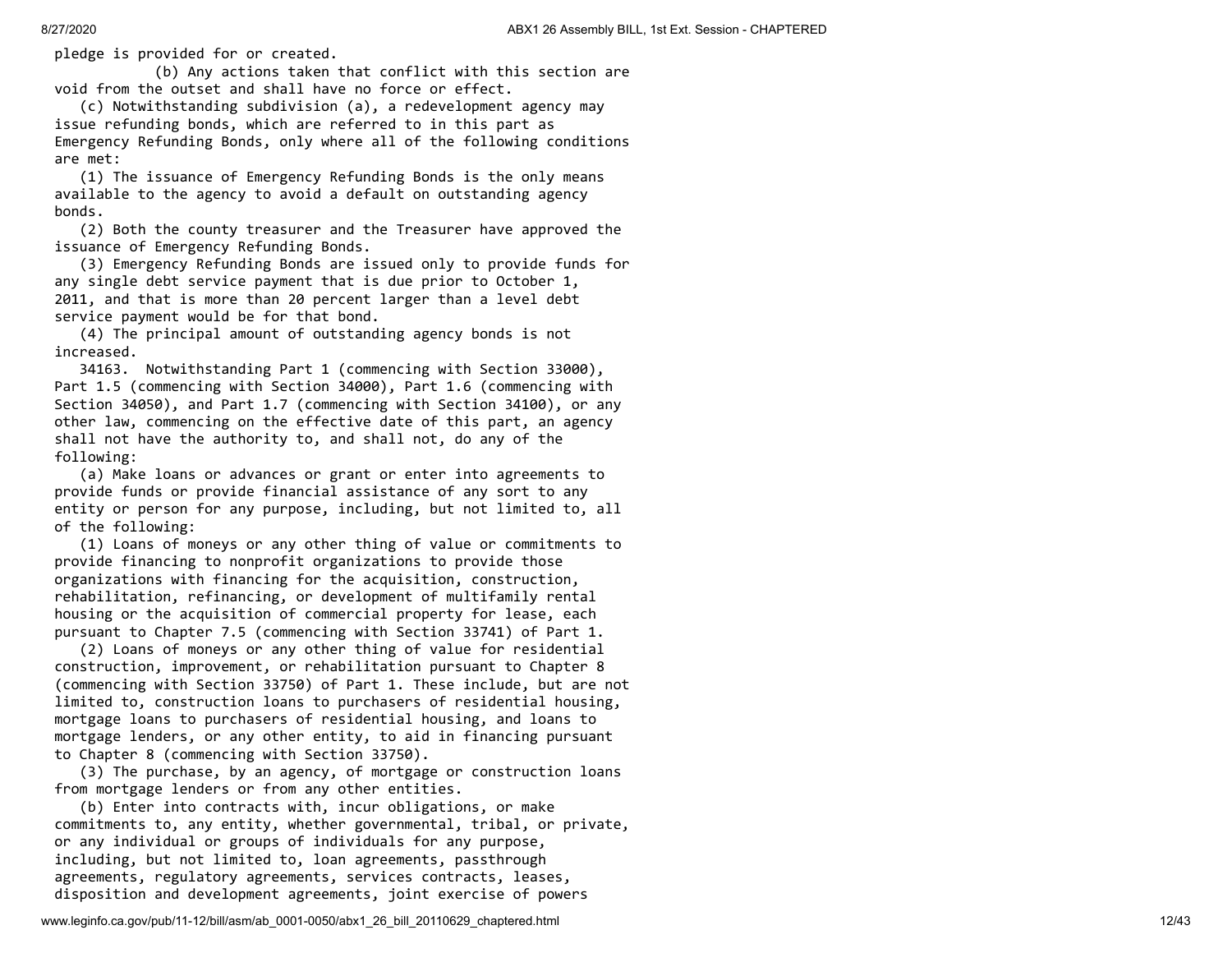pledge is provided for or created.

(b) Any actions taken that conflict with this section are void from the outset and shall have no force or effect.

(c) Notwithstanding subdivision (a), a redevelopment agency may issue refunding bonds, which are referred to in this part as Emergency Refunding Bonds, only where all of the following conditions are met:

(1) The issuance of Emergency Refunding Bonds is the only means available to the agency to avoid a default on outstanding agency bonds.

(2) Both the county treasurer and the Treasurer have approved the issuance of Emergency Refunding Bonds.

(3) Emergency Refunding Bonds are issued only to provide funds for any single debt service payment that is due prior to October 1, 2011, and that is more than 20 percent larger than a level debt service payment would be for that bond.

(4) The principal amount of outstanding agency bonds is not increased.

34163. Notwithstanding Part 1 (commencing with Section 33000), Part 1.5 (commencing with Section 34000), Part 1.6 (commencing with Section 34050), and Part 1.7 (commencing with Section 34100), or any other law, commencing on the effective date of this part, an agency shall not have the authority to, and shall not, do any of the following:

(a) Make loans or advances or grant or enter into agreements to provide funds or provide financial assistance of any sort to any entity or person for any purpose, including, but not limited to, all of the following:

(1) Loans of moneys or any other thing of value or commitments to provide financing to nonprofit organizations to provide those organizations with financing for the acquisition, construction, rehabilitation, refinancing, or development of multifamily rental housing or the acquisition of commercial property for lease, each pursuant to Chapter 7.5 (commencing with Section 33741) of Part 1.

(2) Loans of moneys or any other thing of value for residential construction, improvement, or rehabilitation pursuant to Chapter 8 (commencing with Section 33750) of Part 1. These include, but are not limited to, construction loans to purchasers of residential housing, mortgage loans to purchasers of residential housing, and loans to mortgage lenders, or any other entity, to aid in financing pursuant to Chapter 8 (commencing with Section 33750).

(3) The purchase, by an agency, of mortgage or construction loans from mortgage lenders or from any other entities.

(b) Enter into contracts with, incur obligations, or make commitments to, any entity, whether governmental, tribal, or private, or any individual or groups of individuals for any purpose, including, but not limited to, loan agreements, passthrough agreements, regulatory agreements, services contracts, leases, disposition and development agreements, joint exercise of powers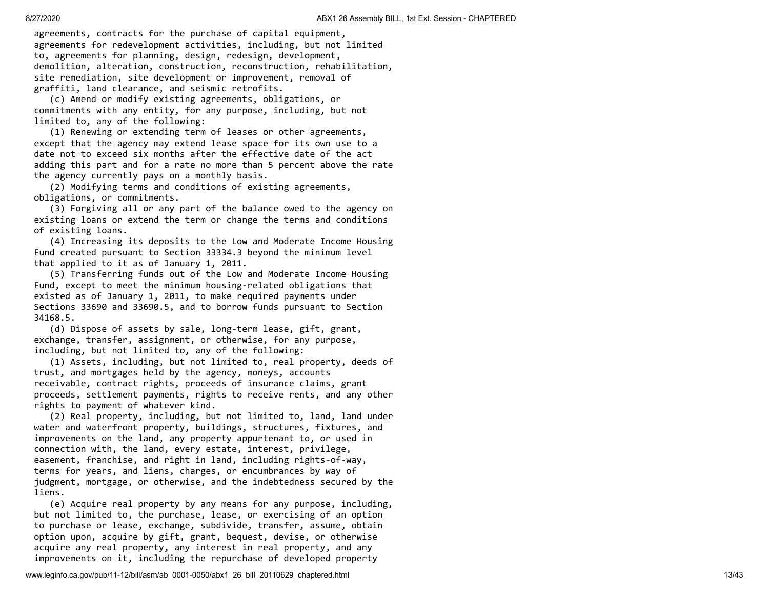agreements, contracts for the purchase of capital equipment, agreements for redevelopment activities, including, but not limited to, agreements for planning, design, redesign, development, demolition, alteration, construction, reconstruction, rehabilitation, site remediation, site development or improvement, removal of graffiti, land clearance, and seismic retrofits.

(c) Amend or modify existing agreements, obligations, or commitments with any entity, for any purpose, including, but not limited to, any of the following:

(1) Renewing or extending term of leases or other agreements, except that the agency may extend lease space for its own use to a date not to exceed six months after the effective date of the act adding this part and for a rate no more than 5 percent above the rate the agency currently pays on a monthly basis.

(2) Modifying terms and conditions of existing agreements, obligations, or commitments.

(3) Forgiving all or any part of the balance owed to the agency on existing loans or extend the term or change the terms and conditions of existing loans.

(4) Increasing its deposits to the Low and Moderate Income Housing Fund created pursuant to Section 33334.3 beyond the minimum level that applied to it as of January 1, 2011.

(5) Transferring funds out of the Low and Moderate Income Housing Fund, except to meet the minimum housing-related obligations that existed as of January 1, 2011, to make required payments under Sections 33690 and 33690.5, and to borrow funds pursuant to Section 34168.5.

(d) Dispose of assets by sale, long-term lease, gift, grant, exchange, transfer, assignment, or otherwise, for any purpose, including, but not limited to, any of the following:

(1) Assets, including, but not limited to, real property, deeds of trust, and mortgages held by the agency, moneys, accounts receivable, contract rights, proceeds of insurance claims, grant proceeds, settlement payments, rights to receive rents, and any other rights to payment of whatever kind.

(2) Real property, including, but not limited to, land, land under water and waterfront property, buildings, structures, fixtures, and improvements on the land, any property appurtenant to, or used in connection with, the land, every estate, interest, privilege, easement, franchise, and right in land, including rights-of-way, terms for years, and liens, charges, or encumbrances by way of judgment, mortgage, or otherwise, and the indebtedness secured by the liens.

(e) Acquire real property by any means for any purpose, including, but not limited to, the purchase, lease, or exercising of an option to purchase or lease, exchange, subdivide, transfer, assume, obtain option upon, acquire by gift, grant, bequest, devise, or otherwise acquire any real property, any interest in real property, and any improvements on it, including the repurchase of developed property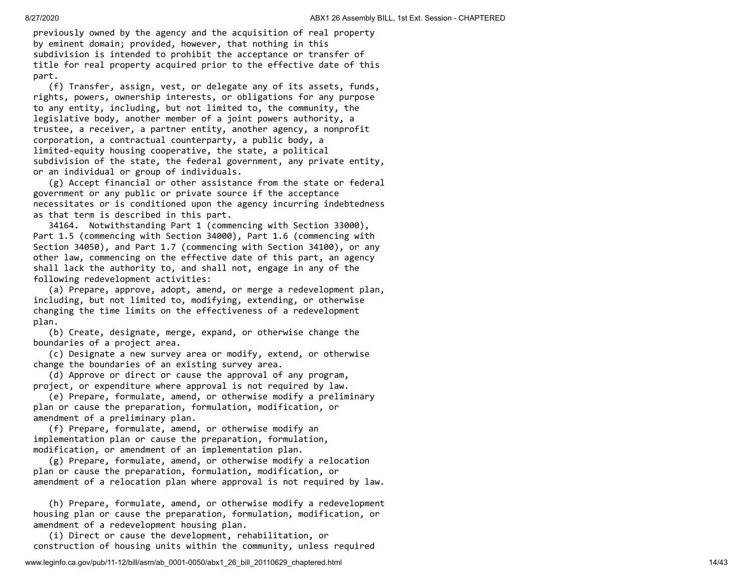previously owned by the agency and the acquisition of real property by eminent domain; provided, however, that nothing in this subdivision is intended to prohibit the acceptance or transfer of title for real property acquired prior to the effective date of this part.

(f) Transfer, assign, vest, or delegate any of its assets, funds, rights, powers, ownership interests, or obligations for any purpose to any entity, including, but not limited to, the community, the legislative body, another member of a joint powers authority, a trustee, a receiver, a partner entity, another agency, a nonprofit corporation, a contractual counterparty, a public body, a limited-equity housing cooperative, the state, a political subdivision of the state, the federal government, any private entity, or an individual or group of individuals.

(g) Accept financial or other assistance from the state or federal government or any public or private source if the acceptance necessitates or is conditioned upon the agency incurring indebtedness as that term is described in this part.

34164. Notwithstanding Part 1 (commencing with Section 33000), Part 1.5 (commencing with Section 34000), Part 1.6 (commencing with Section 34050), and Part 1.7 (commencing with Section 34100), or any other law, commencing on the effective date of this part, an agency shall lack the authority to, and shall not, engage in any of the following redevelopment activities:

(a) Prepare, approve, adopt, amend, or merge a redevelopment plan, including, but not limited to, modifying, extending, or otherwise changing the time limits on the effectiveness of a redevelopment plan.

(b) Create, designate, merge, expand, or otherwise change the boundaries of a project area.

(c) Designate a new survey area or modify, extend, or otherwise change the boundaries of an existing survey area.

(d) Approve or direct or cause the approval of any program, project, or expenditure where approval is not required by law.

(e) Prepare, formulate, amend, or otherwise modify a preliminary plan or cause the preparation, formulation, modification, or amendment of a preliminary plan.

(f) Prepare, formulate, amend, or otherwise modify an implementation plan or cause the preparation, formulation, modification, or amendment of an implementation plan.

(g) Prepare, formulate, amend, or otherwise modify a relocation plan or cause the preparation, formulation, modification, or amendment of a relocation plan where approval is not required by law.

(h) Prepare, formulate, amend, or otherwise modify a redevelopment housing plan or cause the preparation, formulation, modification, or amendment of a redevelopment housing plan.

(i) Direct or cause the development, rehabilitation, or construction of housing units within the community, unless required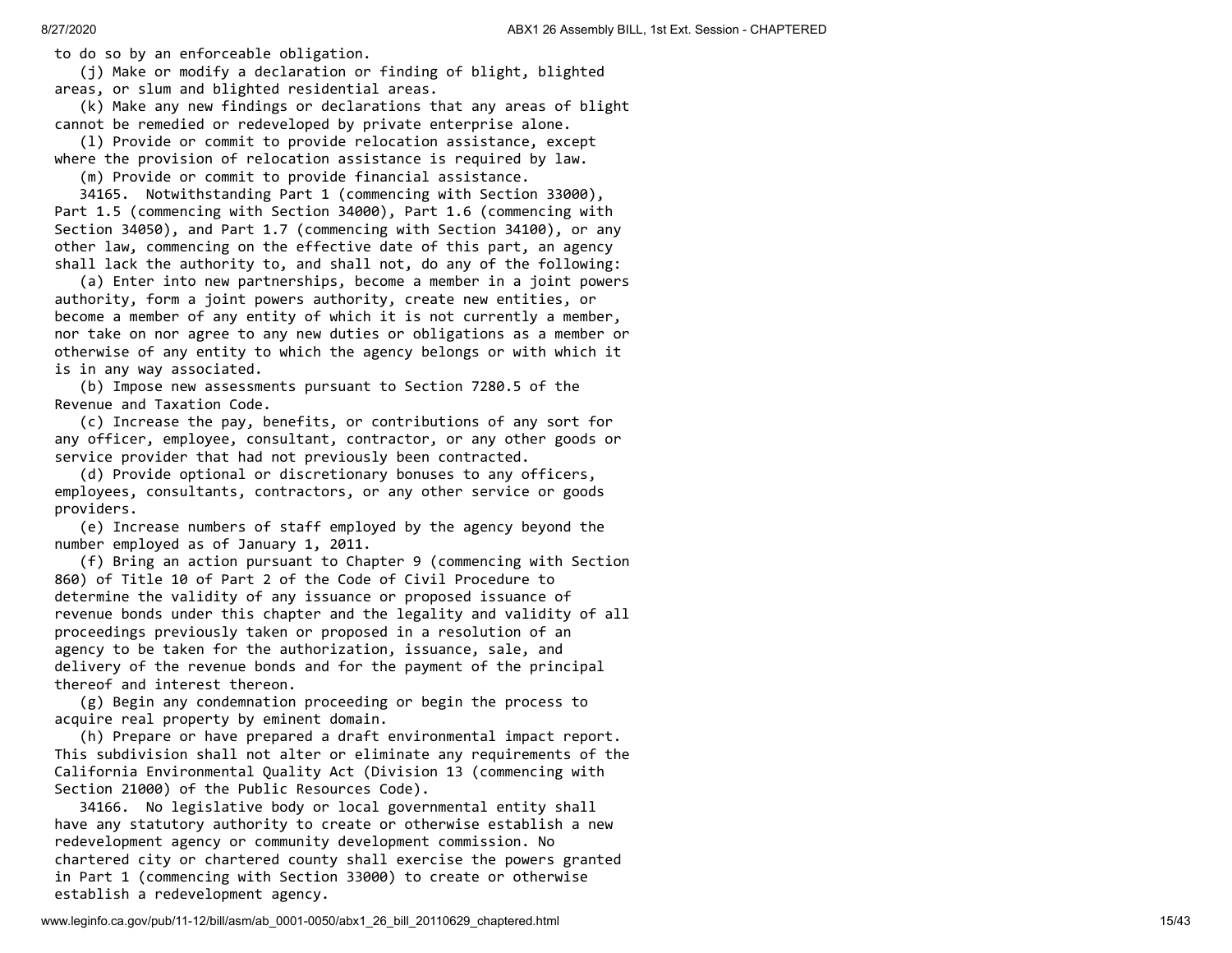to do so by an enforceable obligation.

(j) Make or modify a declaration or finding of blight, blighted areas, or slum and blighted residential areas.

(k) Make any new findings or declarations that any areas of blight cannot be remedied or redeveloped by private enterprise alone.

(l) Provide or commit to provide relocation assistance, except where the provision of relocation assistance is required by law.

(m) Provide or commit to provide financial assistance.

34165. Notwithstanding Part 1 (commencing with Section 33000), Part 1.5 (commencing with Section 34000), Part 1.6 (commencing with Section 34050), and Part 1.7 (commencing with Section 34100), or any other law, commencing on the effective date of this part, an agency shall lack the authority to, and shall not, do any of the following:

(a) Enter into new partnerships, become a member in a joint powers authority, form a joint powers authority, create new entities, or become a member of any entity of which it is not currently a member, nor take on nor agree to any new duties or obligations as a member or otherwise of any entity to which the agency belongs or with which it is in any way associated.

(b) Impose new assessments pursuant to Section 7280.5 of the Revenue and Taxation Code.

(c) Increase the pay, benefits, or contributions of any sort for any officer, employee, consultant, contractor, or any other goods or service provider that had not previously been contracted.

(d) Provide optional or discretionary bonuses to any officers, employees, consultants, contractors, or any other service or goods providers.

(e) Increase numbers of staff employed by the agency beyond the number employed as of January 1, 2011.

(f) Bring an action pursuant to Chapter 9 (commencing with Section 860) of Title 10 of Part 2 of the Code of Civil Procedure to determine the validity of any issuance or proposed issuance of revenue bonds under this chapter and the legality and validity of all proceedings previously taken or proposed in a resolution of an agency to be taken for the authorization, issuance, sale, and delivery of the revenue bonds and for the payment of the principal thereof and interest thereon.

(g) Begin any condemnation proceeding or begin the process to acquire real property by eminent domain.

(h) Prepare or have prepared a draft environmental impact report. This subdivision shall not alter or eliminate any requirements of the California Environmental Quality Act (Division 13 (commencing with Section 21000) of the Public Resources Code).

34166. No legislative body or local governmental entity shall have any statutory authority to create or otherwise establish a new redevelopment agency or community development commission. No chartered city or chartered county shall exercise the powers granted in Part 1 (commencing with Section 33000) to create or otherwise establish a redevelopment agency.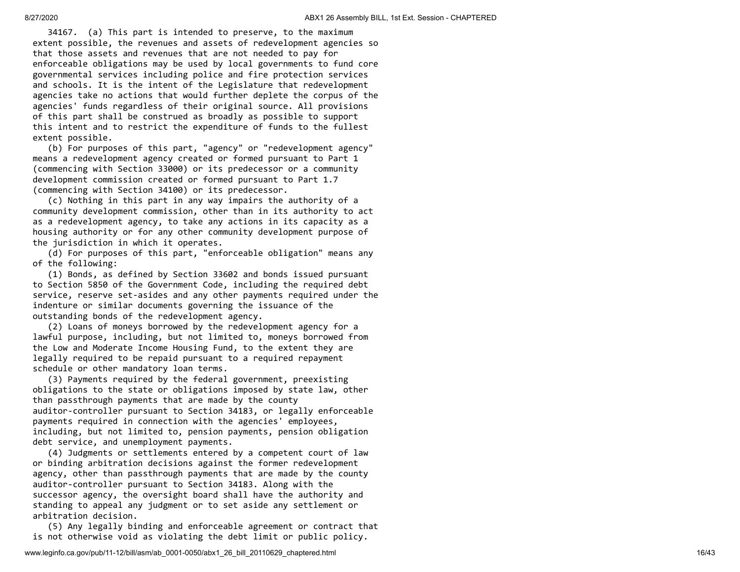34167. (a) This part is intended to preserve, to the maximum extent possible, the revenues and assets of redevelopment agencies so that those assets and revenues that are not needed to pay for enforceable obligations may be used by local governments to fund core governmental services including police and fire protection services and schools. It is the intent of the Legislature that redevelopment agencies take no actions that would further deplete the corpus of the agencies' funds regardless of their original source. All provisions of this part shall be construed as broadly as possible to support this intent and to restrict the expenditure of funds to the fullest extent possible.

(b) For purposes of this part, "agency" or "redevelopment agency" means a redevelopment agency created or formed pursuant to Part 1 (commencing with Section 33000) or its predecessor or a community development commission created or formed pursuant to Part 1.7 (commencing with Section 34100) or its predecessor.

(c) Nothing in this part in any way impairs the authority of a community development commission, other than in its authority to act as a redevelopment agency, to take any actions in its capacity as a housing authority or for any other community development purpose of the jurisdiction in which it operates.

(d) For purposes of this part, "enforceable obligation" means any of the following:

(1) Bonds, as defined by Section 33602 and bonds issued pursuant to Section 5850 of the Government Code, including the required debt service, reserve set-asides and any other payments required under the indenture or similar documents governing the issuance of the outstanding bonds of the redevelopment agency.

(2) Loans of moneys borrowed by the redevelopment agency for a lawful purpose, including, but not limited to, moneys borrowed from the Low and Moderate Income Housing Fund, to the extent they are legally required to be repaid pursuant to a required repayment schedule or other mandatory loan terms.

(3) Payments required by the federal government, preexisting obligations to the state or obligations imposed by state law, other than passthrough payments that are made by the county auditor-controller pursuant to Section 34183, or legally enforceable payments required in connection with the agencies' employees, including, but not limited to, pension payments, pension obligation debt service, and unemployment payments.

(4) Judgments or settlements entered by a competent court of law or binding arbitration decisions against the former redevelopment agency, other than passthrough payments that are made by the county auditor-controller pursuant to Section 34183. Along with the successor agency, the oversight board shall have the authority and standing to appeal any judgment or to set aside any settlement or arbitration decision.

(5) Any legally binding and enforceable agreement or contract that is not otherwise void as violating the debt limit or public policy.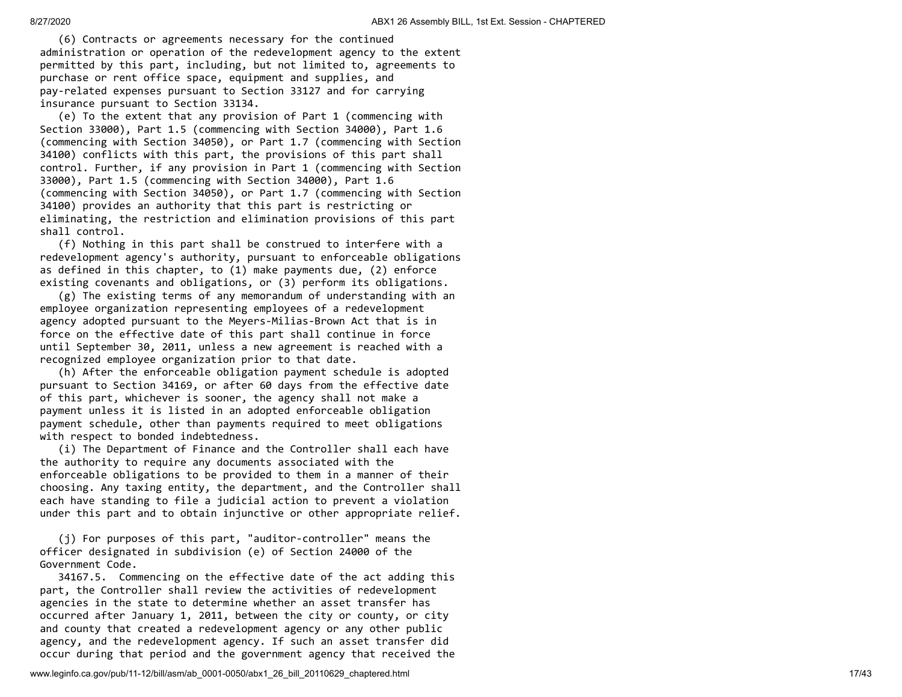(6) Contracts or agreements necessary for the continued administration or operation of the redevelopment agency to the extent permitted by this part, including, but not limited to, agreements to purchase or rent office space, equipment and supplies, and pay-related expenses pursuant to Section 33127 and for carrying insurance pursuant to Section 33134.

(e) To the extent that any provision of Part 1 (commencing with Section 33000), Part 1.5 (commencing with Section 34000), Part 1.6 (commencing with Section 34050), or Part 1.7 (commencing with Section 34100) conflicts with this part, the provisions of this part shall control. Further, if any provision in Part 1 (commencing with Section 33000), Part 1.5 (commencing with Section 34000), Part 1.6 (commencing with Section 34050), or Part 1.7 (commencing with Section 34100) provides an authority that this part is restricting or eliminating, the restriction and elimination provisions of this part shall control.

(f) Nothing in this part shall be construed to interfere with a redevelopment agency's authority, pursuant to enforceable obligations as defined in this chapter, to (1) make payments due, (2) enforce existing covenants and obligations, or (3) perform its obligations.

(g) The existing terms of any memorandum of understanding with an employee organization representing employees of a redevelopment agency adopted pursuant to the Meyers-Milias-Brown Act that is in force on the effective date of this part shall continue in force until September 30, 2011, unless a new agreement is reached with a recognized employee organization prior to that date.

(h) After the enforceable obligation payment schedule is adopted pursuant to Section 34169, or after 60 days from the effective date of this part, whichever is sooner, the agency shall not make a payment unless it is listed in an adopted enforceable obligation payment schedule, other than payments required to meet obligations with respect to bonded indebtedness.

(i) The Department of Finance and the Controller shall each have the authority to require any documents associated with the enforceable obligations to be provided to them in a manner of their choosing. Any taxing entity, the department, and the Controller shall each have standing to file a judicial action to prevent a violation under this part and to obtain injunctive or other appropriate relief.

(j) For purposes of this part, "auditor-controller" means the officer designated in subdivision (e) of Section 24000 of the Government Code.

34167.5. Commencing on the effective date of the act adding this part, the Controller shall review the activities of redevelopment agencies in the state to determine whether an asset transfer has occurred after January 1, 2011, between the city or county, or city and county that created a redevelopment agency or any other public agency, and the redevelopment agency. If such an asset transfer did occur during that period and the government agency that received the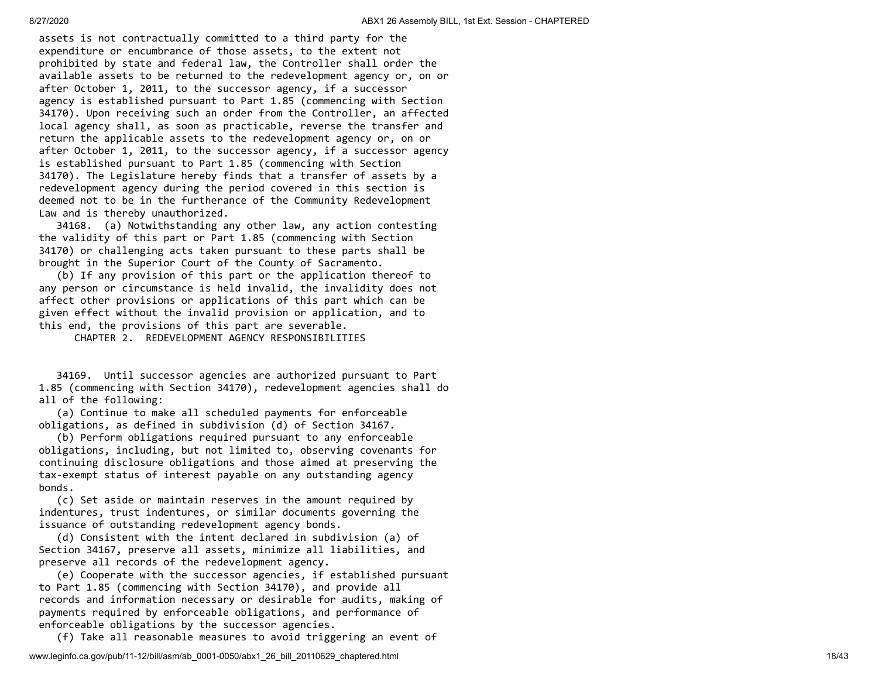assets is not contractually committed to a third party for the expenditure or encumbrance of those assets, to the extent not prohibited by state and federal law, the Controller shall order the available assets to be returned to the redevelopment agency or, on or after October 1, 2011, to the successor agency, if a successor agency is established pursuant to Part 1.85 (commencing with Section 34170). Upon receiving such an order from the Controller, an affected local agency shall, as soon as practicable, reverse the transfer and return the applicable assets to the redevelopment agency or, on or after October 1, 2011, to the successor agency, if a successor agency is established pursuant to Part 1.85 (commencing with Section 34170). The Legislature hereby finds that a transfer of assets by a redevelopment agency during the period covered in this section is deemed not to be in the furtherance of the Community Redevelopment Law and is thereby unauthorized.

34168. (a) Notwithstanding any other law, any action contesting the validity of this part or Part 1.85 (commencing with Section 34170) or challenging acts taken pursuant to these parts shall be brought in the Superior Court of the County of Sacramento.

(b) If any provision of this part or the application thereof to any person or circumstance is held invalid, the invalidity does not affect other provisions or applications of this part which can be given effect without the invalid provision or application, and to this end, the provisions of this part are severable.

## CHAPTER 2. REDEVELOPMENT AGENCY RESPONSIBILITIES

34169. Until successor agencies are authorized pursuant to Part 1.85 (commencing with Section 34170), redevelopment agencies shall do all of the following:

(a) Continue to make all scheduled payments for enforceable obligations, as defined in subdivision (d) of Section 34167.

(b) Perform obligations required pursuant to any enforceable obligations, including, but not limited to, observing covenants for continuing disclosure obligations and those aimed at preserving the tax-exempt status of interest payable on any outstanding agency bonds.

(c) Set aside or maintain reserves in the amount required by indentures, trust indentures, or similar documents governing the issuance of outstanding redevelopment agency bonds.

(d) Consistent with the intent declared in subdivision (a) of Section 34167, preserve all assets, minimize all liabilities, and preserve all records of the redevelopment agency.

(e) Cooperate with the successor agencies, if established pursuant to Part 1.85 (commencing with Section 34170), and provide all records and information necessary or desirable for audits, making of payments required by enforceable obligations, and performance of enforceable obligations by the successor agencies.

(f) Take all reasonable measures to avoid triggering an event of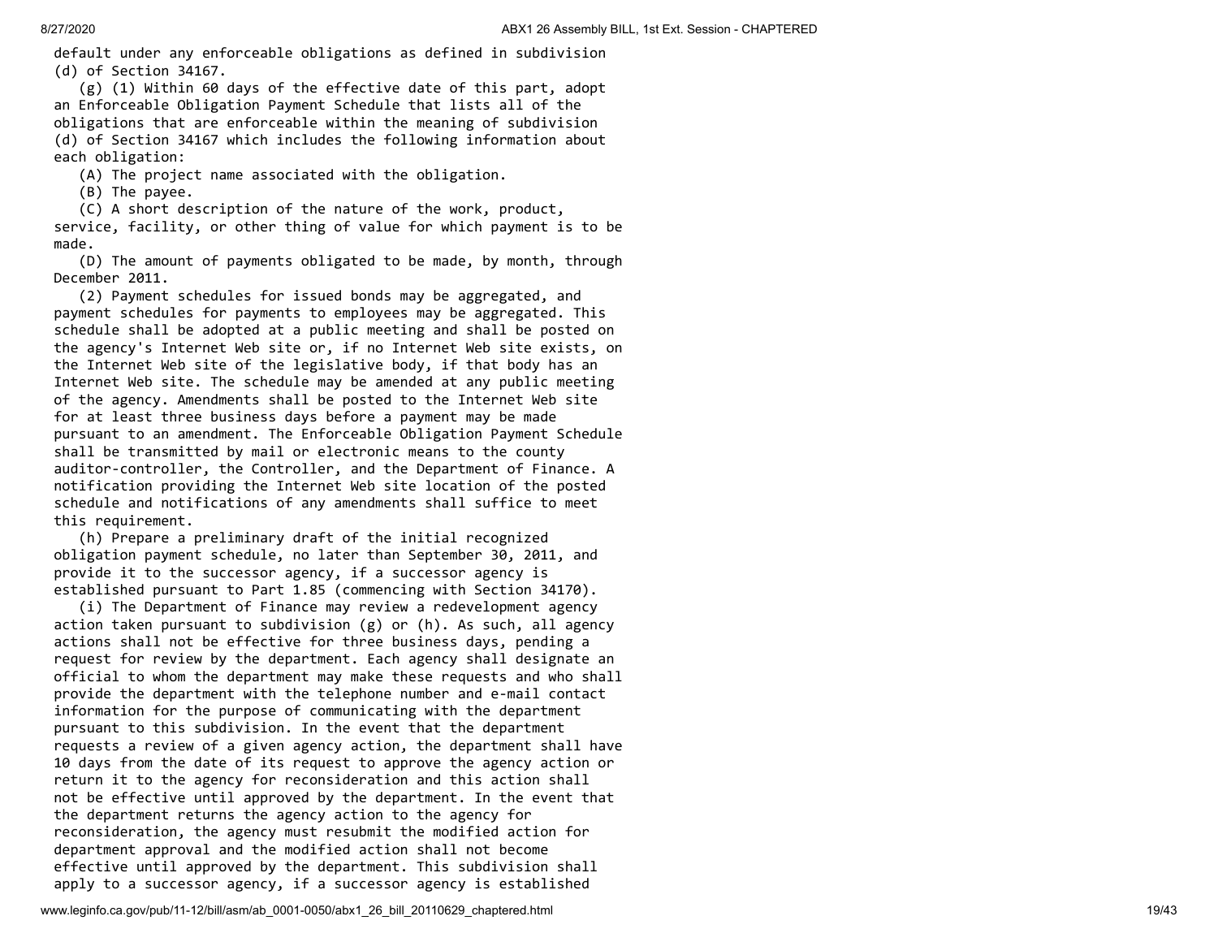default under any enforceable obligations as defined in subdivision (d) of Section 34167.

(g) (1) Within 60 days of the effective date of this part, adopt an Enforceable Obligation Payment Schedule that lists all of the obligations that are enforceable within the meaning of subdivision (d) of Section 34167 which includes the following information about each obligation:

(A) The project name associated with the obligation.

(B) The payee.

(C) A short description of the nature of the work, product, service, facility, or other thing of value for which payment is to be made.

(D) The amount of payments obligated to be made, by month, through December 2011.

(2) Payment schedules for issued bonds may be aggregated, and payment schedules for payments to employees may be aggregated. This schedule shall be adopted at a public meeting and shall be posted on the agency's Internet Web site or, if no Internet Web site exists, on the Internet Web site of the legislative body, if that body has an Internet Web site. The schedule may be amended at any public meeting of the agency. Amendments shall be posted to the Internet Web site for at least three business days before a payment may be made pursuant to an amendment. The Enforceable Obligation Payment Schedule shall be transmitted by mail or electronic means to the county auditor-controller, the Controller, and the Department of Finance. A notification providing the Internet Web site location of the posted schedule and notifications of any amendments shall suffice to meet this requirement.

(h) Prepare a preliminary draft of the initial recognized obligation payment schedule, no later than September 30, 2011, and provide it to the successor agency, if a successor agency is established pursuant to Part 1.85 (commencing with Section 34170).

(i) The Department of Finance may review a redevelopment agency action taken pursuant to subdivision (g) or (h). As such, all agency actions shall not be effective for three business days, pending a request for review by the department. Each agency shall designate an official to whom the department may make these requests and who shall provide the department with the telephone number and e-mail contact information for the purpose of communicating with the department pursuant to this subdivision. In the event that the department requests a review of a given agency action, the department shall have 10 days from the date of its request to approve the agency action or return it to the agency for reconsideration and this action shall not be effective until approved by the department. In the event that the department returns the agency action to the agency for reconsideration, the agency must resubmit the modified action for department approval and the modified action shall not become effective until approved by the department. This subdivision shall apply to a successor agency, if a successor agency is established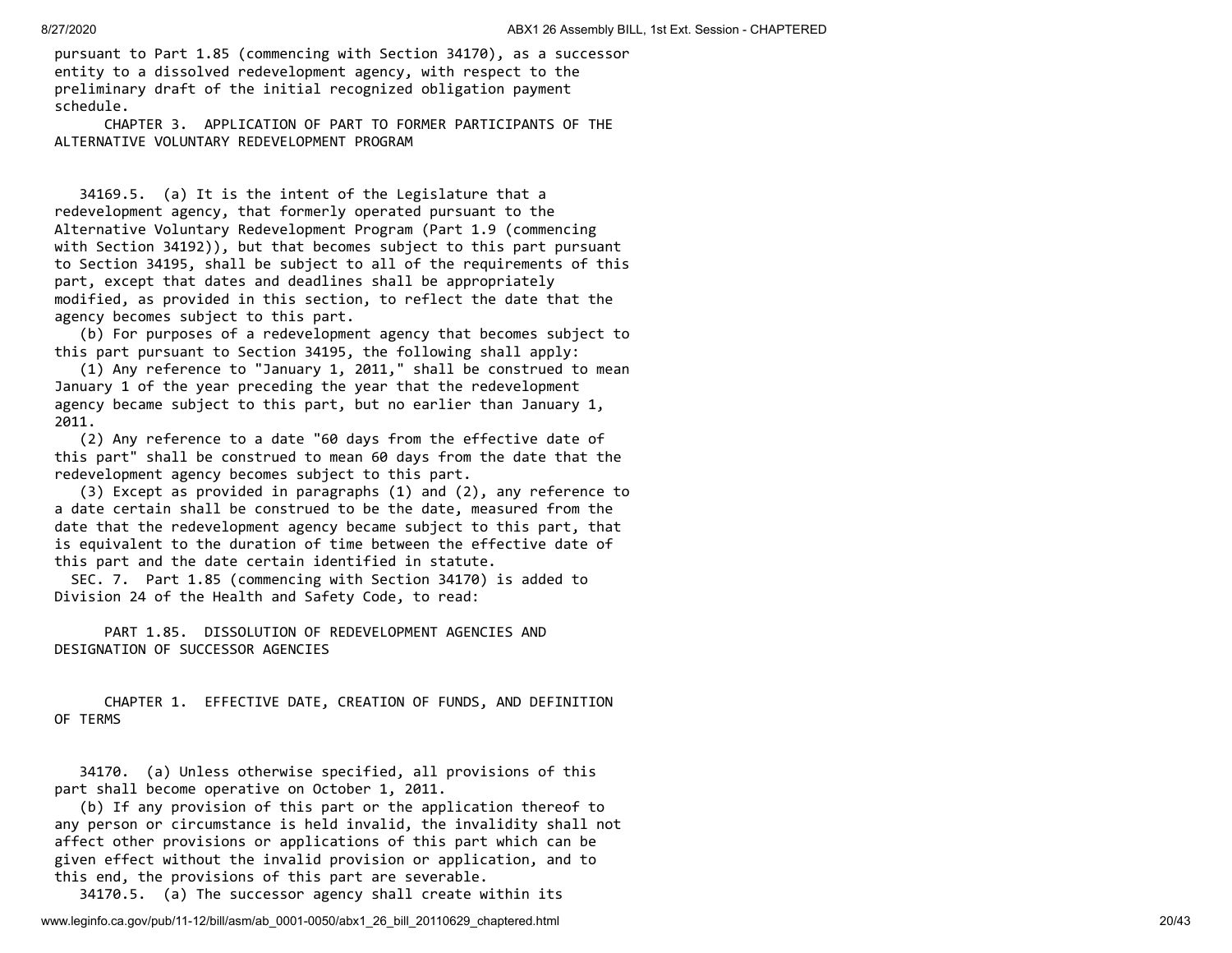pursuant to Part 1.85 (commencing with Section 34170), as a successor entity to a dissolved redevelopment agency, with respect to the preliminary draft of the initial recognized obligation payment schedule.

### CHAPTER 3. APPLICATION OF PART TO FORMER PARTICIPANTS OF THE ALTERNATIVE VOLUNTARY REDEVELOPMENT PROGRAM

34169.5. (a) It is the intent of the Legislature that a redevelopment agency, that formerly operated pursuant to the Alternative Voluntary Redevelopment Program (Part 1.9 (commencing with Section 34192)), but that becomes subject to this part pursuant to Section 34195, shall be subject to all of the requirements of this part, except that dates and deadlines shall be appropriately modified, as provided in this section, to reflect the date that the agency becomes subject to this part.

(b) For purposes of a redevelopment agency that becomes subject to this part pursuant to Section 34195, the following shall apply:

(1) Any reference to "January 1, 2011," shall be construed to mean January 1 of the year preceding the year that the redevelopment agency became subject to this part, but no earlier than January 1, 2011.

(2) Any reference to a date "60 days from the effective date of this part" shall be construed to mean 60 days from the date that the redevelopment agency becomes subject to this part.

(3) Except as provided in paragraphs (1) and (2), any reference to a date certain shall be construed to be the date, measured from the date that the redevelopment agency became subject to this part, that is equivalent to the duration of time between the effective date of this part and the date certain identified in statute.

SEC. 7. Part 1.85 (commencing with Section 34170) is added to Division 24 of the Health and Safety Code, to read:

## PART 1.85. DISSOLUTION OF REDEVELOPMENT AGENCIES AND DESIGNATION OF SUCCESSOR AGENCIES

### CHAPTER 1. EFFECTIVE DATE, CREATION OF FUNDS, AND DEFINITION OF TERMS

34170. (a) Unless otherwise specified, all provisions of this part shall become operative on October 1, 2011.

(b) If any provision of this part or the application thereof to any person or circumstance is held invalid, the invalidity shall not affect other provisions or applications of this part which can be given effect without the invalid provision or application, and to this end, the provisions of this part are severable.

34170.5. (a) The successor agency shall create within its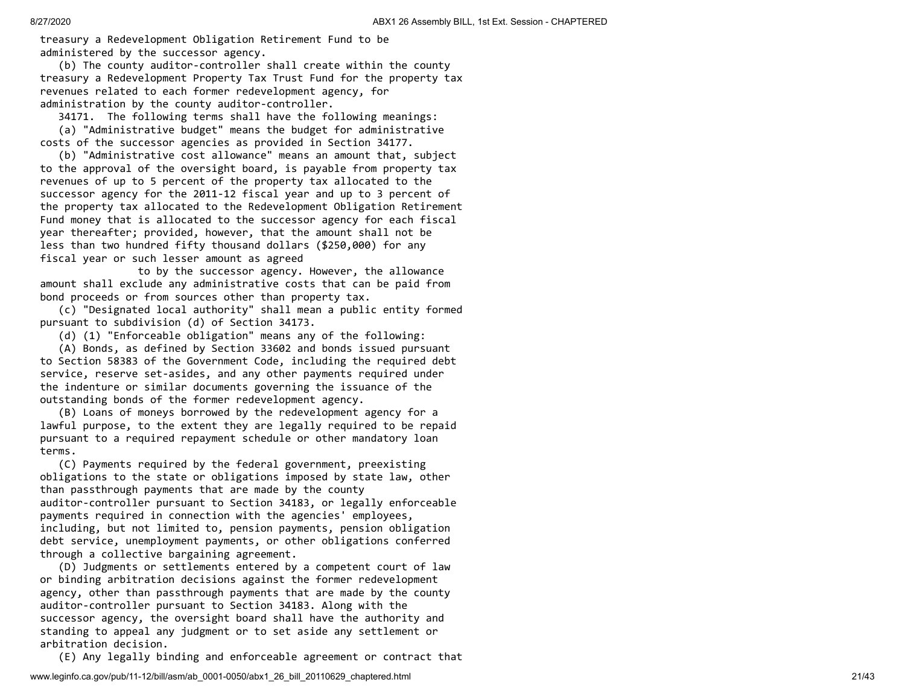treasury a Redevelopment Obligation Retirement Fund to be administered by the successor agency.

(b) The county auditor-controller shall create within the county treasury a Redevelopment Property Tax Trust Fund for the property tax revenues related to each former redevelopment agency, for administration by the county auditor-controller.

34171. The following terms shall have the following meanings:

(a) "Administrative budget" means the budget for administrative costs of the successor agencies as provided in Section 34177.

(b) "Administrative cost allowance" means an amount that, subject to the approval of the oversight board, is payable from property tax revenues of up to 5 percent of the property tax allocated to the successor agency for the 2011-12 fiscal year and up to 3 percent of the property tax allocated to the Redevelopment Obligation Retirement Fund money that is allocated to the successor agency for each fiscal year thereafter; provided, however, that the amount shall not be less than two hundred fifty thousand dollars ($250,000) for any fiscal year or such lesser amount as agreed to by the successor agency. However, the allowance amount shall exclude any administrative costs that can be paid from bond proceeds or from sources other than property tax.

(c) "Designated local authority" shall mean a public entity formed pursuant to subdivision (d) of Section 34173.

(d) (1) "Enforceable obligation" means any of the following:

(A) Bonds, as defined by Section 33602 and bonds issued pursuant to Section 58383 of the Government Code, including the required debt service, reserve set-asides, and any other payments required under the indenture or similar documents governing the issuance of the outstanding bonds of the former redevelopment agency.

(B) Loans of moneys borrowed by the redevelopment agency for a lawful purpose, to the extent they are legally required to be repaid pursuant to a required repayment schedule or other mandatory loan terms.

(C) Payments required by the federal government, preexisting obligations to the state or obligations imposed by state law, other than passthrough payments that are made by the county auditor-controller pursuant to Section 34183, or legally enforceable payments required in connection with the agencies' employees, including, but not limited to, pension payments, pension obligation debt service, unemployment payments, or other obligations conferred through a collective bargaining agreement.

(D) Judgments or settlements entered by a competent court of law or binding arbitration decisions against the former redevelopment agency, other than passthrough payments that are made by the county auditor-controller pursuant to Section 34183. Along with the successor agency, the oversight board shall have the authority and standing to appeal any judgment or to set aside any settlement or arbitration decision.

(E) Any legally binding and enforceable agreement or contract that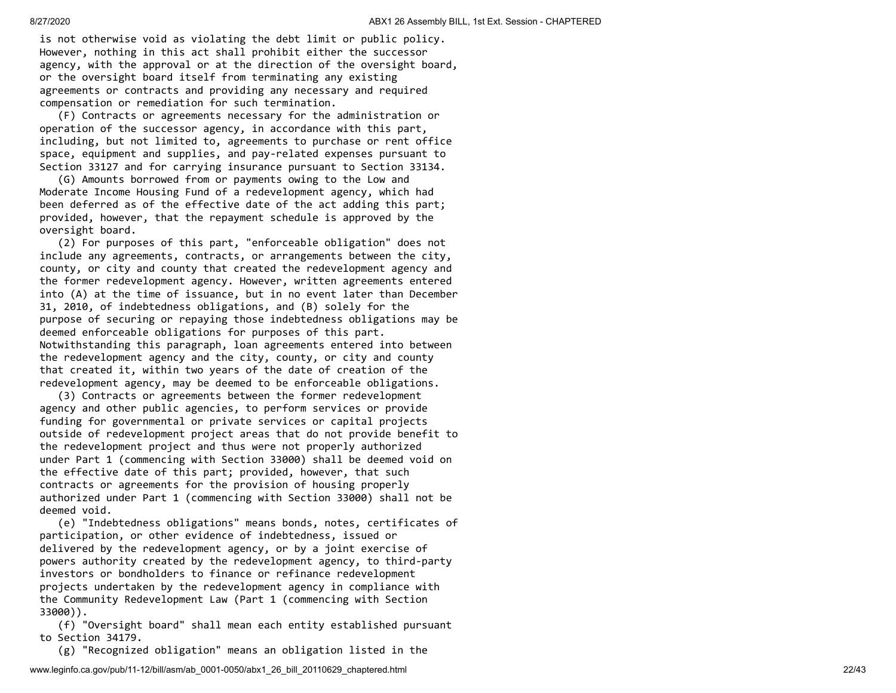is not otherwise void as violating the debt limit or public policy. However, nothing in this act shall prohibit either the successor agency, with the approval or at the direction of the oversight board, or the oversight board itself from terminating any existing agreements or contracts and providing any necessary and required compensation or remediation for such termination.

(F) Contracts or agreements necessary for the administration or operation of the successor agency, in accordance with this part, including, but not limited to, agreements to purchase or rent office space, equipment and supplies, and pay-related expenses pursuant to Section 33127 and for carrying insurance pursuant to Section 33134.

(G) Amounts borrowed from or payments owing to the Low and Moderate Income Housing Fund of a redevelopment agency, which had been deferred as of the effective date of the act adding this part; provided, however, that the repayment schedule is approved by the oversight board.

(2) For purposes of this part, "enforceable obligation" does not include any agreements, contracts, or arrangements between the city, county, or city and county that created the redevelopment agency and the former redevelopment agency. However, written agreements entered into (A) at the time of issuance, but in no event later than December 31, 2010, of indebtedness obligations, and (B) solely for the purpose of securing or repaying those indebtedness obligations may be deemed enforceable obligations for purposes of this part. Notwithstanding this paragraph, loan agreements entered into between the redevelopment agency and the city, county, or city and county that created it, within two years of the date of creation of the redevelopment agency, may be deemed to be enforceable obligations.

(3) Contracts or agreements between the former redevelopment agency and other public agencies, to perform services or provide funding for governmental or private services or capital projects outside of redevelopment project areas that do not provide benefit to the redevelopment project and thus were not properly authorized under Part 1 (commencing with Section 33000) shall be deemed void on the effective date of this part; provided, however, that such contracts or agreements for the provision of housing properly authorized under Part 1 (commencing with Section 33000) shall not be deemed void.

(e) "Indebtedness obligations" means bonds, notes, certificates of participation, or other evidence of indebtedness, issued or delivered by the redevelopment agency, or by a joint exercise of powers authority created by the redevelopment agency, to third-party investors or bondholders to finance or refinance redevelopment projects undertaken by the redevelopment agency in compliance with the Community Redevelopment Law (Part 1 (commencing with Section 33000)).

(f) "Oversight board" shall mean each entity established pursuant to Section 34179.

(g) "Recognized obligation" means an obligation listed in the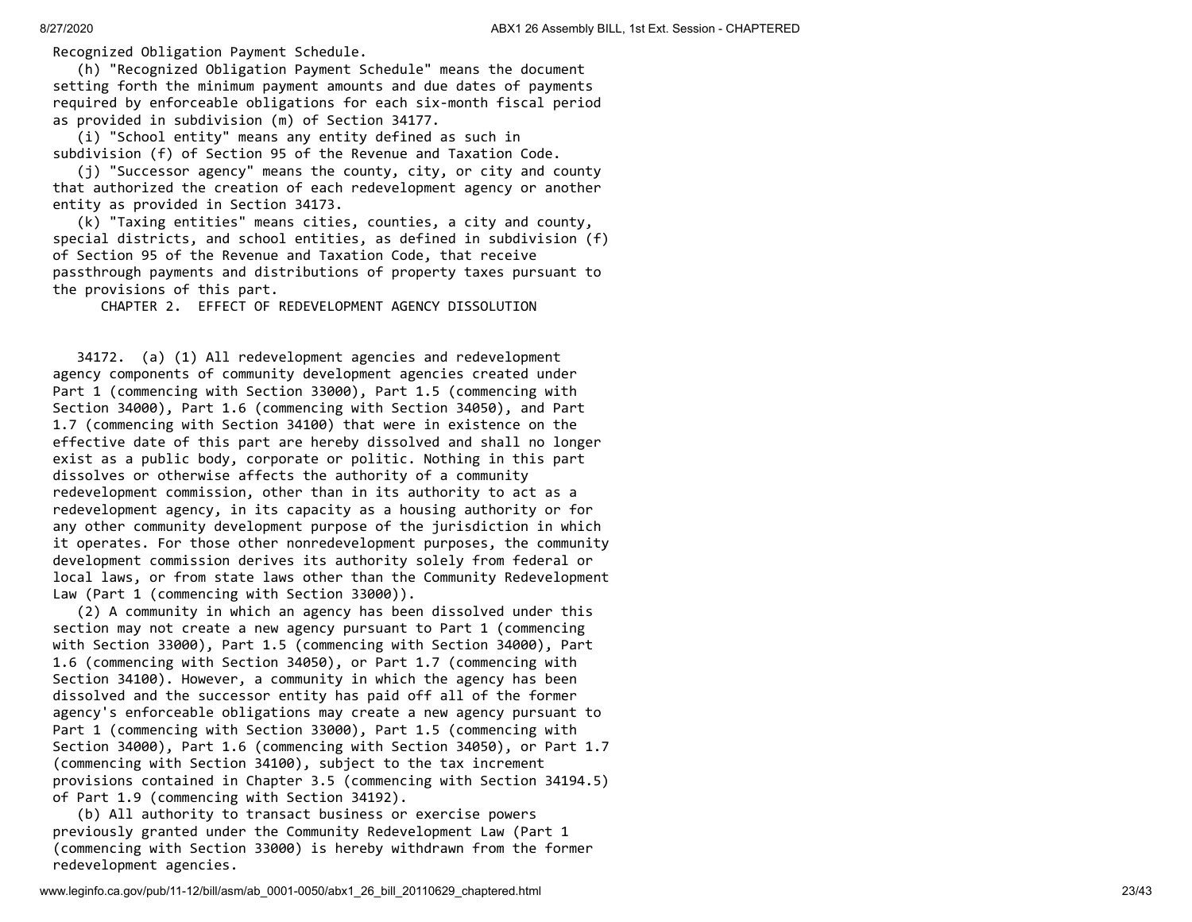Recognized Obligation Payment Schedule.

(h) "Recognized Obligation Payment Schedule" means the document setting forth the minimum payment amounts and due dates of payments required by enforceable obligations for each six-month fiscal period as provided in subdivision (m) of Section 34177.

(i) "School entity" means any entity defined as such in subdivision (f) of Section 95 of the Revenue and Taxation Code.

(j) "Successor agency" means the county, city, or city and county that authorized the creation of each redevelopment agency or another entity as provided in Section 34173.

(k) "Taxing entities" means cities, counties, a city and county, special districts, and school entities, as defined in subdivision (f) of Section 95 of the Revenue and Taxation Code, that receive passthrough payments and distributions of property taxes pursuant to the provisions of this part.

## CHAPTER 2. EFFECT OF REDEVELOPMENT AGENCY DISSOLUTION

34172. (a) (1) All redevelopment agencies and redevelopment agency components of community development agencies created under Part 1 (commencing with Section 33000), Part 1.5 (commencing with Section 34000), Part 1.6 (commencing with Section 34050), and Part 1.7 (commencing with Section 34100) that were in existence on the effective date of this part are hereby dissolved and shall no longer exist as a public body, corporate or politic. Nothing in this part dissolves or otherwise affects the authority of a community redevelopment commission, other than in its authority to act as a redevelopment agency, in its capacity as a housing authority or for any other community development purpose of the jurisdiction in which it operates. For those other nonredevelopment purposes, the community development commission derives its authority solely from federal or local laws, or from state laws other than the Community Redevelopment Law (Part 1 (commencing with Section 33000)).

(2) A community in which an agency has been dissolved under this section may not create a new agency pursuant to Part 1 (commencing with Section 33000), Part 1.5 (commencing with Section 34000), Part 1.6 (commencing with Section 34050), or Part 1.7 (commencing with Section 34100). However, a community in which the agency has been dissolved and the successor entity has paid off all of the former agency's enforceable obligations may create a new agency pursuant to Part 1 (commencing with Section 33000), Part 1.5 (commencing with Section 34000), Part 1.6 (commencing with Section 34050), or Part 1.7 (commencing with Section 34100), subject to the tax increment provisions contained in Chapter 3.5 (commencing with Section 34194.5) of Part 1.9 (commencing with Section 34192).

(b) All authority to transact business or exercise powers previously granted under the Community Redevelopment Law (Part 1 (commencing with Section 33000) is hereby withdrawn from the former redevelopment agencies.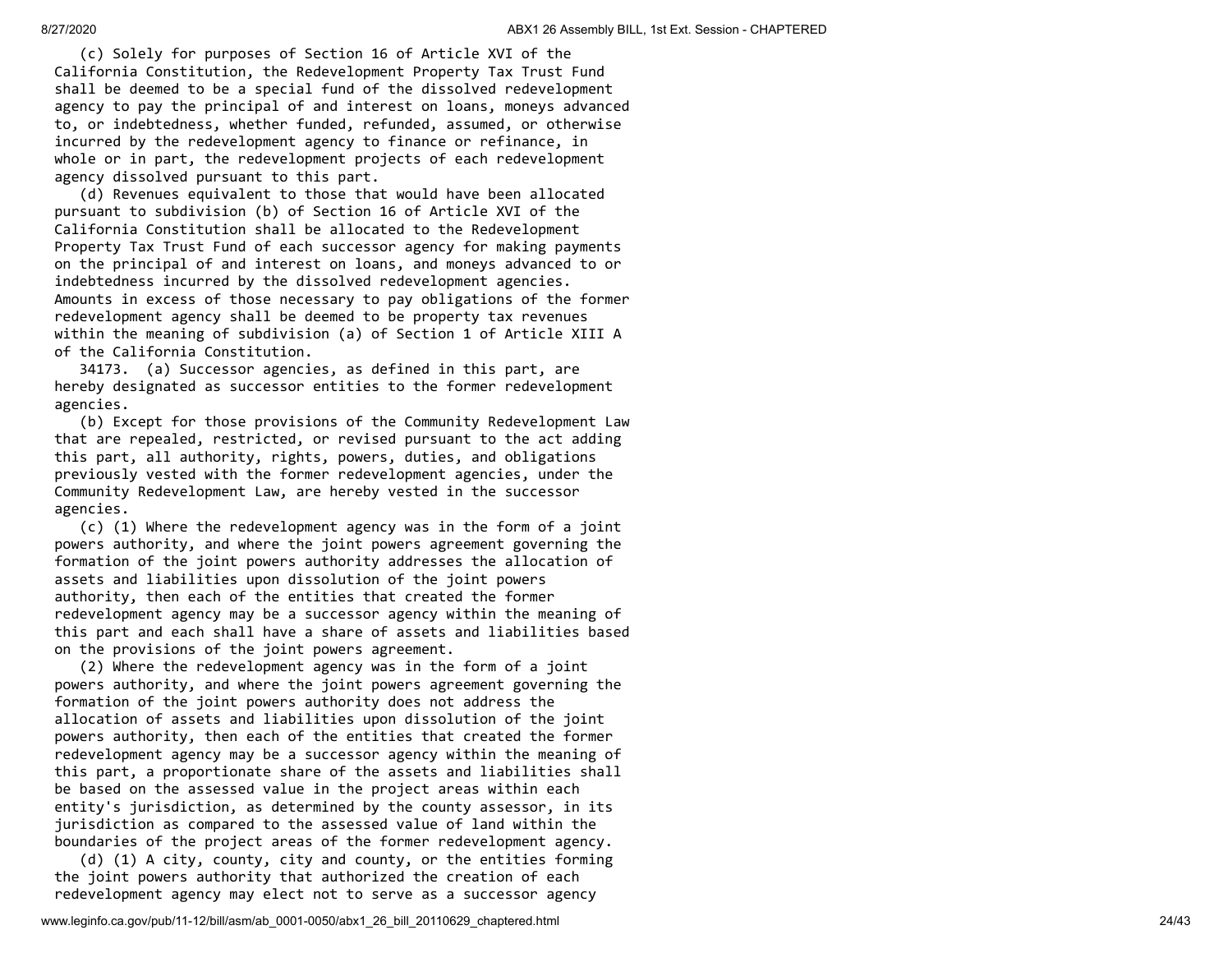(c) Solely for purposes of Section 16 of Article XVI of the California Constitution, the Redevelopment Property Tax Trust Fund shall be deemed to be a special fund of the dissolved redevelopment agency to pay the principal of and interest on loans, moneys advanced to, or indebtedness, whether funded, refunded, assumed, or otherwise incurred by the redevelopment agency to finance or refinance, in whole or in part, the redevelopment projects of each redevelopment agency dissolved pursuant to this part.

(d) Revenues equivalent to those that would have been allocated pursuant to subdivision (b) of Section 16 of Article XVI of the California Constitution shall be allocated to the Redevelopment Property Tax Trust Fund of each successor agency for making payments on the principal of and interest on loans, and moneys advanced to or indebtedness incurred by the dissolved redevelopment agencies. Amounts in excess of those necessary to pay obligations of the former redevelopment agency shall be deemed to be property tax revenues within the meaning of subdivision (a) of Section 1 of Article XIII A of the California Constitution.

34173. (a) Successor agencies, as defined in this part, are hereby designated as successor entities to the former redevelopment agencies.

(b) Except for those provisions of the Community Redevelopment Law that are repealed, restricted, or revised pursuant to the act adding this part, all authority, rights, powers, duties, and obligations previously vested with the former redevelopment agencies, under the Community Redevelopment Law, are hereby vested in the successor agencies.

(c) (1) Where the redevelopment agency was in the form of a joint powers authority, and where the joint powers agreement governing the formation of the joint powers authority addresses the allocation of assets and liabilities upon dissolution of the joint powers authority, then each of the entities that created the former redevelopment agency may be a successor agency within the meaning of this part and each shall have a share of assets and liabilities based on the provisions of the joint powers agreement.

(2) Where the redevelopment agency was in the form of a joint powers authority, and where the joint powers agreement governing the formation of the joint powers authority does not address the allocation of assets and liabilities upon dissolution of the joint powers authority, then each of the entities that created the former redevelopment agency may be a successor agency within the meaning of this part, a proportionate share of the assets and liabilities shall be based on the assessed value in the project areas within each entity's jurisdiction, as determined by the county assessor, in its jurisdiction as compared to the assessed value of land within the boundaries of the project areas of the former redevelopment agency.

(d) (1) A city, county, city and county, or the entities forming the joint powers authority that authorized the creation of each redevelopment agency may elect not to serve as a successor agency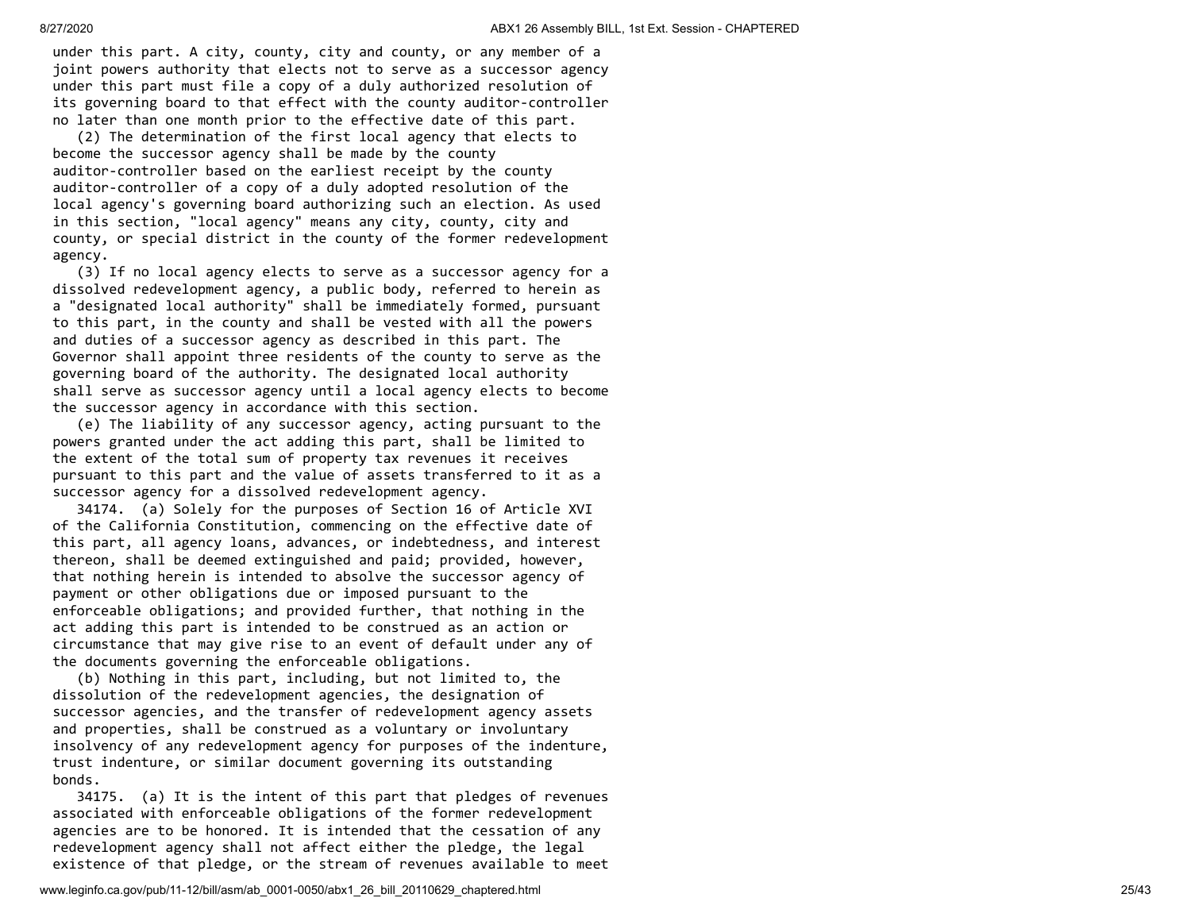under this part. A city, county, city and county, or any member of a joint powers authority that elects not to serve as a successor agency under this part must file a copy of a duly authorized resolution of its governing board to that effect with the county auditor-controller no later than one month prior to the effective date of this part.

(2) The determination of the first local agency that elects to become the successor agency shall be made by the county auditor-controller based on the earliest receipt by the county auditor-controller of a copy of a duly adopted resolution of the local agency's governing board authorizing such an election. As used in this section, "local agency" means any city, county, city and county, or special district in the county of the former redevelopment agency.

(3) If no local agency elects to serve as a successor agency for a dissolved redevelopment agency, a public body, referred to herein as a "designated local authority" shall be immediately formed, pursuant to this part, in the county and shall be vested with all the powers and duties of a successor agency as described in this part. The Governor shall appoint three residents of the county to serve as the governing board of the authority. The designated local authority shall serve as successor agency until a local agency elects to become the successor agency in accordance with this section.

(e) The liability of any successor agency, acting pursuant to the powers granted under the act adding this part, shall be limited to the extent of the total sum of property tax revenues it receives pursuant to this part and the value of assets transferred to it as a successor agency for a dissolved redevelopment agency.

34174. (a) Solely for the purposes of Section 16 of Article XVI of the California Constitution, commencing on the effective date of this part, all agency loans, advances, or indebtedness, and interest thereon, shall be deemed extinguished and paid; provided, however, that nothing herein is intended to absolve the successor agency of payment or other obligations due or imposed pursuant to the enforceable obligations; and provided further, that nothing in the act adding this part is intended to be construed as an action or circumstance that may give rise to an event of default under any of the documents governing the enforceable obligations.

(b) Nothing in this part, including, but not limited to, the dissolution of the redevelopment agencies, the designation of successor agencies, and the transfer of redevelopment agency assets and properties, shall be construed as a voluntary or involuntary insolvency of any redevelopment agency for purposes of the indenture, trust indenture, or similar document governing its outstanding bonds.

34175. (a) It is the intent of this part that pledges of revenues associated with enforceable obligations of the former redevelopment agencies are to be honored. It is intended that the cessation of any redevelopment agency shall not affect either the pledge, the legal existence of that pledge, or the stream of revenues available to meet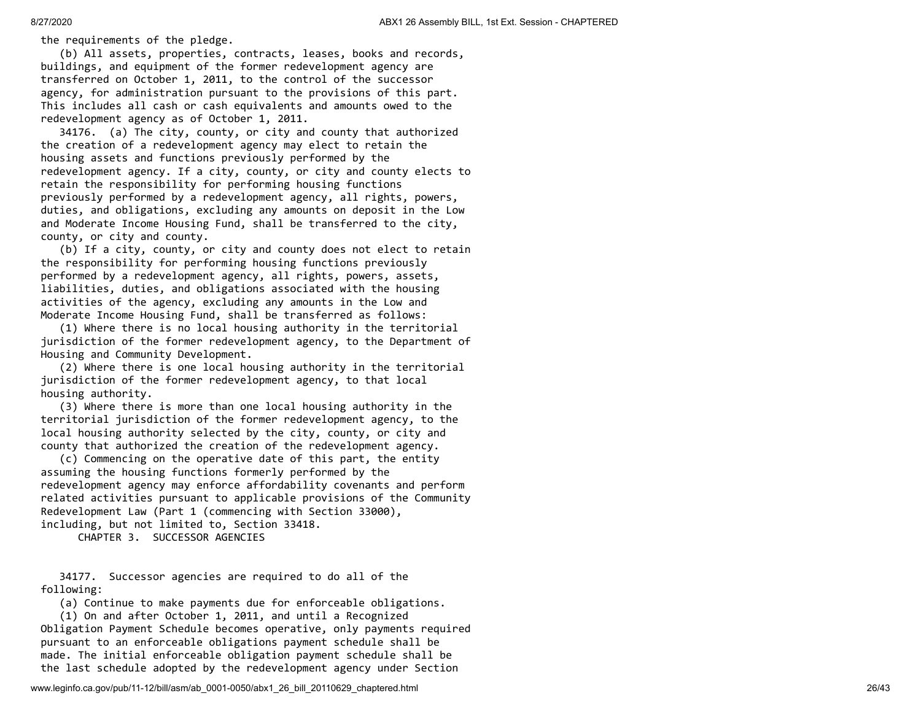the requirements of the pledge.

(b) All assets, properties, contracts, leases, books and records, buildings, and equipment of the former redevelopment agency are transferred on October 1, 2011, to the control of the successor agency, for administration pursuant to the provisions of this part. This includes all cash or cash equivalents and amounts owed to the redevelopment agency as of October 1, 2011.

34176. (a) The city, county, or city and county that authorized the creation of a redevelopment agency may elect to retain the housing assets and functions previously performed by the redevelopment agency. If a city, county, or city and county elects to retain the responsibility for performing housing functions previously performed by a redevelopment agency, all rights, powers, duties, and obligations, excluding any amounts on deposit in the Low and Moderate Income Housing Fund, shall be transferred to the city, county, or city and county.

(b) If a city, county, or city and county does not elect to retain the responsibility for performing housing functions previously performed by a redevelopment agency, all rights, powers, assets, liabilities, duties, and obligations associated with the housing activities of the agency, excluding any amounts in the Low and Moderate Income Housing Fund, shall be transferred as follows:

(1) Where there is no local housing authority in the territorial jurisdiction of the former redevelopment agency, to the Department of Housing and Community Development.

(2) Where there is one local housing authority in the territorial jurisdiction of the former redevelopment agency, to that local housing authority.

(3) Where there is more than one local housing authority in the territorial jurisdiction of the former redevelopment agency, to the local housing authority selected by the city, county, or city and county that authorized the creation of the redevelopment agency.

(c) Commencing on the operative date of this part, the entity assuming the housing functions formerly performed by the redevelopment agency may enforce affordability covenants and perform related activities pursuant to applicable provisions of the Community Redevelopment Law (Part 1 (commencing with Section 33000), including, but not limited to, Section 33418.

## CHAPTER 3. SUCCESSOR AGENCIES

34177. Successor agencies are required to do all of the following:

(a) Continue to make payments due for enforceable obligations.

(1) On and after October 1, 2011, and until a Recognized Obligation Payment Schedule becomes operative, only payments required pursuant to an enforceable obligations payment schedule shall be made. The initial enforceable obligation payment schedule shall be the last schedule adopted by the redevelopment agency under Section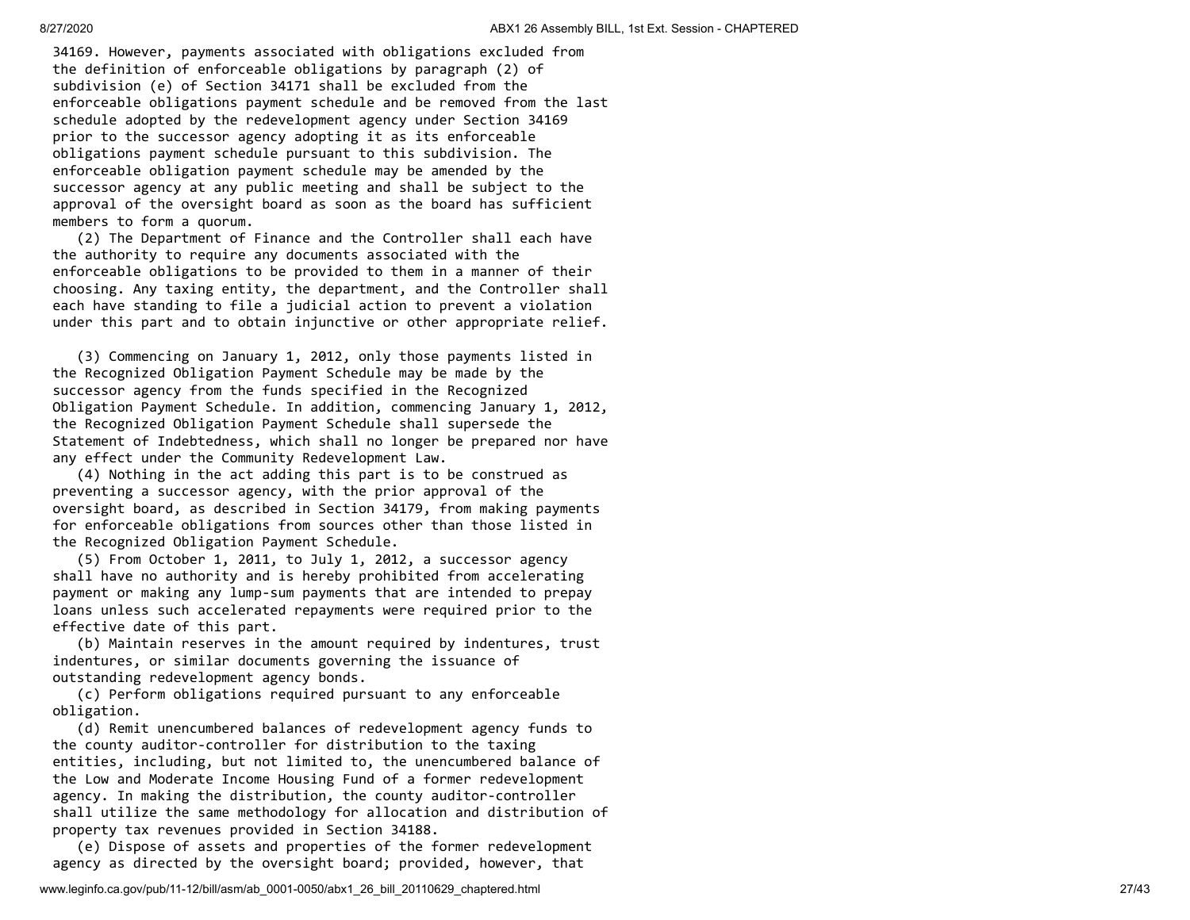34169. However, payments associated with obligations excluded from the definition of enforceable obligations by paragraph (2) of subdivision (e) of Section 34171 shall be excluded from the enforceable obligations payment schedule and be removed from the last schedule adopted by the redevelopment agency under Section 34169 prior to the successor agency adopting it as its enforceable obligations payment schedule pursuant to this subdivision. The enforceable obligation payment schedule may be amended by the successor agency at any public meeting and shall be subject to the approval of the oversight board as soon as the board has sufficient members to form a quorum.

(2) The Department of Finance and the Controller shall each have the authority to require any documents associated with the enforceable obligations to be provided to them in a manner of their choosing. Any taxing entity, the department, and the Controller shall each have standing to file a judicial action to prevent a violation under this part and to obtain injunctive or other appropriate relief.

(3) Commencing on January 1, 2012, only those payments listed in the Recognized Obligation Payment Schedule may be made by the successor agency from the funds specified in the Recognized Obligation Payment Schedule. In addition, commencing January 1, 2012, the Recognized Obligation Payment Schedule shall supersede the Statement of Indebtedness, which shall no longer be prepared nor have any effect under the Community Redevelopment Law.

(4) Nothing in the act adding this part is to be construed as preventing a successor agency, with the prior approval of the oversight board, as described in Section 34179, from making payments for enforceable obligations from sources other than those listed in the Recognized Obligation Payment Schedule.

(5) From October 1, 2011, to July 1, 2012, a successor agency shall have no authority and is hereby prohibited from accelerating payment or making any lump-sum payments that are intended to prepay loans unless such accelerated repayments were required prior to the effective date of this part.

(b) Maintain reserves in the amount required by indentures, trust indentures, or similar documents governing the issuance of outstanding redevelopment agency bonds.

(c) Perform obligations required pursuant to any enforceable obligation.

(d) Remit unencumbered balances of redevelopment agency funds to the county auditor-controller for distribution to the taxing entities, including, but not limited to, the unencumbered balance of the Low and Moderate Income Housing Fund of a former redevelopment agency. In making the distribution, the county auditor-controller shall utilize the same methodology for allocation and distribution of property tax revenues provided in Section 34188.

(e) Dispose of assets and properties of the former redevelopment agency as directed by the oversight board; provided, however, that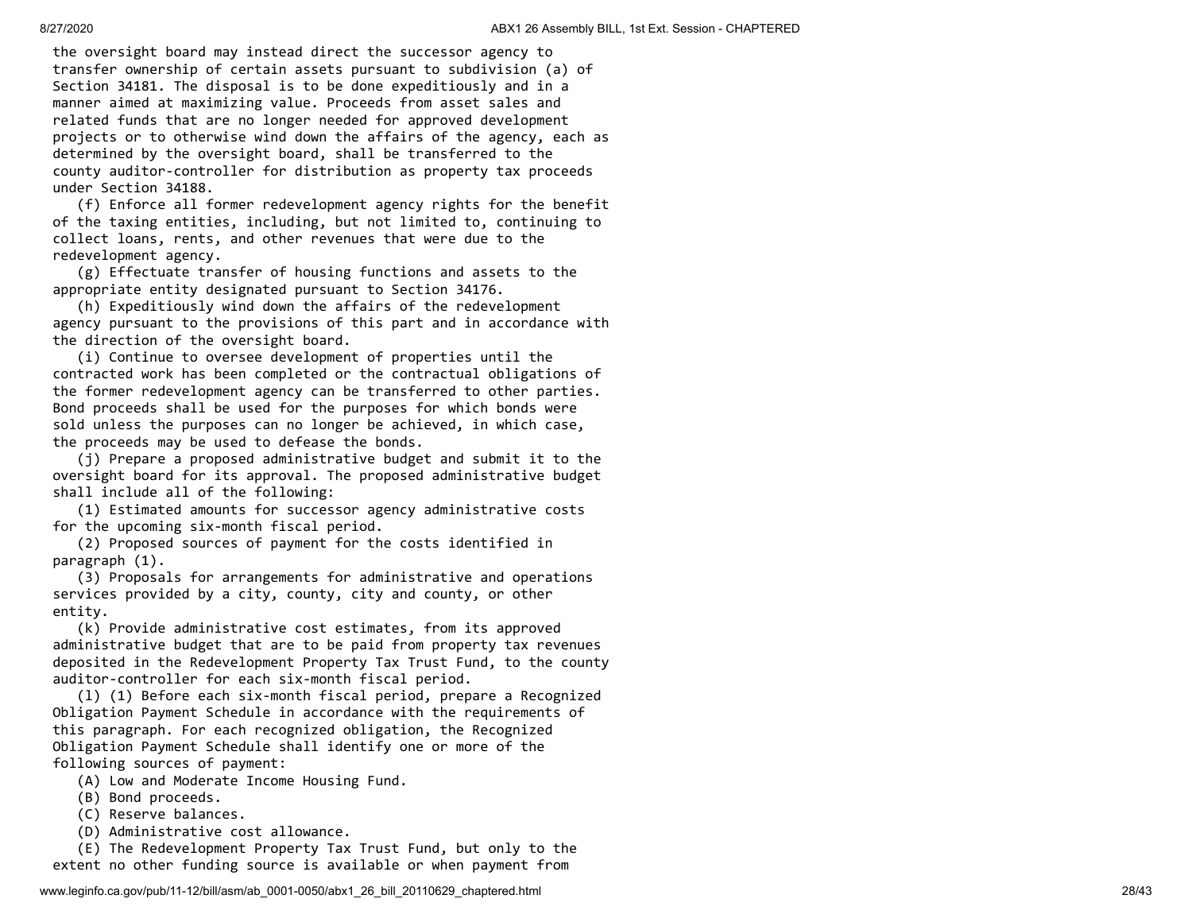the oversight board may instead direct the successor agency to transfer ownership of certain assets pursuant to subdivision (a) of Section 34181. The disposal is to be done expeditiously and in a manner aimed at maximizing value. Proceeds from asset sales and related funds that are no longer needed for approved development projects or to otherwise wind down the affairs of the agency, each as determined by the oversight board, shall be transferred to the county auditor-controller for distribution as property tax proceeds under Section 34188.

(f) Enforce all former redevelopment agency rights for the benefit of the taxing entities, including, but not limited to, continuing to collect loans, rents, and other revenues that were due to the redevelopment agency.

(g) Effectuate transfer of housing functions and assets to the appropriate entity designated pursuant to Section 34176.

(h) Expeditiously wind down the affairs of the redevelopment agency pursuant to the provisions of this part and in accordance with the direction of the oversight board.

(i) Continue to oversee development of properties until the contracted work has been completed or the contractual obligations of the former redevelopment agency can be transferred to other parties. Bond proceeds shall be used for the purposes for which bonds were sold unless the purposes can no longer be achieved, in which case, the proceeds may be used to defease the bonds.

(j) Prepare a proposed administrative budget and submit it to the oversight board for its approval. The proposed administrative budget shall include all of the following:

(1) Estimated amounts for successor agency administrative costs for the upcoming six-month fiscal period.

(2) Proposed sources of payment for the costs identified in paragraph (1).

(3) Proposals for arrangements for administrative and operations services provided by a city, county, city and county, or other entity.

(k) Provide administrative cost estimates, from its approved administrative budget that are to be paid from property tax revenues deposited in the Redevelopment Property Tax Trust Fund, to the county auditor-controller for each six-month fiscal period.

(l) (1) Before each six-month fiscal period, prepare a Recognized Obligation Payment Schedule in accordance with the requirements of this paragraph. For each recognized obligation, the Recognized Obligation Payment Schedule shall identify one or more of the following sources of payment:

(A) Low and Moderate Income Housing Fund.

(B) Bond proceeds.

(C) Reserve balances.

(D) Administrative cost allowance.

(E) The Redevelopment Property Tax Trust Fund, but only to the extent no other funding source is available or when payment from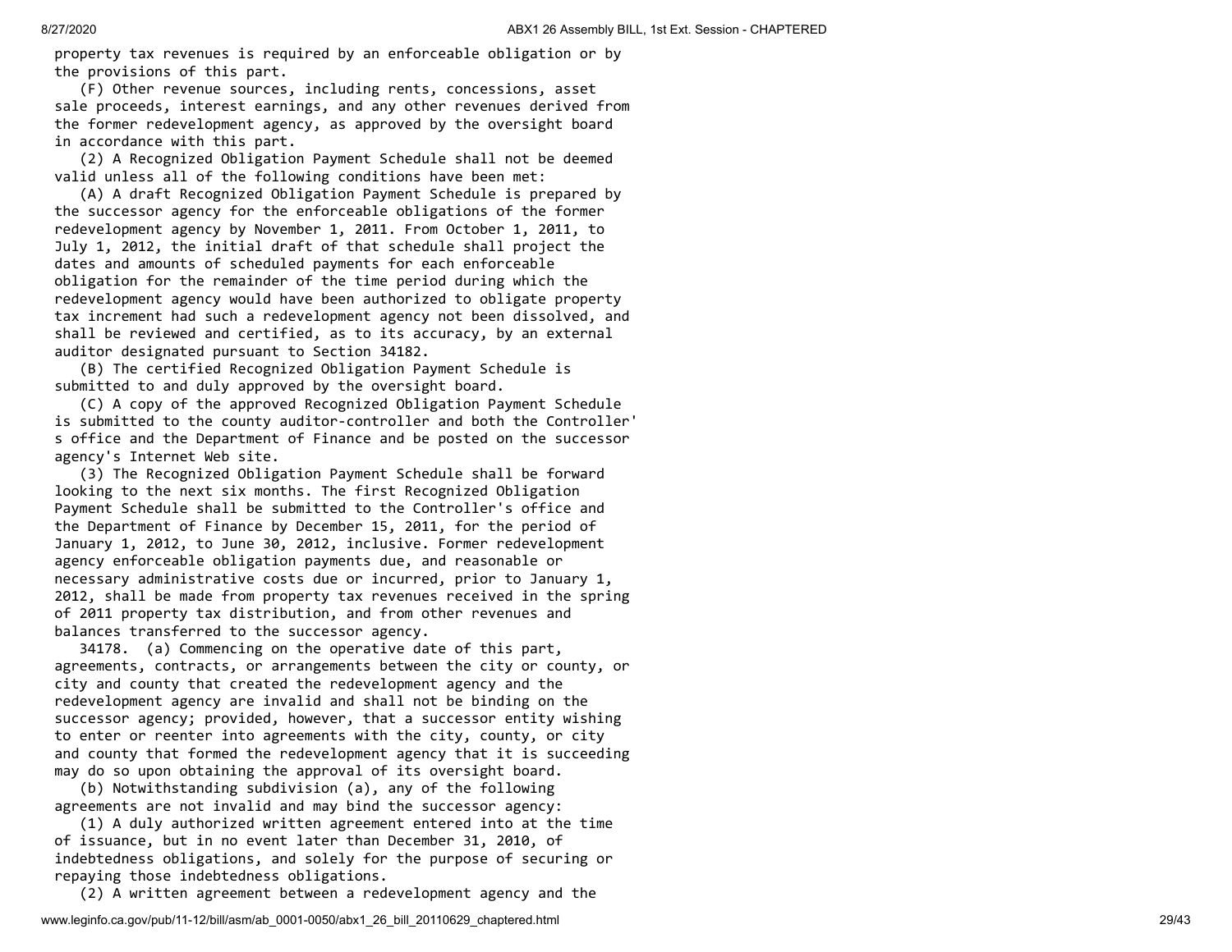property tax revenues is required by an enforceable obligation or by the provisions of this part.

(F) Other revenue sources, including rents, concessions, asset sale proceeds, interest earnings, and any other revenues derived from the former redevelopment agency, as approved by the oversight board in accordance with this part.

(2) A Recognized Obligation Payment Schedule shall not be deemed valid unless all of the following conditions have been met:

(A) A draft Recognized Obligation Payment Schedule is prepared by the successor agency for the enforceable obligations of the former redevelopment agency by November 1, 2011. From October 1, 2011, to July 1, 2012, the initial draft of that schedule shall project the dates and amounts of scheduled payments for each enforceable obligation for the remainder of the time period during which the redevelopment agency would have been authorized to obligate property tax increment had such a redevelopment agency not been dissolved, and shall be reviewed and certified, as to its accuracy, by an external auditor designated pursuant to Section 34182.

(B) The certified Recognized Obligation Payment Schedule is submitted to and duly approved by the oversight board.

(C) A copy of the approved Recognized Obligation Payment Schedule is submitted to the county auditor-controller and both the Controller's office and the Department of Finance and be posted on the successor agency's Internet Web site.

(3) The Recognized Obligation Payment Schedule shall be forward looking to the next six months. The first Recognized Obligation Payment Schedule shall be submitted to the Controller's office and the Department of Finance by December 15, 2011, for the period of January 1, 2012, to June 30, 2012, inclusive. Former redevelopment agency enforceable obligation payments due, and reasonable or necessary administrative costs due or incurred, prior to January 1, 2012, shall be made from property tax revenues received in the spring of 2011 property tax distribution, and from other revenues and balances transferred to the successor agency.

34178. (a) Commencing on the operative date of this part, agreements, contracts, or arrangements between the city or county, or city and county that created the redevelopment agency and the redevelopment agency are invalid and shall not be binding on the successor agency; provided, however, that a successor entity wishing to enter or reenter into agreements with the city, county, or city and county that formed the redevelopment agency that it is succeeding may do so upon obtaining the approval of its oversight board.

(b) Notwithstanding subdivision (a), any of the following agreements are not invalid and may bind the successor agency:

(1) A duly authorized written agreement entered into at the time of issuance, but in no event later than December 31, 2010, of indebtedness obligations, and solely for the purpose of securing or repaying those indebtedness obligations.

(2) A written agreement between a redevelopment agency and the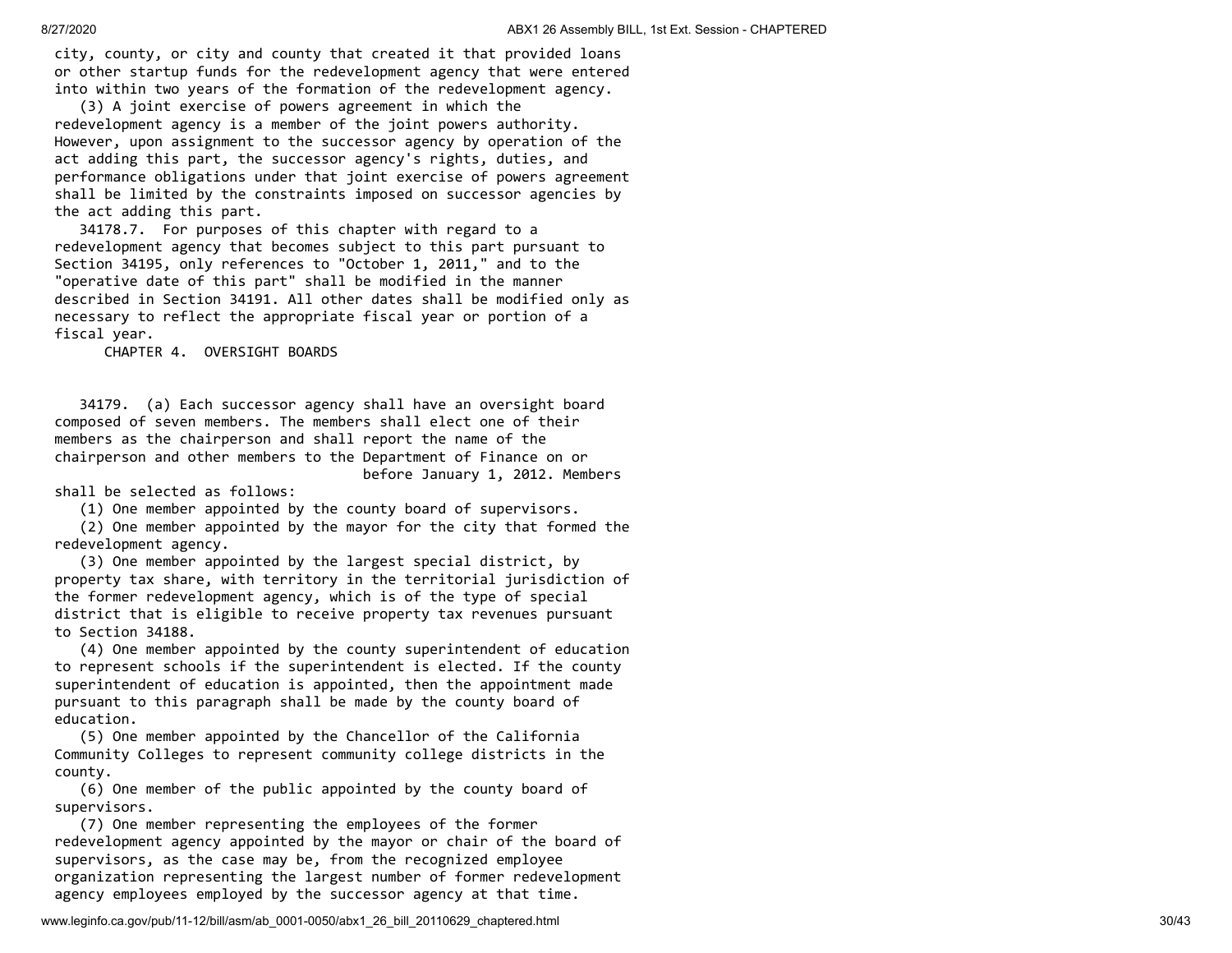city, county, or city and county that created it that provided loans or other startup funds for the redevelopment agency that were entered into within two years of the formation of the redevelopment agency.

(3) A joint exercise of powers agreement in which the redevelopment agency is a member of the joint powers authority. However, upon assignment to the successor agency by operation of the act adding this part, the successor agency's rights, duties, and performance obligations under that joint exercise of powers agreement shall be limited by the constraints imposed on successor agencies by the act adding this part.

34178.7. For purposes of this chapter with regard to a redevelopment agency that becomes subject to this part pursuant to Section 34195, only references to "October 1, 2011," and to the "operative date of this part" shall be modified in the manner described in Section 34191. All other dates shall be modified only as necessary to reflect the appropriate fiscal year or portion of a fiscal year.

## CHAPTER 4. OVERSIGHT BOARDS

34179. (a) Each successor agency shall have an oversight board composed of seven members. The members shall elect one of their members as the chairperson and shall report the name of the chairperson and other members to the Department of Finance on or before January 1, 2012. Members shall be selected as follows:

(1) One member appointed by the county board of supervisors.

(2) One member appointed by the mayor for the city that formed the redevelopment agency.

(3) One member appointed by the largest special district, by property tax share, with territory in the territorial jurisdiction of the former redevelopment agency, which is of the type of special district that is eligible to receive property tax revenues pursuant to Section 34188.

(4) One member appointed by the county superintendent of education to represent schools if the superintendent is elected. If the county superintendent of education is appointed, then the appointment made pursuant to this paragraph shall be made by the county board of education.

(5) One member appointed by the Chancellor of the California Community Colleges to represent community college districts in the county.

(6) One member of the public appointed by the county board of supervisors.

(7) One member representing the employees of the former redevelopment agency appointed by the mayor or chair of the board of supervisors, as the case may be, from the recognized employee organization representing the largest number of former redevelopment agency employees employed by the successor agency at that time.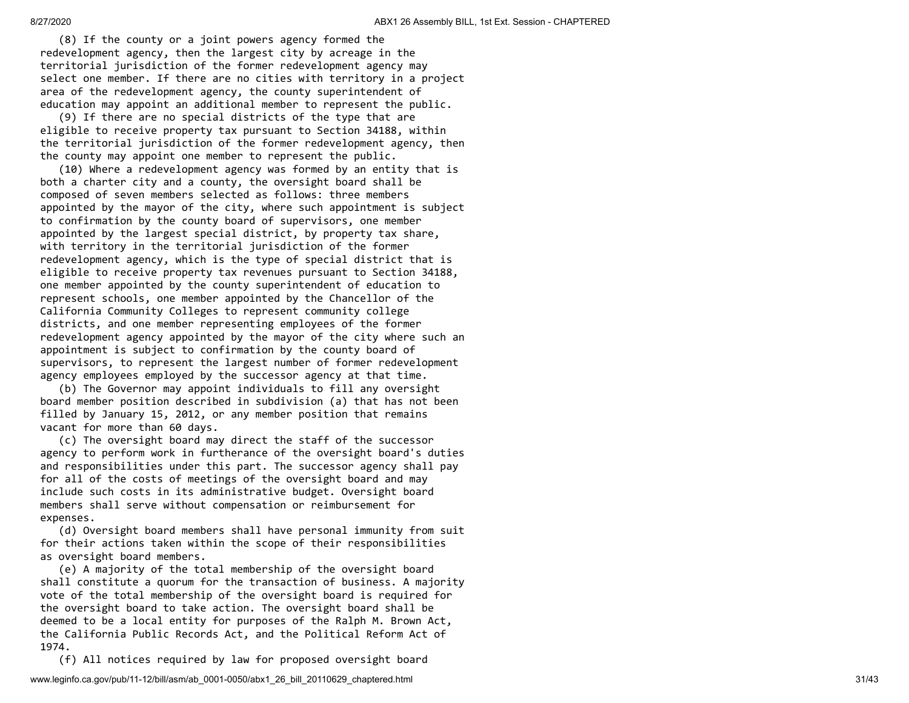(8) If the county or a joint powers agency formed the redevelopment agency, then the largest city by acreage in the territorial jurisdiction of the former redevelopment agency may select one member. If there are no cities with territory in a project area of the redevelopment agency, the county superintendent of education may appoint an additional member to represent the public.

(9) If there are no special districts of the type that are eligible to receive property tax pursuant to Section 34188, within the territorial jurisdiction of the former redevelopment agency, then the county may appoint one member to represent the public.

(10) Where a redevelopment agency was formed by an entity that is both a charter city and a county, the oversight board shall be composed of seven members selected as follows: three members appointed by the mayor of the city, where such appointment is subject to confirmation by the county board of supervisors, one member appointed by the largest special district, by property tax share, with territory in the territorial jurisdiction of the former redevelopment agency, which is the type of special district that is eligible to receive property tax revenues pursuant to Section 34188, one member appointed by the county superintendent of education to represent schools, one member appointed by the Chancellor of the California Community Colleges to represent community college districts, and one member representing employees of the former redevelopment agency appointed by the mayor of the city where such an appointment is subject to confirmation by the county board of supervisors, to represent the largest number of former redevelopment agency employees employed by the successor agency at that time.

(b) The Governor may appoint individuals to fill any oversight board member position described in subdivision (a) that has not been filled by January 15, 2012, or any member position that remains vacant for more than 60 days.

(c) The oversight board may direct the staff of the successor agency to perform work in furtherance of the oversight board's duties and responsibilities under this part. The successor agency shall pay for all of the costs of meetings of the oversight board and may include such costs in its administrative budget. Oversight board members shall serve without compensation or reimbursement for expenses.

(d) Oversight board members shall have personal immunity from suit for their actions taken within the scope of their responsibilities as oversight board members.

(e) A majority of the total membership of the oversight board shall constitute a quorum for the transaction of business. A majority vote of the total membership of the oversight board is required for the oversight board to take action. The oversight board shall be deemed to be a local entity for purposes of the Ralph M. Brown Act, the California Public Records Act, and the Political Reform Act of 1974.

(f) All notices required by law for proposed oversight board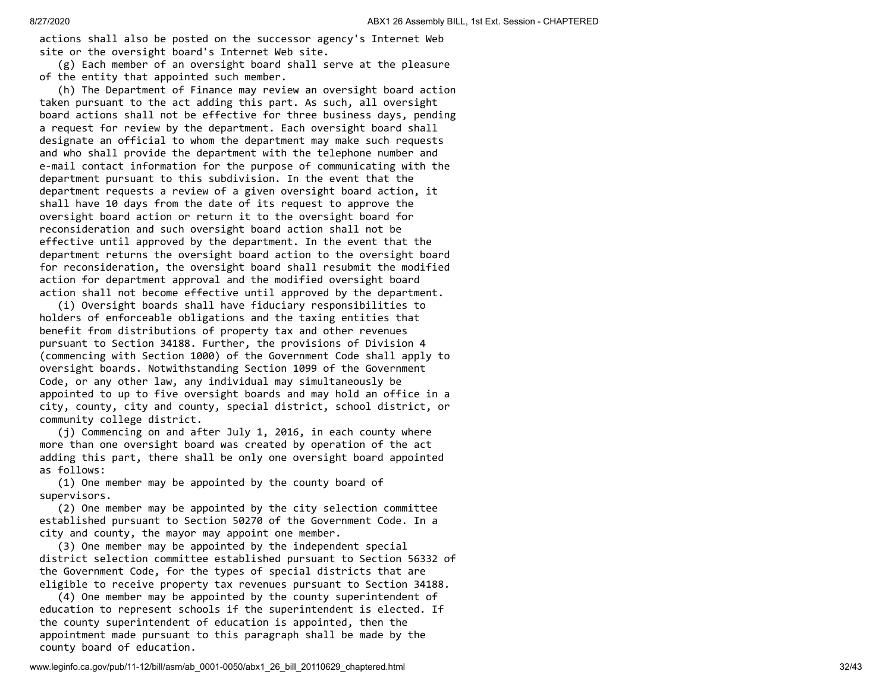actions shall also be posted on the successor agency's Internet Web site or the oversight board's Internet Web site.

(g) Each member of an oversight board shall serve at the pleasure of the entity that appointed such member.

(h) The Department of Finance may review an oversight board action taken pursuant to the act adding this part. As such, all oversight board actions shall not be effective for three business days, pending a request for review by the department. Each oversight board shall designate an official to whom the department may make such requests and who shall provide the department with the telephone number and e-mail contact information for the purpose of communicating with the department pursuant to this subdivision. In the event that the department requests a review of a given oversight board action, it shall have 10 days from the date of its request to approve the oversight board action or return it to the oversight board for reconsideration and such oversight board action shall not be effective until approved by the department. In the event that the department returns the oversight board action to the oversight board for reconsideration, the oversight board shall resubmit the modified action for department approval and the modified oversight board action shall not become effective until approved by the department.

(i) Oversight boards shall have fiduciary responsibilities to holders of enforceable obligations and the taxing entities that benefit from distributions of property tax and other revenues pursuant to Section 34188. Further, the provisions of Division 4 (commencing with Section 1000) of the Government Code shall apply to oversight boards. Notwithstanding Section 1099 of the Government Code, or any other law, any individual may simultaneously be appointed to up to five oversight boards and may hold an office in a city, county, city and county, special district, school district, or community college district.

(j) Commencing on and after July 1, 2016, in each county where more than one oversight board was created by operation of the act adding this part, there shall be only one oversight board appointed as follows:

(1) One member may be appointed by the county board of supervisors.

(2) One member may be appointed by the city selection committee established pursuant to Section 50270 of the Government Code. In a city and county, the mayor may appoint one member.

(3) One member may be appointed by the independent special district selection committee established pursuant to Section 56332 of the Government Code, for the types of special districts that are eligible to receive property tax revenues pursuant to Section 34188.

(4) One member may be appointed by the county superintendent of education to represent schools if the superintendent is elected. If the county superintendent of education is appointed, then the appointment made pursuant to this paragraph shall be made by the county board of education.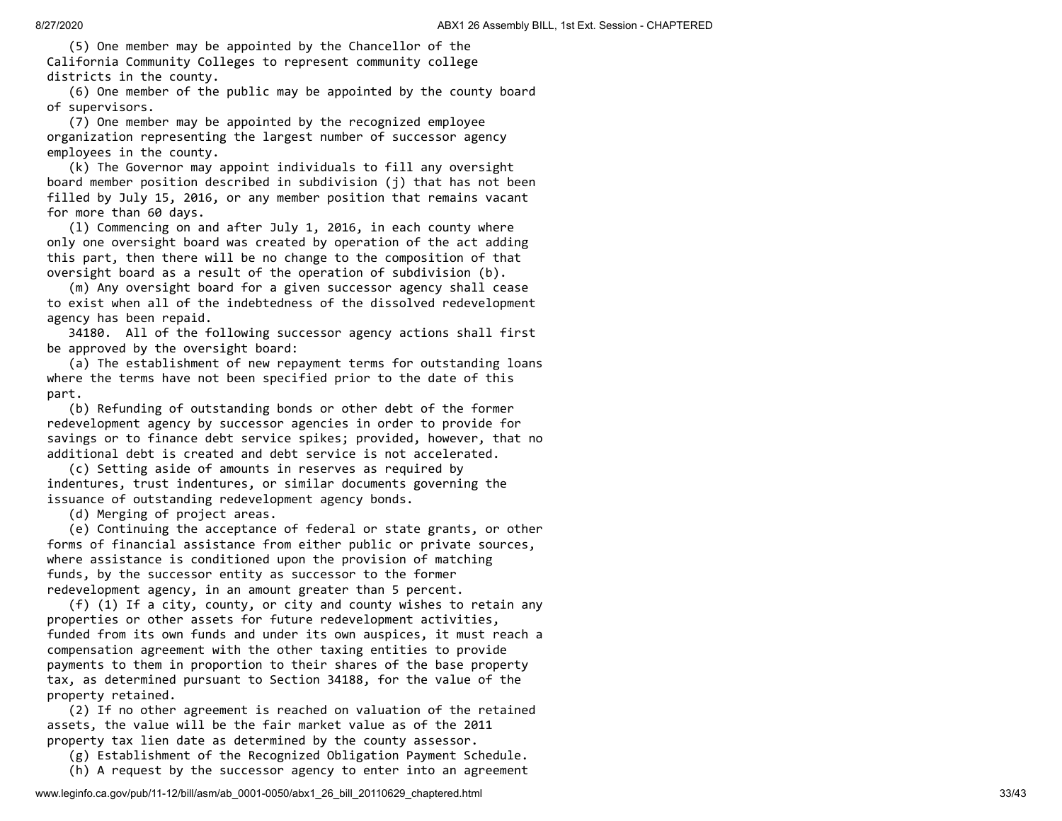(5) One member may be appointed by the Chancellor of the California Community Colleges to represent community college districts in the county.

(6) One member of the public may be appointed by the county board of supervisors.

(7) One member may be appointed by the recognized employee organization representing the largest number of successor agency employees in the county.

(k) The Governor may appoint individuals to fill any oversight board member position described in subdivision (j) that has not been filled by July 15, 2016, or any member position that remains vacant for more than 60 days.

(l) Commencing on and after July 1, 2016, in each county where only one oversight board was created by operation of the act adding this part, then there will be no change to the composition of that oversight board as a result of the operation of subdivision (b).

(m) Any oversight board for a given successor agency shall cease to exist when all of the indebtedness of the dissolved redevelopment agency has been repaid.

34180. All of the following successor agency actions shall first be approved by the oversight board:

(a) The establishment of new repayment terms for outstanding loans where the terms have not been specified prior to the date of this part.

(b) Refunding of outstanding bonds or other debt of the former redevelopment agency by successor agencies in order to provide for savings or to finance debt service spikes; provided, however, that no additional debt is created and debt service is not accelerated.

(c) Setting aside of amounts in reserves as required by indentures, trust indentures, or similar documents governing the issuance of outstanding redevelopment agency bonds.

(d) Merging of project areas.

(e) Continuing the acceptance of federal or state grants, or other forms of financial assistance from either public or private sources, where assistance is conditioned upon the provision of matching funds, by the successor entity as successor to the former redevelopment agency, in an amount greater than 5 percent.

(f) (1) If a city, county, or city and county wishes to retain any properties or other assets for future redevelopment activities, funded from its own funds and under its own auspices, it must reach a compensation agreement with the other taxing entities to provide payments to them in proportion to their shares of the base property tax, as determined pursuant to Section 34188, for the value of the property retained.

(2) If no other agreement is reached on valuation of the retained assets, the value will be the fair market value as of the 2011 property tax lien date as determined by the county assessor.

(g) Establishment of the Recognized Obligation Payment Schedule.

(h) A request by the successor agency to enter into an agreement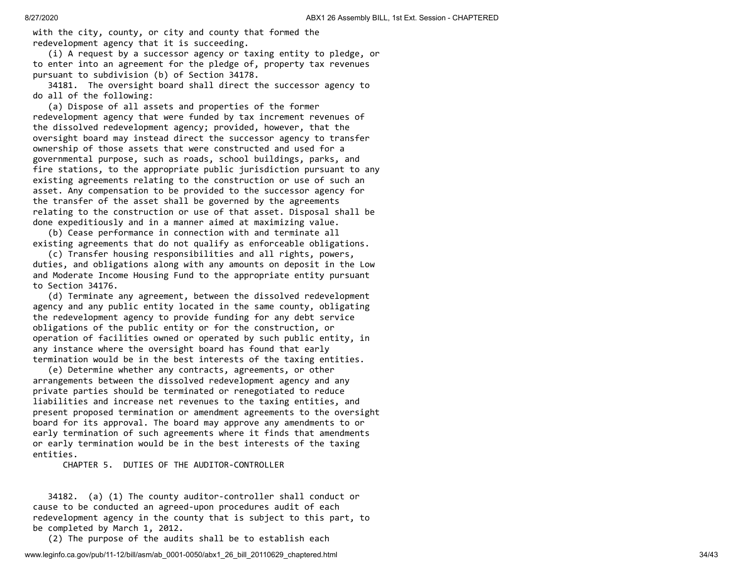with the city, county, or city and county that formed the redevelopment agency that it is succeeding.

(i) A request by a successor agency or taxing entity to pledge, or to enter into an agreement for the pledge of, property tax revenues pursuant to subdivision (b) of Section 34178.

34181. The oversight board shall direct the successor agency to do all of the following:

(a) Dispose of all assets and properties of the former redevelopment agency that were funded by tax increment revenues of the dissolved redevelopment agency; provided, however, that the oversight board may instead direct the successor agency to transfer ownership of those assets that were constructed and used for a governmental purpose, such as roads, school buildings, parks, and fire stations, to the appropriate public jurisdiction pursuant to any existing agreements relating to the construction or use of such an asset. Any compensation to be provided to the successor agency for the transfer of the asset shall be governed by the agreements relating to the construction or use of that asset. Disposal shall be done expeditiously and in a manner aimed at maximizing value.

(b) Cease performance in connection with and terminate all existing agreements that do not qualify as enforceable obligations.

(c) Transfer housing responsibilities and all rights, powers, duties, and obligations along with any amounts on deposit in the Low and Moderate Income Housing Fund to the appropriate entity pursuant to Section 34176.

(d) Terminate any agreement, between the dissolved redevelopment agency and any public entity located in the same county, obligating the redevelopment agency to provide funding for any debt service obligations of the public entity or for the construction, or operation of facilities owned or operated by such public entity, in any instance where the oversight board has found that early termination would be in the best interests of the taxing entities.

(e) Determine whether any contracts, agreements, or other arrangements between the dissolved redevelopment agency and any private parties should be terminated or renegotiated to reduce liabilities and increase net revenues to the taxing entities, and present proposed termination or amendment agreements to the oversight board for its approval. The board may approve any amendments to or early termination of such agreements where it finds that amendments or early termination would be in the best interests of the taxing entities.

## CHAPTER 5. DUTIES OF THE AUDITOR-CONTROLLER

34182. (a) (1) The county auditor-controller shall conduct or cause to be conducted an agreed-upon procedures audit of each redevelopment agency in the county that is subject to this part, to be completed by March 1, 2012.

(2) The purpose of the audits shall be to establish each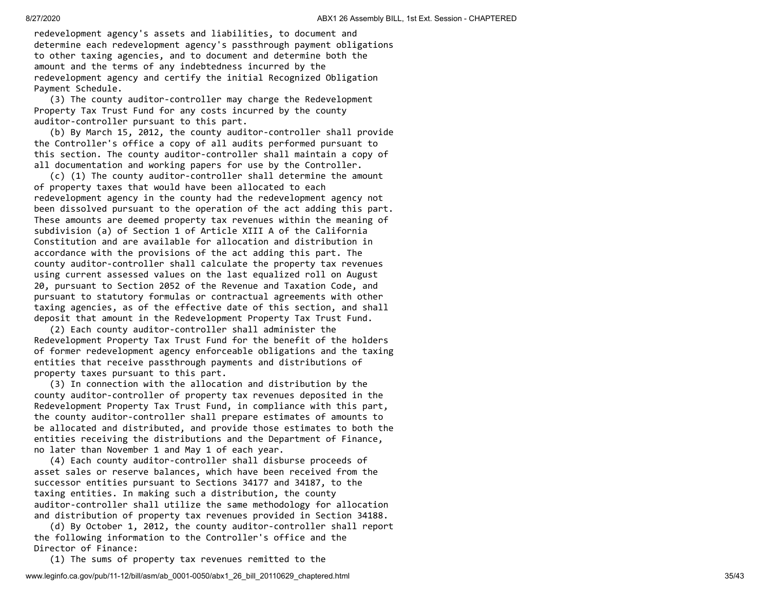redevelopment agency's assets and liabilities, to document and determine each redevelopment agency's passthrough payment obligations to other taxing agencies, and to document and determine both the amount and the terms of any indebtedness incurred by the redevelopment agency and certify the initial Recognized Obligation Payment Schedule.

(3) The county auditor-controller may charge the Redevelopment Property Tax Trust Fund for any costs incurred by the county auditor-controller pursuant to this part.

(b) By March 15, 2012, the county auditor-controller shall provide the Controller's office a copy of all audits performed pursuant to this section. The county auditor-controller shall maintain a copy of all documentation and working papers for use by the Controller.

(c) (1) The county auditor-controller shall determine the amount of property taxes that would have been allocated to each redevelopment agency in the county had the redevelopment agency not been dissolved pursuant to the operation of the act adding this part. These amounts are deemed property tax revenues within the meaning of subdivision (a) of Section 1 of Article XIII A of the California Constitution and are available for allocation and distribution in accordance with the provisions of the act adding this part. The county auditor-controller shall calculate the property tax revenues using current assessed values on the last equalized roll on August 20, pursuant to Section 2052 of the Revenue and Taxation Code, and pursuant to statutory formulas or contractual agreements with other taxing agencies, as of the effective date of this section, and shall deposit that amount in the Redevelopment Property Tax Trust Fund.

(2) Each county auditor-controller shall administer the Redevelopment Property Tax Trust Fund for the benefit of the holders of former redevelopment agency enforceable obligations and the taxing entities that receive passthrough payments and distributions of property taxes pursuant to this part.

(3) In connection with the allocation and distribution by the county auditor-controller of property tax revenues deposited in the Redevelopment Property Tax Trust Fund, in compliance with this part, the county auditor-controller shall prepare estimates of amounts to be allocated and distributed, and provide those estimates to both the entities receiving the distributions and the Department of Finance, no later than November 1 and May 1 of each year.

(4) Each county auditor-controller shall disburse proceeds of asset sales or reserve balances, which have been received from the successor entities pursuant to Sections 34177 and 34187, to the taxing entities. In making such a distribution, the county auditor-controller shall utilize the same methodology for allocation and distribution of property tax revenues provided in Section 34188.

(d) By October 1, 2012, the county auditor-controller shall report the following information to the Controller's office and the Director of Finance:

(1) The sums of property tax revenues remitted to the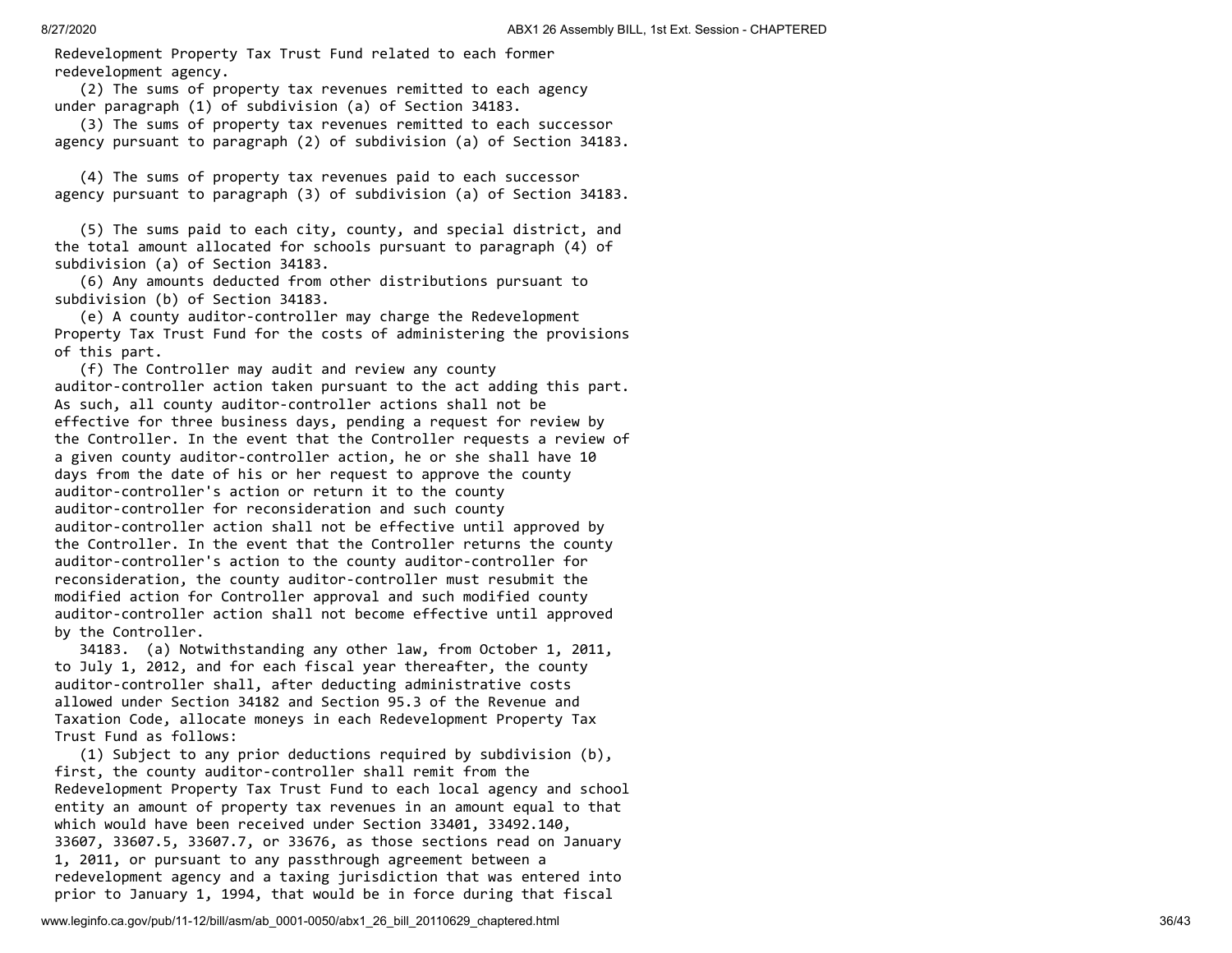Redevelopment Property Tax Trust Fund related to each former redevelopment agency.

(2) The sums of property tax revenues remitted to each agency under paragraph (1) of subdivision (a) of Section 34183.

(3) The sums of property tax revenues remitted to each successor agency pursuant to paragraph (2) of subdivision (a) of Section 34183.

(4) The sums of property tax revenues paid to each successor agency pursuant to paragraph (3) of subdivision (a) of Section 34183.

(5) The sums paid to each city, county, and special district, and the total amount allocated for schools pursuant to paragraph (4) of subdivision (a) of Section 34183.

(6) Any amounts deducted from other distributions pursuant to subdivision (b) of Section 34183.

(e) A county auditor-controller may charge the Redevelopment Property Tax Trust Fund for the costs of administering the provisions of this part.

(f) The Controller may audit and review any county auditor-controller action taken pursuant to the act adding this part. As such, all county auditor-controller actions shall not be effective for three business days, pending a request for review by the Controller. In the event that the Controller requests a review of a given county auditor-controller action, he or she shall have 10 days from the date of his or her request to approve the county auditor-controller's action or return it to the county auditor-controller for reconsideration and such county auditor-controller action shall not be effective until approved by the Controller. In the event that the Controller returns the county auditor-controller's action to the county auditor-controller for reconsideration, the county auditor-controller must resubmit the modified action for Controller approval and such modified county auditor-controller action shall not become effective until approved by the Controller.

34183. (a) Notwithstanding any other law, from October 1, 2011, to July 1, 2012, and for each fiscal year thereafter, the county auditor-controller shall, after deducting administrative costs allowed under Section 34182 and Section 95.3 of the Revenue and Taxation Code, allocate moneys in each Redevelopment Property Tax Trust Fund as follows:

(1) Subject to any prior deductions required by subdivision (b), first, the county auditor-controller shall remit from the Redevelopment Property Tax Trust Fund to each local agency and school entity an amount of property tax revenues in an amount equal to that which would have been received under Section 33401, 33492.140, 33607, 33607.5, 33607.7, or 33676, as those sections read on January 1, 2011, or pursuant to any passthrough agreement between a redevelopment agency and a taxing jurisdiction that was entered into prior to January 1, 1994, that would be in force during that fiscal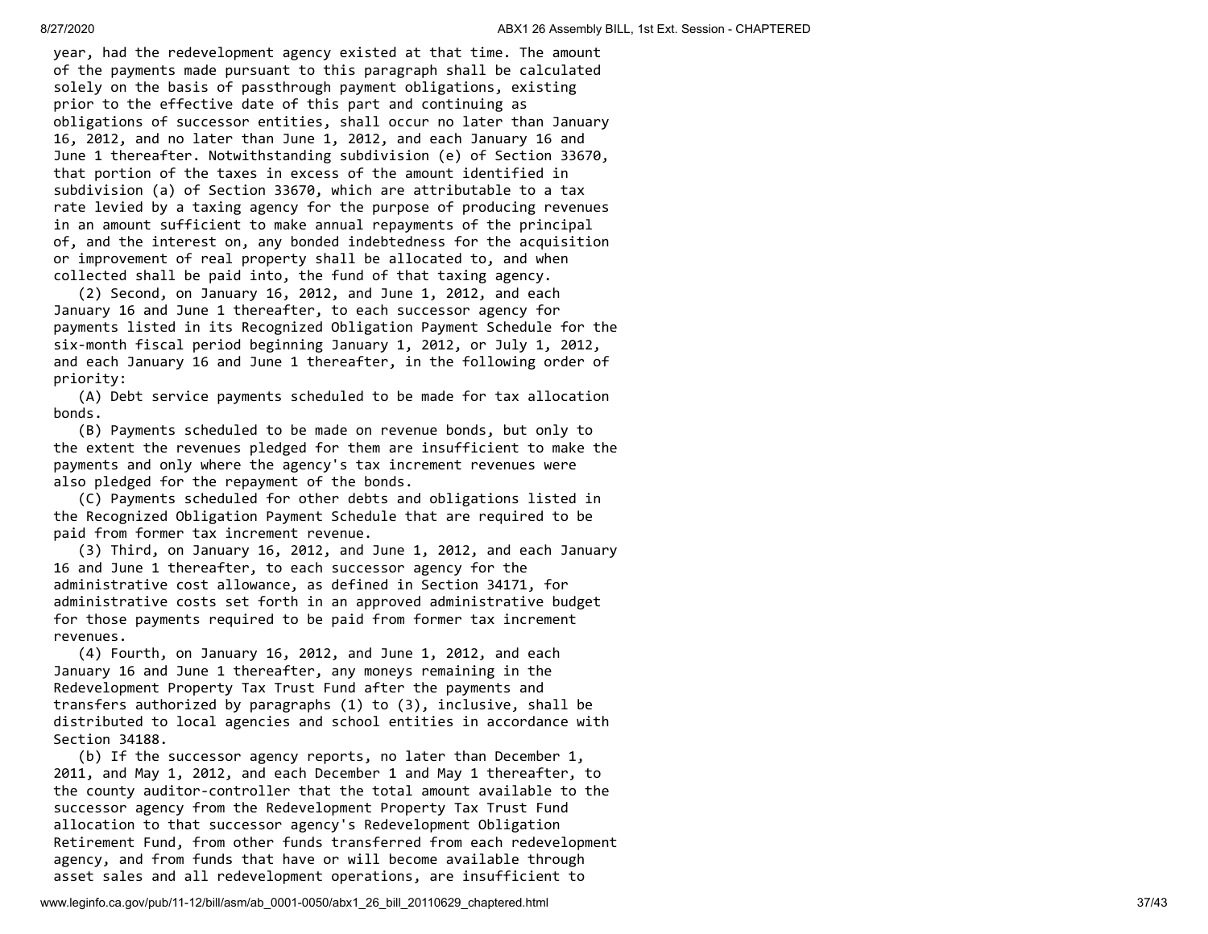year, had the redevelopment agency existed at that time. The amount of the payments made pursuant to this paragraph shall be calculated solely on the basis of passthrough payment obligations, existing prior to the effective date of this part and continuing as obligations of successor entities, shall occur no later than January 16, 2012, and no later than June 1, 2012, and each January 16 and June 1 thereafter. Notwithstanding subdivision (e) of Section 33670, that portion of the taxes in excess of the amount identified in subdivision (a) of Section 33670, which are attributable to a tax rate levied by a taxing agency for the purpose of producing revenues in an amount sufficient to make annual repayments of the principal of, and the interest on, any bonded indebtedness for the acquisition or improvement of real property shall be allocated to, and when collected shall be paid into, the fund of that taxing agency.

(2) Second, on January 16, 2012, and June 1, 2012, and each January 16 and June 1 thereafter, to each successor agency for payments listed in its Recognized Obligation Payment Schedule for the six-month fiscal period beginning January 1, 2012, or July 1, 2012, and each January 16 and June 1 thereafter, in the following order of priority:

(A) Debt service payments scheduled to be made for tax allocation bonds.

(B) Payments scheduled to be made on revenue bonds, but only to the extent the revenues pledged for them are insufficient to make the payments and only where the agency's tax increment revenues were also pledged for the repayment of the bonds.

(C) Payments scheduled for other debts and obligations listed in the Recognized Obligation Payment Schedule that are required to be paid from former tax increment revenue.

(3) Third, on January 16, 2012, and June 1, 2012, and each January 16 and June 1 thereafter, to each successor agency for the administrative cost allowance, as defined in Section 34171, for administrative costs set forth in an approved administrative budget for those payments required to be paid from former tax increment revenues.

(4) Fourth, on January 16, 2012, and June 1, 2012, and each January 16 and June 1 thereafter, any moneys remaining in the Redevelopment Property Tax Trust Fund after the payments and transfers authorized by paragraphs (1) to (3), inclusive, shall be distributed to local agencies and school entities in accordance with Section 34188.

(b) If the successor agency reports, no later than December 1, 2011, and May 1, 2012, and each December 1 and May 1 thereafter, to the county auditor-controller that the total amount available to the successor agency from the Redevelopment Property Tax Trust Fund allocation to that successor agency's Redevelopment Obligation Retirement Fund, from other funds transferred from each redevelopment agency, and from funds that have or will become available through asset sales and all redevelopment operations, are insufficient to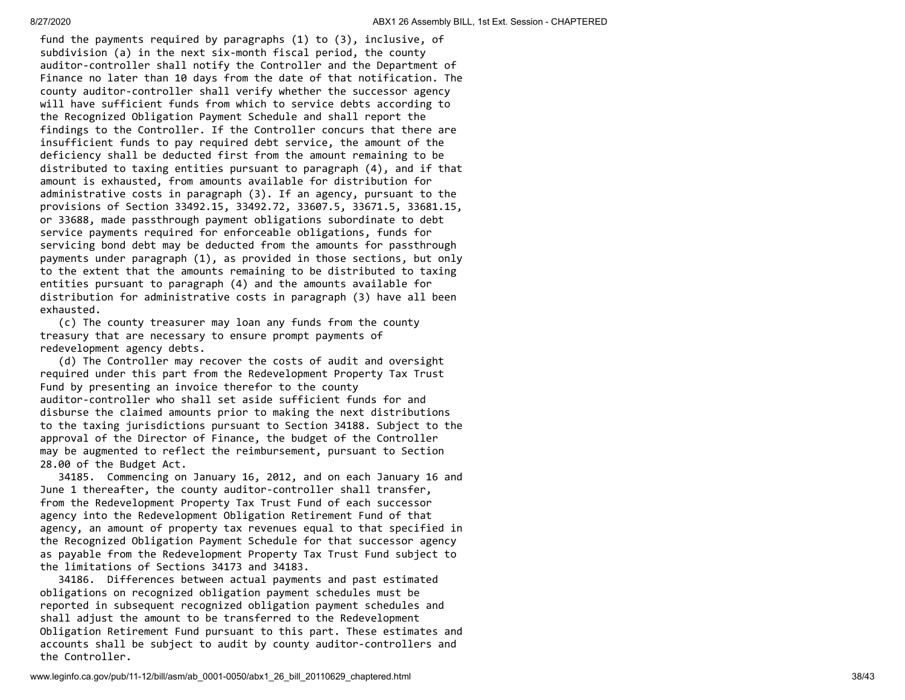fund the payments required by paragraphs (1) to (3), inclusive, of subdivision (a) in the next six-month fiscal period, the county auditor-controller shall notify the Controller and the Department of Finance no later than 10 days from the date of that notification. The county auditor-controller shall verify whether the successor agency will have sufficient funds from which to service debts according to the Recognized Obligation Payment Schedule and shall report the findings to the Controller. If the Controller concurs that there are insufficient funds to pay required debt service, the amount of the deficiency shall be deducted first from the amount remaining to be distributed to taxing entities pursuant to paragraph (4), and if that amount is exhausted, from amounts available for distribution for administrative costs in paragraph (3). If an agency, pursuant to the provisions of Section 33492.15, 33492.72, 33607.5, 33671.5, 33681.15, or 33688, made passthrough payment obligations subordinate to debt service payments required for enforceable obligations, funds for servicing bond debt may be deducted from the amounts for passthrough payments under paragraph (1), as provided in those sections, but only to the extent that the amounts remaining to be distributed to taxing entities pursuant to paragraph (4) and the amounts available for distribution for administrative costs in paragraph (3) have all been exhausted.

(c) The county treasurer may loan any funds from the county treasury that are necessary to ensure prompt payments of redevelopment agency debts.

(d) The Controller may recover the costs of audit and oversight required under this part from the Redevelopment Property Tax Trust Fund by presenting an invoice therefor to the county auditor-controller who shall set aside sufficient funds for and disburse the claimed amounts prior to making the next distributions to the taxing jurisdictions pursuant to Section 34188. Subject to the approval of the Director of Finance, the budget of the Controller may be augmented to reflect the reimbursement, pursuant to Section 28.00 of the Budget Act.

34185. Commencing on January 16, 2012, and on each January 16 and June 1 thereafter, the county auditor-controller shall transfer, from the Redevelopment Property Tax Trust Fund of each successor agency into the Redevelopment Obligation Retirement Fund of that agency, an amount of property tax revenues equal to that specified in the Recognized Obligation Payment Schedule for that successor agency as payable from the Redevelopment Property Tax Trust Fund subject to the limitations of Sections 34173 and 34183.

34186. Differences between actual payments and past estimated obligations on recognized obligation payment schedules must be reported in subsequent recognized obligation payment schedules and shall adjust the amount to be transferred to the Redevelopment Obligation Retirement Fund pursuant to this part. These estimates and accounts shall be subject to audit by county auditor-controllers and the Controller.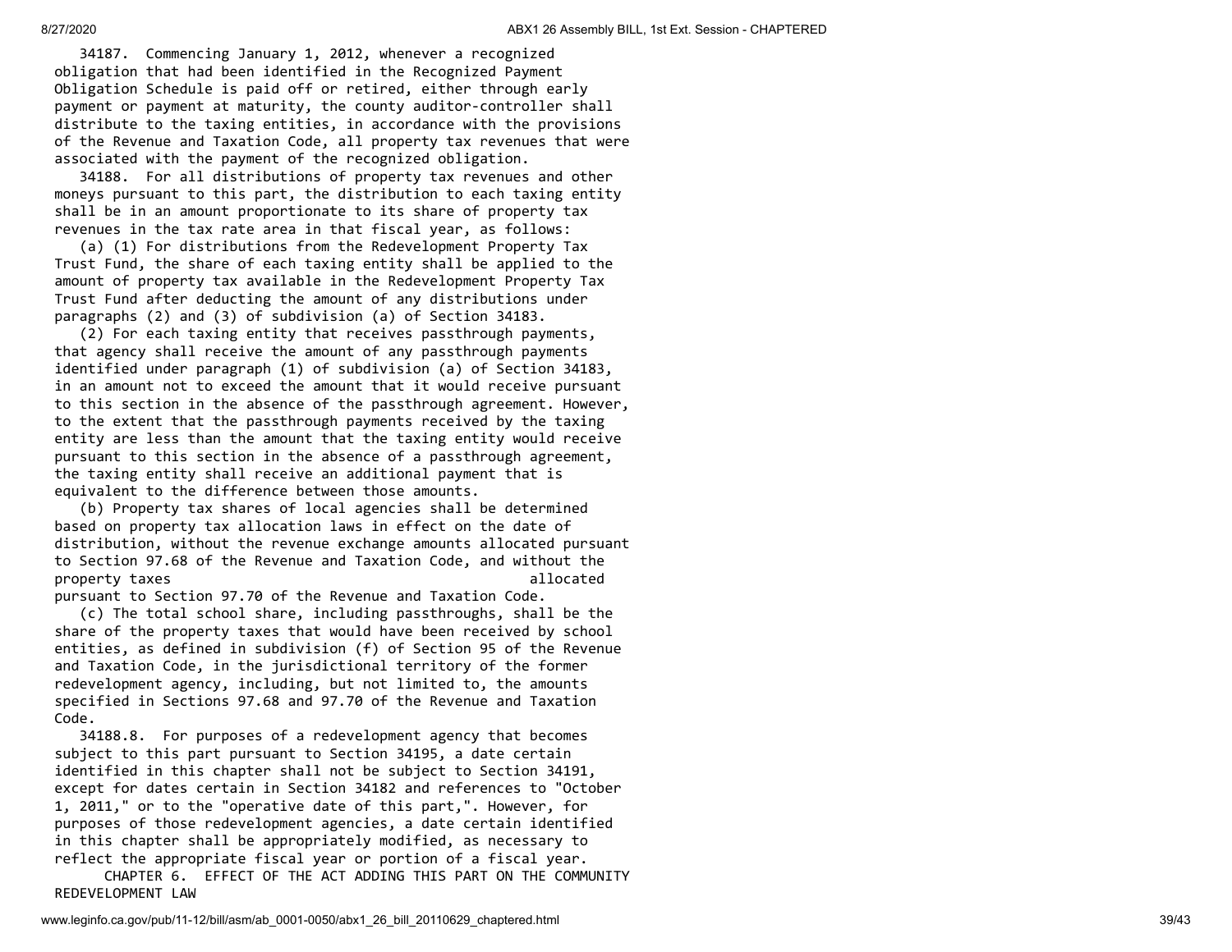34187. Commencing January 1, 2012, whenever a recognized obligation that had been identified in the Recognized Payment Obligation Schedule is paid off or retired, either through early payment or payment at maturity, the county auditor-controller shall distribute to the taxing entities, in accordance with the provisions of the Revenue and Taxation Code, all property tax revenues that were associated with the payment of the recognized obligation.

34188. For all distributions of property tax revenues and other moneys pursuant to this part, the distribution to each taxing entity shall be in an amount proportionate to its share of property tax revenues in the tax rate area in that fiscal year, as follows:

(a) (1) For distributions from the Redevelopment Property Tax Trust Fund, the share of each taxing entity shall be applied to the amount of property tax available in the Redevelopment Property Tax Trust Fund after deducting the amount of any distributions under paragraphs (2) and (3) of subdivision (a) of Section 34183.

(2) For each taxing entity that receives passthrough payments, that agency shall receive the amount of any passthrough payments identified under paragraph (1) of subdivision (a) of Section 34183, in an amount not to exceed the amount that it would receive pursuant to this section in the absence of the passthrough agreement. However, to the extent that the passthrough payments received by the taxing entity are less than the amount that the taxing entity would receive pursuant to this section in the absence of a passthrough agreement, the taxing entity shall receive an additional payment that is equivalent to the difference between those amounts.

(b) Property tax shares of local agencies shall be determined based on property tax allocation laws in effect on the date of distribution, without the revenue exchange amounts allocated pursuant to Section 97.68 of the Revenue and Taxation Code, and without the property taxes allocated pursuant to Section 97.70 of the Revenue and Taxation Code.

(c) The total school share, including passthroughs, shall be the share of the property taxes that would have been received by school entities, as defined in subdivision (f) of Section 95 of the Revenue and Taxation Code, in the jurisdictional territory of the former redevelopment agency, including, but not limited to, the amounts specified in Sections 97.68 and 97.70 of the Revenue and Taxation Code.

34188.8. For purposes of a redevelopment agency that becomes subject to this part pursuant to Section 34195, a date certain identified in this chapter shall not be subject to Section 34191, except for dates certain in Section 34182 and references to "October 1, 2011," or to the "operative date of this part,". However, for purposes of those redevelopment agencies, a date certain identified in this chapter shall be appropriately modified, as necessary to reflect the appropriate fiscal year or portion of a fiscal year.

## CHAPTER 6. EFFECT OF THE ACT ADDING THIS PART ON THE COMMUNITY REDEVELOPMENT LAW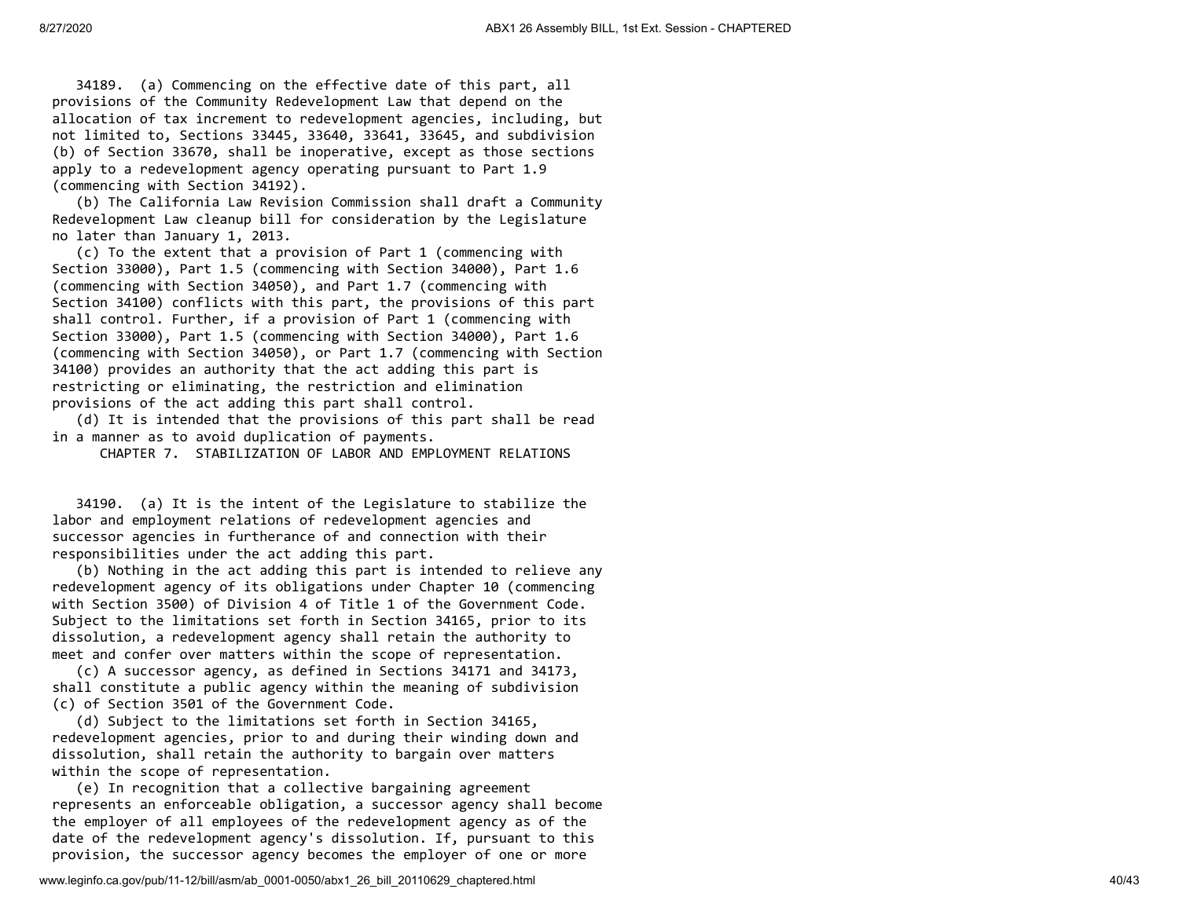34189. (a) Commencing on the effective date of this part, all provisions of the Community Redevelopment Law that depend on the allocation of tax increment to redevelopment agencies, including, but not limited to, Sections 33445, 33640, 33641, 33645, and subdivision (b) of Section 33670, shall be inoperative, except as those sections apply to a redevelopment agency operating pursuant to Part 1.9 (commencing with Section 34192).

(b) The California Law Revision Commission shall draft a Community Redevelopment Law cleanup bill for consideration by the Legislature no later than January 1, 2013.

(c) To the extent that a provision of Part 1 (commencing with Section 33000), Part 1.5 (commencing with Section 34000), Part 1.6 (commencing with Section 34050), and Part 1.7 (commencing with Section 34100) conflicts with this part, the provisions of this part shall control. Further, if a provision of Part 1 (commencing with Section 33000), Part 1.5 (commencing with Section 34000), Part 1.6 (commencing with Section 34050), or Part 1.7 (commencing with Section 34100) provides an authority that the act adding this part is restricting or eliminating, the restriction and elimination provisions of the act adding this part shall control.

(d) It is intended that the provisions of this part shall be read in a manner as to avoid duplication of payments.

## CHAPTER 7. STABILIZATION OF LABOR AND EMPLOYMENT RELATIONS

34190. (a) It is the intent of the Legislature to stabilize the labor and employment relations of redevelopment agencies and successor agencies in furtherance of and connection with their responsibilities under the act adding this part.

(b) Nothing in the act adding this part is intended to relieve any redevelopment agency of its obligations under Chapter 10 (commencing with Section 3500) of Division 4 of Title 1 of the Government Code. Subject to the limitations set forth in Section 34165, prior to its dissolution, a redevelopment agency shall retain the authority to meet and confer over matters within the scope of representation.

(c) A successor agency, as defined in Sections 34171 and 34173, shall constitute a public agency within the meaning of subdivision (c) of Section 3501 of the Government Code.

(d) Subject to the limitations set forth in Section 34165, redevelopment agencies, prior to and during their winding down and dissolution, shall retain the authority to bargain over matters within the scope of representation.

(e) In recognition that a collective bargaining agreement represents an enforceable obligation, a successor agency shall become the employer of all employees of the redevelopment agency as of the date of the redevelopment agency's dissolution. If, pursuant to this provision, the successor agency becomes the employer of one or more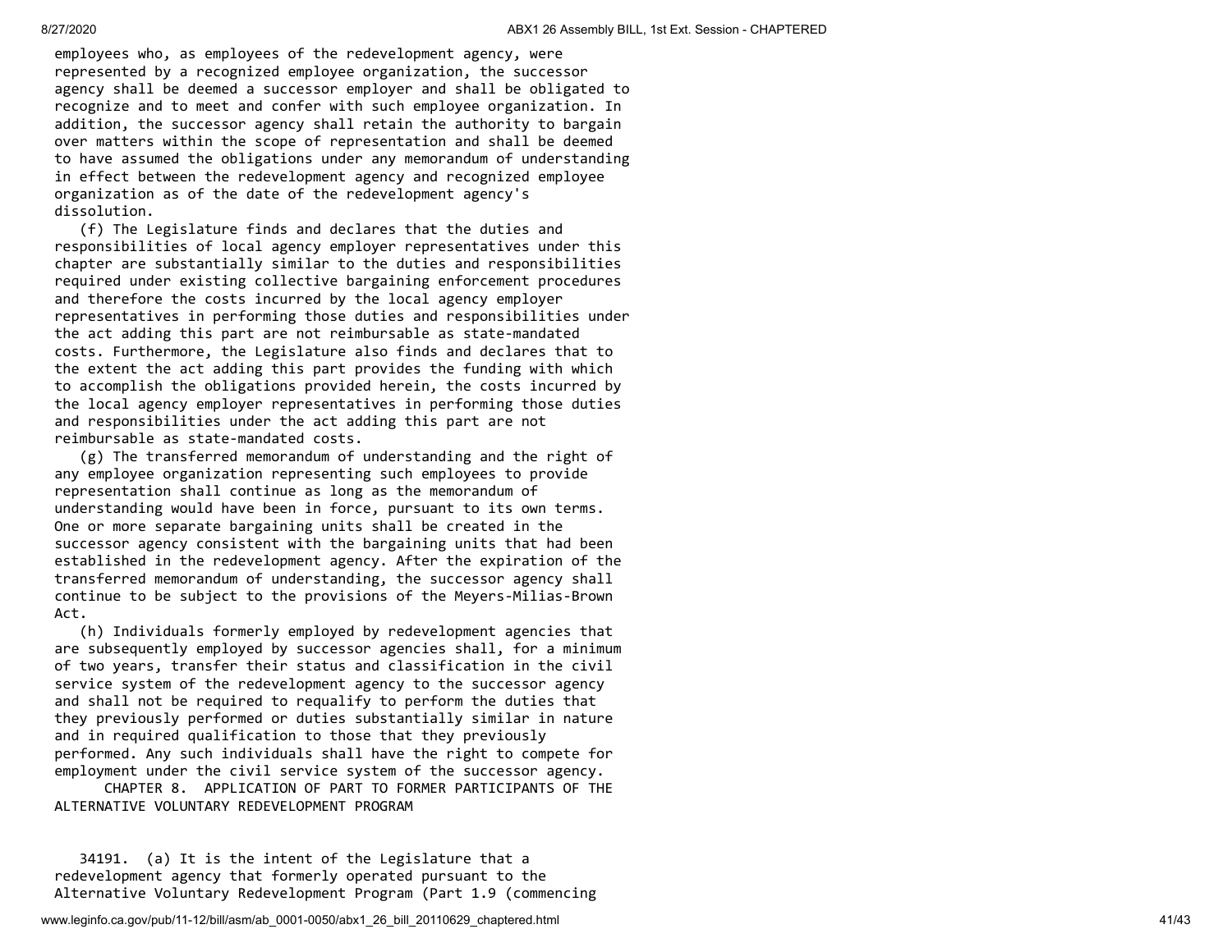employees who, as employees of the redevelopment agency, were represented by a recognized employee organization, the successor agency shall be deemed a successor employer and shall be obligated to recognize and to meet and confer with such employee organization. In addition, the successor agency shall retain the authority to bargain over matters within the scope of representation and shall be deemed to have assumed the obligations under any memorandum of understanding in effect between the redevelopment agency and recognized employee organization as of the date of the redevelopment agency's dissolution.

(f) The Legislature finds and declares that the duties and responsibilities of local agency employer representatives under this chapter are substantially similar to the duties and responsibilities required under existing collective bargaining enforcement procedures and therefore the costs incurred by the local agency employer representatives in performing those duties and responsibilities under the act adding this part are not reimbursable as state-mandated costs. Furthermore, the Legislature also finds and declares that to the extent the act adding this part provides the funding with which to accomplish the obligations provided herein, the costs incurred by the local agency employer representatives in performing those duties and responsibilities under the act adding this part are not reimbursable as state-mandated costs.

(g) The transferred memorandum of understanding and the right of any employee organization representing such employees to provide representation shall continue as long as the memorandum of understanding would have been in force, pursuant to its own terms. One or more separate bargaining units shall be created in the successor agency consistent with the bargaining units that had been established in the redevelopment agency. After the expiration of the transferred memorandum of understanding, the successor agency shall continue to be subject to the provisions of the Meyers-Milias-Brown Act.

(h) Individuals formerly employed by redevelopment agencies that are subsequently employed by successor agencies shall, for a minimum of two years, transfer their status and classification in the civil service system of the redevelopment agency to the successor agency and shall not be required to requalify to perform the duties that they previously performed or duties substantially similar in nature and in required qualification to those that they previously performed. Any such individuals shall have the right to compete for employment under the civil service system of the successor agency.

## CHAPTER 8. APPLICATION OF PART TO FORMER PARTICIPANTS OF THE ALTERNATIVE VOLUNTARY REDEVELOPMENT PROGRAM

34191. (a) It is the intent of the Legislature that a redevelopment agency that formerly operated pursuant to the Alternative Voluntary Redevelopment Program (Part 1.9 (commencing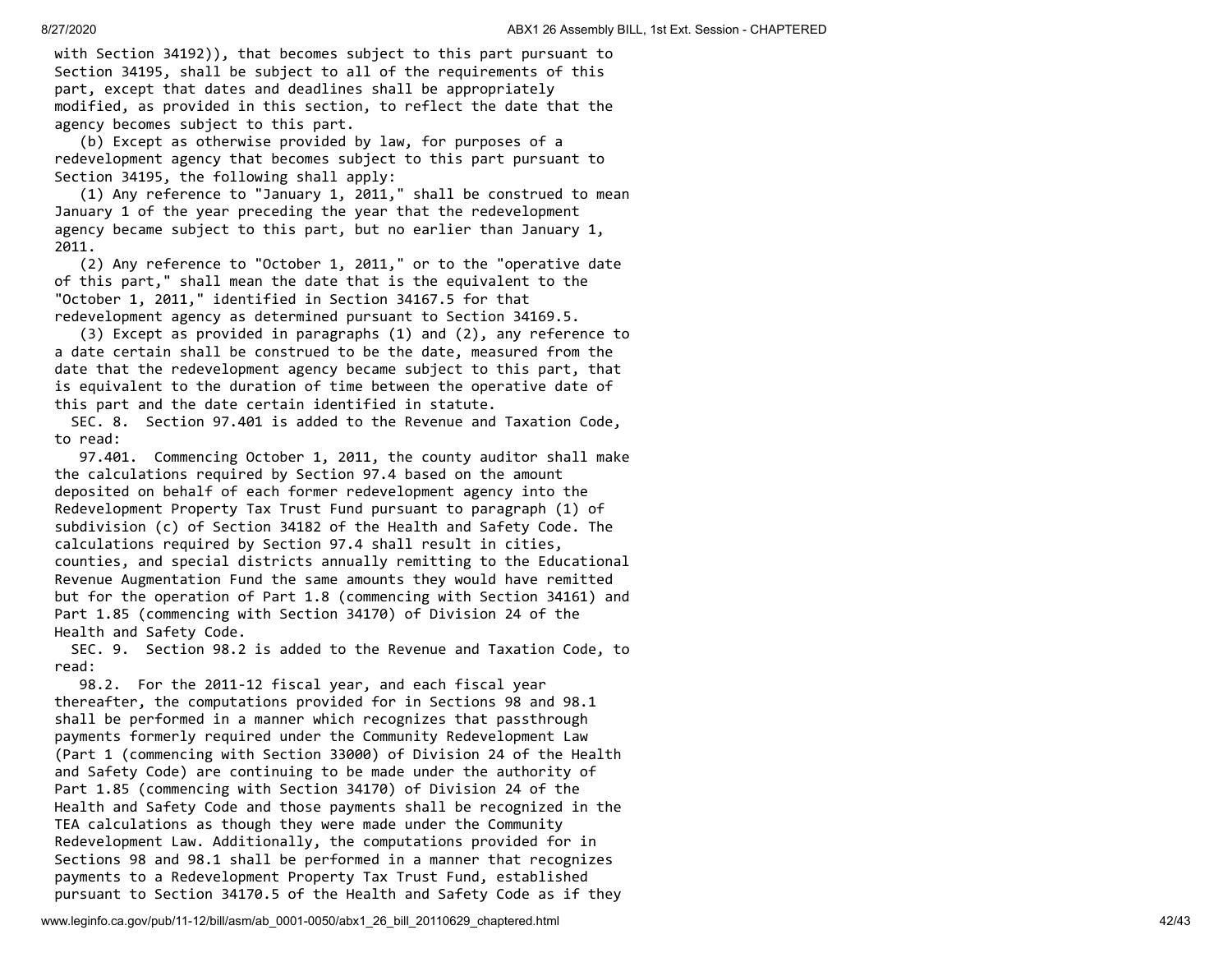with Section 34192)), that becomes subject to this part pursuant to Section 34195, shall be subject to all of the requirements of this part, except that dates and deadlines shall be appropriately modified, as provided in this section, to reflect the date that the agency becomes subject to this part.

(b) Except as otherwise provided by law, for purposes of a redevelopment agency that becomes subject to this part pursuant to Section 34195, the following shall apply:

(1) Any reference to "January 1, 2011," shall be construed to mean January 1 of the year preceding the year that the redevelopment agency became subject to this part, but no earlier than January 1, 2011.

(2) Any reference to "October 1, 2011," or to the "operative date of this part," shall mean the date that is the equivalent to the "October 1, 2011," identified in Section 34167.5 for that redevelopment agency as determined pursuant to Section 34169.5.

(3) Except as provided in paragraphs (1) and (2), any reference to a date certain shall be construed to be the date, measured from the date that the redevelopment agency became subject to this part, that is equivalent to the duration of time between the operative date of this part and the date certain identified in statute.

SEC. 8. Section 97.401 is added to the Revenue and Taxation Code, to read:

97.401. Commencing October 1, 2011, the county auditor shall make the calculations required by Section 97.4 based on the amount deposited on behalf of each former redevelopment agency into the Redevelopment Property Tax Trust Fund pursuant to paragraph (1) of subdivision (c) of Section 34182 of the Health and Safety Code. The calculations required by Section 97.4 shall result in cities, counties, and special districts annually remitting to the Educational Revenue Augmentation Fund the same amounts they would have remitted but for the operation of Part 1.8 (commencing with Section 34161) and Part 1.85 (commencing with Section 34170) of Division 24 of the Health and Safety Code.

SEC. 9. Section 98.2 is added to the Revenue and Taxation Code, to read:

98.2. For the 2011-12 fiscal year, and each fiscal year thereafter, the computations provided for in Sections 98 and 98.1 shall be performed in a manner which recognizes that passthrough payments formerly required under the Community Redevelopment Law (Part 1 (commencing with Section 33000) of Division 24 of the Health and Safety Code) are continuing to be made under the authority of Part 1.85 (commencing with Section 34170) of Division 24 of the Health and Safety Code and those payments shall be recognized in the TEA calculations as though they were made under the Community Redevelopment Law. Additionally, the computations provided for in Sections 98 and 98.1 shall be performed in a manner that recognizes payments to a Redevelopment Property Tax Trust Fund, established pursuant to Section 34170.5 of the Health and Safety Code as if they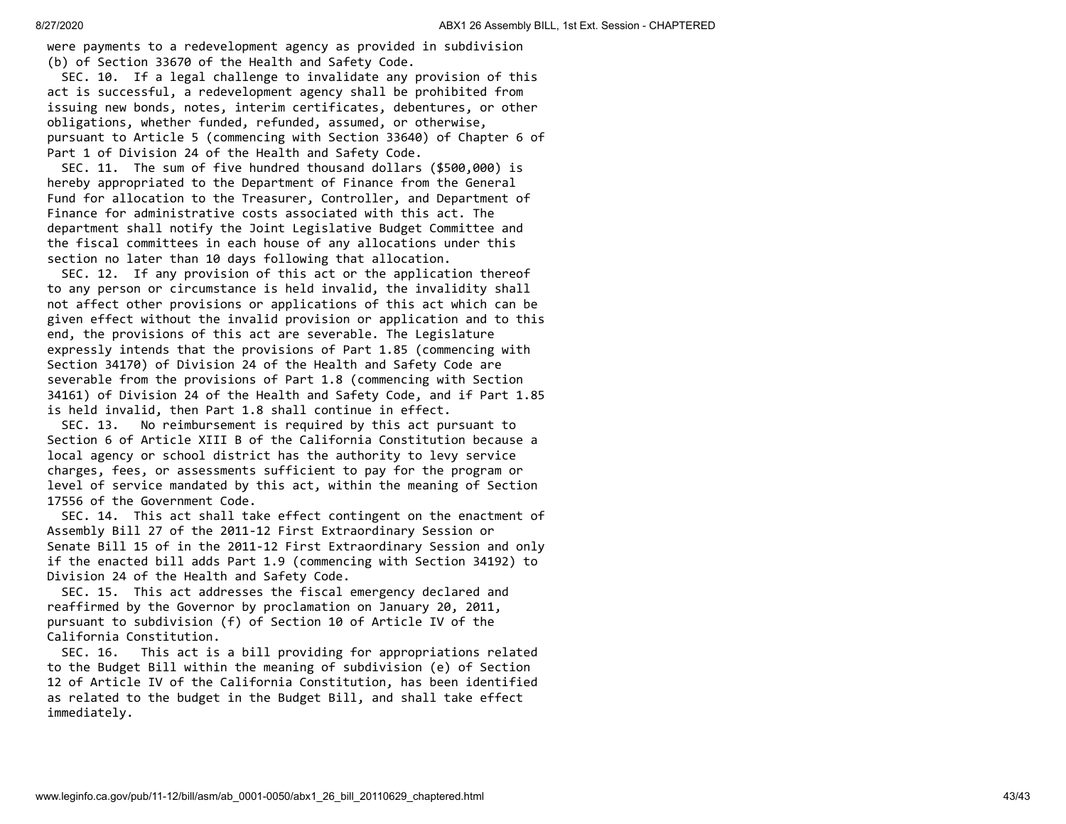were payments to a redevelopment agency as provided in subdivision (b) of Section 33670 of the Health and Safety Code.

SEC. 10. If a legal challenge to invalidate any provision of this act is successful, a redevelopment agency shall be prohibited from issuing new bonds, notes, interim certificates, debentures, or other obligations, whether funded, refunded, assumed, or otherwise, pursuant to Article 5 (commencing with Section 33640) of Chapter 6 of Part 1 of Division 24 of the Health and Safety Code.

SEC. 11. The sum of five hundred thousand dollars ($500,000) is hereby appropriated to the Department of Finance from the General Fund for allocation to the Treasurer, Controller, and Department of Finance for administrative costs associated with this act. The department shall notify the Joint Legislative Budget Committee and the fiscal committees in each house of any allocations under this section no later than 10 days following that allocation.

SEC. 12. If any provision of this act or the application thereof to any person or circumstance is held invalid, the invalidity shall not affect other provisions or applications of this act which can be given effect without the invalid provision or application and to this end, the provisions of this act are severable. The Legislature expressly intends that the provisions of Part 1.85 (commencing with Section 34170) of Division 24 of the Health and Safety Code are severable from the provisions of Part 1.8 (commencing with Section 34161) of Division 24 of the Health and Safety Code, and if Part 1.85 is held invalid, then Part 1.8 shall continue in effect.

SEC. 13. No reimbursement is required by this act pursuant to Section 6 of Article XIII B of the California Constitution because a local agency or school district has the authority to levy service charges, fees, or assessments sufficient to pay for the program or level of service mandated by this act, within the meaning of Section 17556 of the Government Code.

SEC. 14. This act shall take effect contingent on the enactment of Assembly Bill 27 of the 2011-12 First Extraordinary Session or Senate Bill 15 of in the 2011-12 First Extraordinary Session and only if the enacted bill adds Part 1.9 (commencing with Section 34192) to Division 24 of the Health and Safety Code.

SEC. 15. This act addresses the fiscal emergency declared and reaffirmed by the Governor by proclamation on January 20, 2011, pursuant to subdivision (f) of Section 10 of Article IV of the California Constitution.

SEC. 16. This act is a bill providing for appropriations related to the Budget Bill within the meaning of subdivision (e) of Section 12 of Article IV of the California Constitution, has been identified as related to the budget in the Budget Bill, and shall take effect immediately.